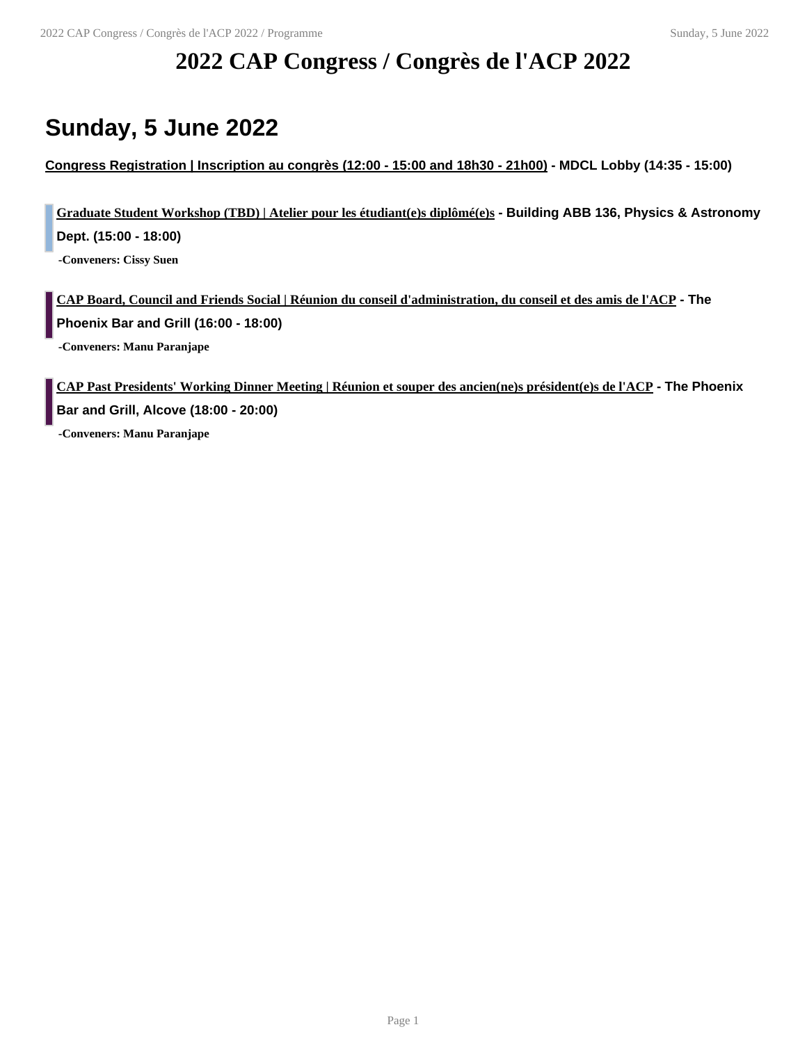# 2022 CAP Congress / Congrès de l'ACP 2022

## Sunday, 5 June 2022

**Congress Registration | Inscription au congrès (12:00 - 15:00 and 18h30 - 21h00) - MDCL Lobby (14:35 - 15:00)**

**Graduate Student Workshop (TBD) | Atelier pour les étudiant(e)s diplômé(e)s - Building ABB 136, Physics & Astronomy Dept. (15:00 - 18:00)**

**-Conveners: Cissy Suen**

**CAP Board, Council and Friends Social | Réunion du conseil d'administration, du conseil et des amis de l'ACP - The Phoenix Bar and Grill (16:00 - 18:00)**

**-Conveners: Manu Paranjape**

**CAP Past Presidents' Working Dinner Meeting | Réunion et souper des ancien(ne)s président(e)s de l'ACP - The Phoenix Bar and Grill, Alcove (18:00 - 20:00)**

**-Conveners: Manu Paranjape**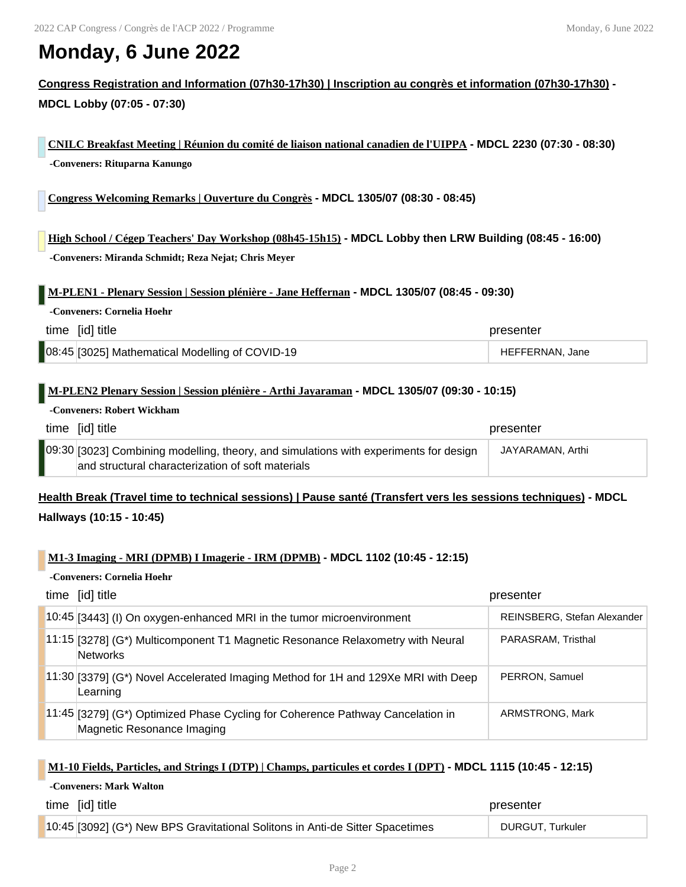# Monday, 6 June 2022

**Congress Registration and Information (07h30-17h30) | Inscription au congrès et information (07h30-17h30) - MDCL Lobby (07:05 - 07:30)**

**CNILC Breakfast Meeting | Réunion du comité de liaison national canadien de l'UIPPA - MDCL 2230 (07:30 - 08:30)**

-Conveners: Rituparna Kanungo

**Congress Welcoming Remarks | Ouverture du Congrès - MDCL 1305/07 (08:30 - 08:45)**

**High School / Cégep Teachers' Day Workshop (08h45-15h15) - MDCL Lobby then LRW Building (08:45 - 16:00)**

-Conveners: Miranda Schmidt; Reza Nejat; Chris Meyer

**M-PLEN1 - Plenary Session | Session plénière - Jane Heffernan - MDCL 1305/07 (08:45 - 09:30)**

-Conveners: Cornelia Hoehr

| time | [id] title | presenter |
|---|---|---|
| 08:45 | [3025] Mathematical Modelling of COVID-19 | HEFFERNAN, Jane |

**M-PLEN2 Plenary Session | Session plénière - Arthi Jayaraman - MDCL 1305/07 (09:30 - 10:15)**

-Conveners: Robert Wickham

| time | [id] title | presenter |
|---|---|---|
| 09:30 | [3023] Combining modelling, theory, and simulations with experiments for design and structural characterization of soft materials | JAYARAMAN, Arthi |

**Health Break (Travel time to technical sessions) | Pause santé (Transfert vers les sessions techniques) - MDCL Hallways (10:15 - 10:45)**

**M1-3 Imaging - MRI (DPMB) I Imagerie - IRM (DPMB) - MDCL 1102 (10:45 - 12:15)**

-Conveners: Cornelia Hoehr

| time | [id] title | presenter |
|---|---|---|
| 10:45 | [3443] (I) On oxygen-enhanced MRI in the tumor microenvironment | REINSBERG, Stefan Alexander |
| 11:15 | [3278] (G*) Multicomponent T1 Magnetic Resonance Relaxometry with Neural Networks | PARASRAM, Tristhal |
| 11:30 | [3379] (G*) Novel Accelerated Imaging Method for 1H and 129Xe MRI with Deep Learning | PERRON, Samuel |
| 11:45 | [3279] (G*) Optimized Phase Cycling for Coherence Pathway Cancelation in Magnetic Resonance Imaging | ARMSTRONG, Mark |

**M1-10 Fields, Particles, and Strings I (DTP) | Champs, particules et cordes I (DPT) - MDCL 1115 (10:45 - 12:15)**

-Conveners: Mark Walton

| time | [id] title | presenter |
|---|---|---|
| 10:45 | [3092] (G*) New BPS Gravitational Solitons in Anti-de Sitter Spacetimes | DURGUT, Turkuler |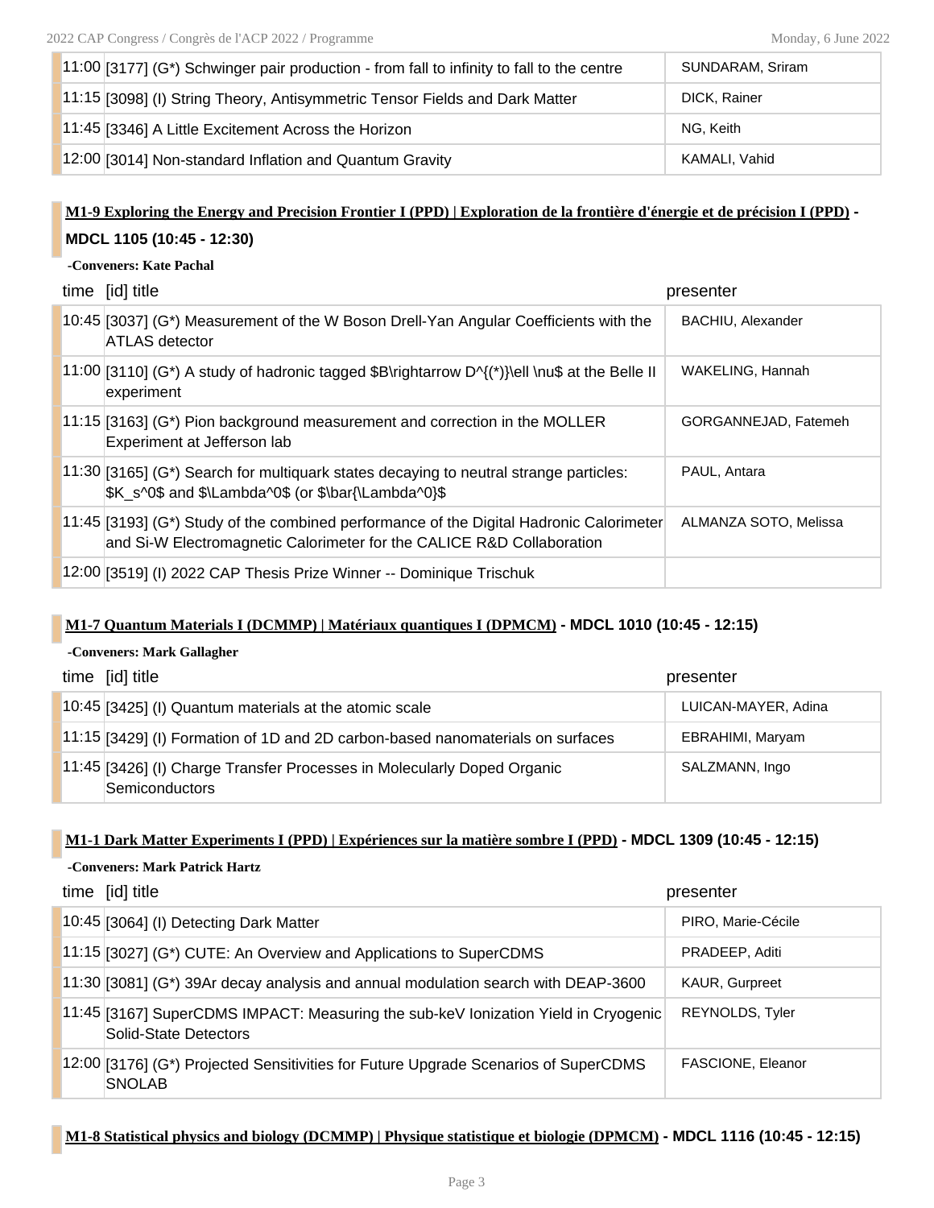| time | [id] title | presenter |
|---|---|---|
| 11:00 | [3177] (G*) Schwinger pair production - from fall to infinity to fall to the centre | SUNDARAM, Sriram |
| 11:15 | [3098] (I) String Theory, Antisymmetric Tensor Fields and Dark Matter | DICK, Rainer |
| 11:45 | [3346] A Little Excitement Across the Horizon | NG, Keith |
| 12:00 | [3014] Non-standard Inflation and Quantum Gravity | KAMALI, Vahid |

### M1-9 Exploring the Energy and Precision Frontier I (PPD) | Exploration de la frontière d'énergie et de précision I (PPD) - MDCL 1105 (10:45 - 12:30)

**-Conveners: Kate Pachal**

| time | [id] title | presenter |
|---|---|---|
| 10:45 | [3037] (G*) Measurement of the W Boson Drell-Yan Angular Coefficients with the ATLAS detector | BACHIU, Alexander |
| 11:00 | [3110] (G*) A study of hadronic tagged $B\rightarrow D^{(*)}\ell \nu$ at the Belle II experiment | WAKELING, Hannah |
| 11:15 | [3163] (G*) Pion background measurement and correction in the MOLLER Experiment at Jefferson lab | GORGANNEJAD, Fatemeh |
| 11:30 | [3165] (G*) Search for multiquark states decaying to neutral strange particles: $K_s^0$ and $\Lambda^0$ (or $\bar{\Lambda^0}$ | PAUL, Antara |
| 11:45 | [3193] (G*) Study of the combined performance of the Digital Hadronic Calorimeter and Si-W Electromagnetic Calorimeter for the CALICE R&D Collaboration | ALMANZA SOTO, Melissa |
| 12:00 | [3519] (I) 2022 CAP Thesis Prize Winner -- Dominique Trischuk | |

### M1-7 Quantum Materials I (DCMMP) | Matériaux quantiques I (DPMCM) - MDCL 1010 (10:45 - 12:15)

**-Conveners: Mark Gallagher**

| time | [id] title | presenter |
|---|---|---|
| 10:45 | [3425] (I) Quantum materials at the atomic scale | LUICAN-MAYER, Adina |
| 11:15 | [3429] (I) Formation of 1D and 2D carbon-based nanomaterials on surfaces | EBRAHIMI, Maryam |
| 11:45 | [3426] (I) Charge Transfer Processes in Molecularly Doped Organic Semiconductors | SALZMANN, Ingo |

### M1-1 Dark Matter Experiments I (PPD) | Expériences sur la matière sombre I (PPD) - MDCL 1309 (10:45 - 12:15)

**-Conveners: Mark Patrick Hartz**

| time | [id] title | presenter |
|---|---|---|
| 10:45 | [3064] (I) Detecting Dark Matter | PIRO, Marie-Cécile |
| 11:15 | [3027] (G*) CUTE: An Overview and Applications to SuperCDMS | PRADEEP, Aditi |
| 11:30 | [3081] (G*) 39Ar decay analysis and annual modulation search with DEAP-3600 | KAUR, Gurpreet |
| 11:45 | [3167] SuperCDMS IMPACT: Measuring the sub-keV Ionization Yield in Cryogenic Solid-State Detectors | REYNOLDS, Tyler |
| 12:00 | [3176] (G*) Projected Sensitivities for Future Upgrade Scenarios of SuperCDMS SNOLAB | FASCIONE, Eleanor |

### M1-8 Statistical physics and biology (DCMMP) | Physique statistique et biologie (DPMCM) - MDCL 1116 (10:45 - 12:15)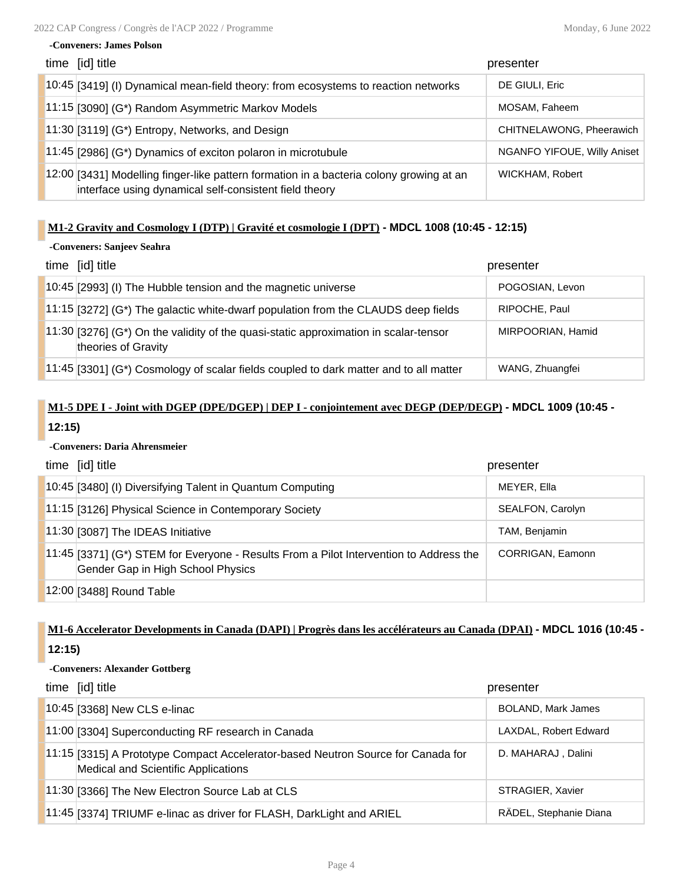-**Conveners: James Polson**

| time | [id] title | presenter |
|---|---|---|
| 10:45 | [3419] (I) Dynamical mean-field theory: from ecosystems to reaction networks | DE GIULI, Eric |
| 11:15 | [3090] (G*) Random Asymmetric Markov Models | MOSAM, Faheem |
| 11:30 | [3119] (G*) Entropy, Networks, and Design | CHITNELAWONG, Pheerawich |
| 11:45 | [2986] (G*) Dynamics of exciton polaron in microtubule | NGANFO YIFOUE, Willy Aniset |
| 12:00 | [3431] Modelling finger-like pattern formation in a bacteria colony growing at an interface using dynamical self-consistent field theory | WICKHAM, Robert |

### M1-2 Gravity and Cosmology I (DTP) | Gravité et cosmologie I (DPT) - MDCL 1008 (10:45 - 12:15)

-**Conveners: Sanjeev Seahra**

| time | [id] title | presenter |
|---|---|---|
| 10:45 | [2993] (I) The Hubble tension and the magnetic universe | POGOSIAN, Levon |
| 11:15 | [3272] (G*) The galactic white-dwarf population from the CLAUDS deep fields | RIPOCHE, Paul |
| 11:30 | [3276] (G*) On the validity of the quasi-static approximation in scalar-tensor theories of Gravity | MIRPOORIAN, Hamid |
| 11:45 | [3301] (G*) Cosmology of scalar fields coupled to dark matter and to all matter | WANG, Zhuangfei |

### M1-5 DPE I - Joint with DGEP (DPE/DGEP) | DEP I - conjointement avec DEGP (DEP/DEGP) - MDCL 1009 (10:45 - 12:15)

-**Conveners: Daria Ahrensmeier**

| time | [id] title | presenter |
|---|---|---|
| 10:45 | [3480] (I) Diversifying Talent in Quantum Computing | MEYER, Ella |
| 11:15 | [3126] Physical Science in Contemporary Society | SEALFON, Carolyn |
| 11:30 | [3087] The IDEAS Initiative | TAM, Benjamin |
| 11:45 | [3371] (G*) STEM for Everyone - Results From a Pilot Intervention to Address the Gender Gap in High School Physics | CORRIGAN, Eamonn |
| 12:00 | [3488] Round Table | |

### M1-6 Accelerator Developments in Canada (DAPI) | Progrès dans les accélérateurs au Canada (DPAI) - MDCL 1016 (10:45 - 12:15)

-**Conveners: Alexander Gottberg**

| time | [id] title | presenter |
|---|---|---|
| 10:45 | [3368] New CLS e-linac | BOLAND, Mark James |
| 11:00 | [3304] Superconducting RF research in Canada | LAXDAL, Robert Edward |
| 11:15 | [3315] A Prototype Compact Accelerator-based Neutron Source for Canada for Medical and Scientific Applications | D. MAHARAJ , Dalini |
| 11:30 | [3366] The New Electron Source Lab at CLS | STRAGIER, Xavier |
| 11:45 | [3374] TRIUMF e-linac as driver for FLASH, DarkLight and ARIEL | RÄDEL, Stephanie Diana |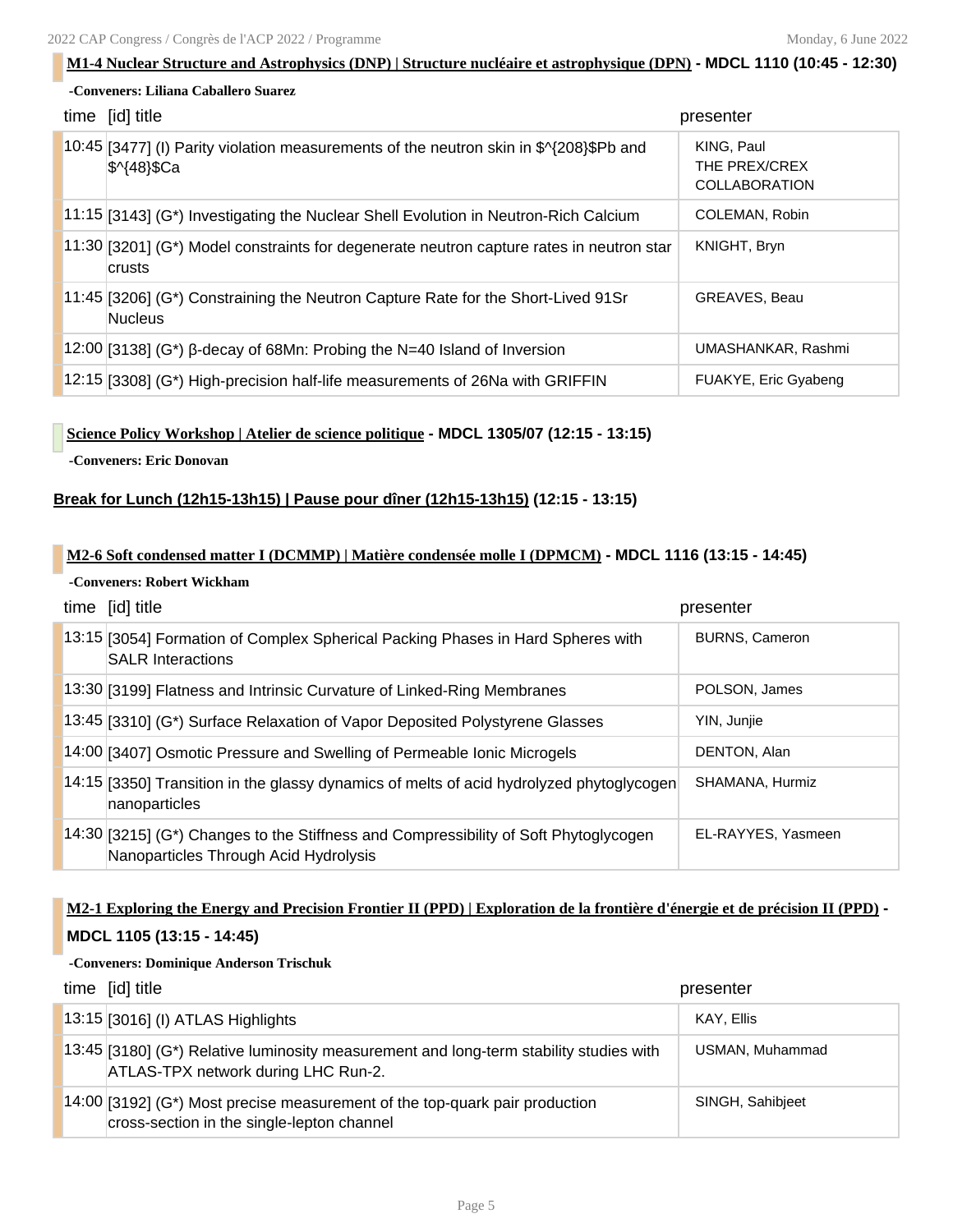### M1-4 Nuclear Structure and Astrophysics (DNP) | Structure nucléaire et astrophysique (DPN) - MDCL 1110 (10:45 - 12:30)

-Conveners: Liliana Caballero Suarez

| time | [id] title | presenter |
|---|---|---|
| 10:45 | [3477] (I) Parity violation measurements of the neutron skin in $^{208}$Pb and $^{48}$Ca | KING, Paul<br>THE PREX/CREX COLLABORATION |
| 11:15 | [3143] (G*) Investigating the Nuclear Shell Evolution in Neutron-Rich Calcium | COLEMAN, Robin |
| 11:30 | [3201] (G*) Model constraints for degenerate neutron capture rates in neutron star crusts | KNIGHT, Bryn |
| 11:45 | [3206] (G*) Constraining the Neutron Capture Rate for the Short-Lived 91Sr Nucleus | GREAVES, Beau |
| 12:00 | [3138] (G*) β-decay of 68Mn: Probing the N=40 Island of Inversion | UMASHANKAR, Rashmi |
| 12:15 | [3308] (G*) High-precision half-life measurements of 26Na with GRIFFIN | FUAKYE, Eric Gyabeng |

### Science Policy Workshop | Atelier de science politique - MDCL 1305/07 (12:15 - 13:15)

-Conveners: Eric Donovan

### Break for Lunch (12h15-13h15) | Pause pour dîner (12h15-13h15) (12:15 - 13:15)

### M2-6 Soft condensed matter I (DCMMP) | Matière condensée molle I (DPMCM) - MDCL 1116 (13:15 - 14:45)

-Conveners: Robert Wickham

| time | [id] title | presenter |
|---|---|---|
| 13:15 | [3054] Formation of Complex Spherical Packing Phases in Hard Spheres with SALR Interactions | BURNS, Cameron |
| 13:30 | [3199] Flatness and Intrinsic Curvature of Linked-Ring Membranes | POLSON, James |
| 13:45 | [3310] (G*) Surface Relaxation of Vapor Deposited Polystyrene Glasses | YIN, Junjie |
| 14:00 | [3407] Osmotic Pressure and Swelling of Permeable Ionic Microgels | DENTON, Alan |
| 14:15 | [3350] Transition in the glassy dynamics of melts of acid hydrolyzed phytoglycogen nanoparticles | SHAMANA, Hurmiz |
| 14:30 | [3215] (G*) Changes to the Stiffness and Compressibility of Soft Phytoglycogen Nanoparticles Through Acid Hydrolysis | EL-RAYYES, Yasmeen |

### M2-1 Exploring the Energy and Precision Frontier II (PPD) | Exploration de la frontière d'énergie et de précision II (PPD) - MDCL 1105 (13:15 - 14:45)

-Conveners: Dominique Anderson Trischuk

| time | [id] title | presenter |
|---|---|---|
| 13:15 | [3016] (I) ATLAS Highlights | KAY, Ellis |
| 13:45 | [3180] (G*) Relative luminosity measurement and long-term stability studies with ATLAS-TPX network during LHC Run-2. | USMAN, Muhammad |
| 14:00 | [3192] (G*) Most precise measurement of the top-quark pair production cross-section in the single-lepton channel | SINGH, Sahibjeet |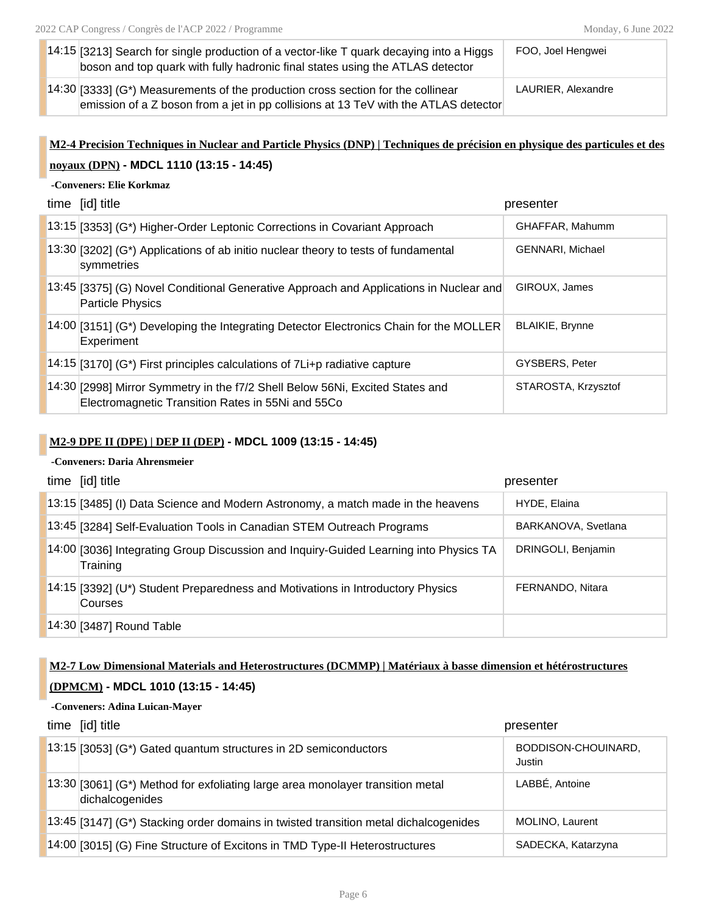| time | [id] title | presenter |
|---|---|---|
| 14:15 | [3213] Search for single production of a vector-like T quark decaying into a Higgs boson and top quark with fully hadronic final states using the ATLAS detector | FOO, Joel Hengwei |
| 14:30 | [3333] (G*) Measurements of the production cross section for the collinear emission of a Z boson from a jet in pp collisions at 13 TeV with the ATLAS detector | LAURIER, Alexandre |

### M2-4 Precision Techniques in Nuclear and Particle Physics (DNP) | Techniques de précision en physique des particules et des noyaux (DPN) - MDCL 1110 (13:15 - 14:45)

**-Conveners: Elie Korkmaz**

| time | [id] title | presenter |
|---|---|---|
| 13:15 | [3353] (G*) Higher-Order Leptonic Corrections in Covariant Approach | GHAFFAR, Mahumm |
| 13:30 | [3202] (G*) Applications of ab initio nuclear theory to tests of fundamental symmetries | GENNARI, Michael |
| 13:45 | [3375] (G) Novel Conditional Generative Approach and Applications in Nuclear and Particle Physics | GIROUX, James |
| 14:00 | [3151] (G*) Developing the Integrating Detector Electronics Chain for the MOLLER Experiment | BLAIKIE, Brynne |
| 14:15 | [3170] (G*) First principles calculations of 7Li+p radiative capture | GYSBERS, Peter |
| 14:30 | [2998] Mirror Symmetry in the f7/2 Shell Below 56Ni, Excited States and Electromagnetic Transition Rates in 55Ni and 55Co | STAROSTA, Krzysztof |

### M2-9 DPE II (DPE) | DEP II (DEP) - MDCL 1009 (13:15 - 14:45)

**-Conveners: Daria Ahrensmeier**

| time | [id] title | presenter |
|---|---|---|
| 13:15 | [3485] (I) Data Science and Modern Astronomy, a match made in the heavens | HYDE, Elaina |
| 13:45 | [3284] Self-Evaluation Tools in Canadian STEM Outreach Programs | BARKANOVA, Svetlana |
| 14:00 | [3036] Integrating Group Discussion and Inquiry-Guided Learning into Physics TA Training | DRINGOLI, Benjamin |
| 14:15 | [3392] (U*) Student Preparedness and Motivations in Introductory Physics Courses | FERNANDO, Nitara |
| 14:30 | [3487] Round Table | |

### M2-7 Low Dimensional Materials and Heterostructures (DCMMP) | Matériaux à basse dimension et hétérostructures (DPMCM) - MDCL 1010 (13:15 - 14:45)

**-Conveners: Adina Luican-Mayer**

| time | [id] title | presenter |
|---|---|---|
| 13:15 | [3053] (G*) Gated quantum structures in 2D semiconductors | BODDISON-CHOUINARD, Justin |
| 13:30 | [3061] (G*) Method for exfoliating large area monolayer transition metal dichalcogenides | LABBÉ, Antoine |
| 13:45 | [3147] (G*) Stacking order domains in twisted transition metal dichalcogenides | MOLINO, Laurent |
| 14:00 | [3015] (G) Fine Structure of Excitons in TMD Type-II Heterostructures | SADECKA, Katarzyna |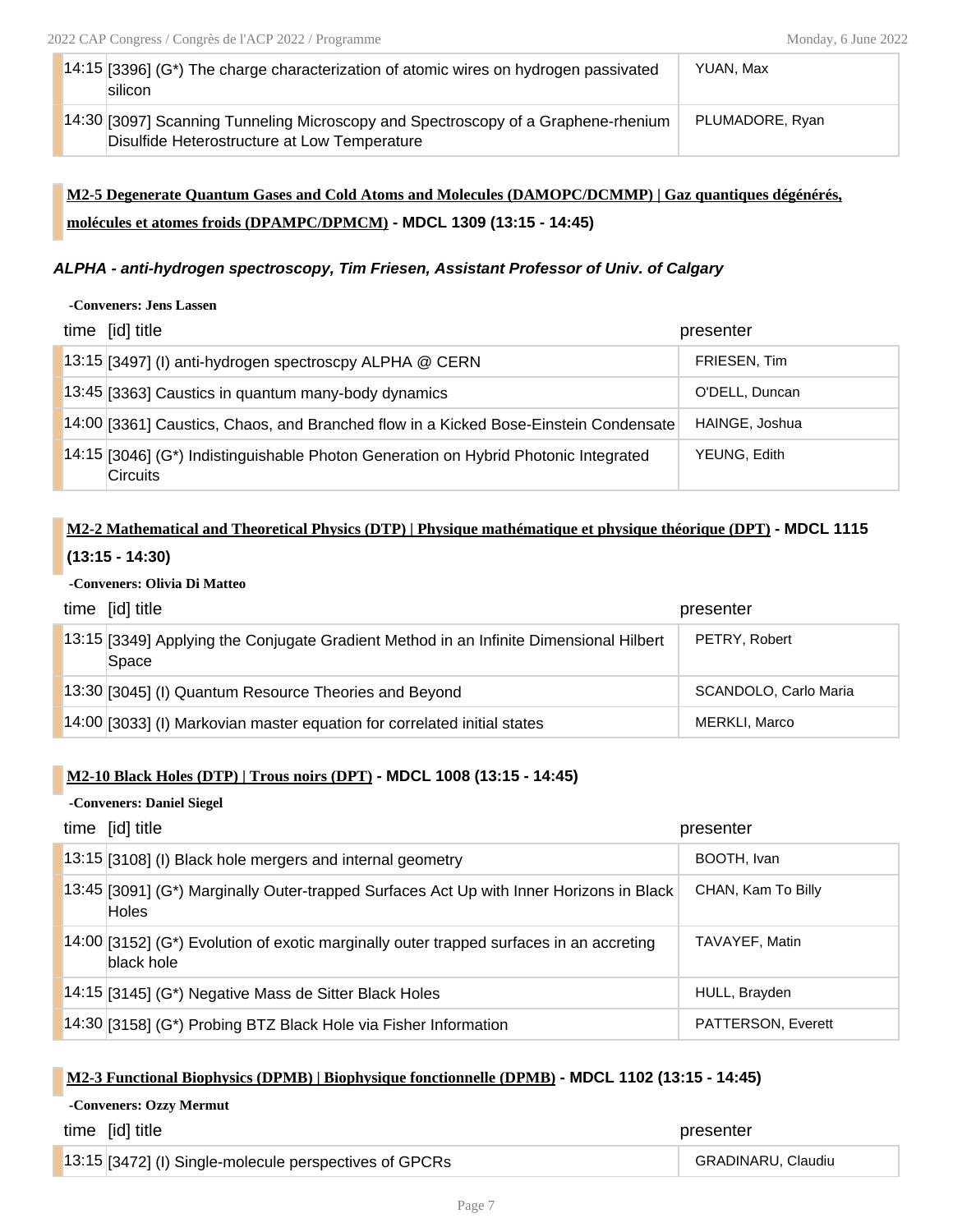| | | |
|---|---|---|
| 14:15 | [3396] (G*) The charge characterization of atomic wires on hydrogen passivated silicon | YUAN, Max |
| 14:30 | [3097] Scanning Tunneling Microscopy and Spectroscopy of a Graphene-rhenium Disulfide Heterostructure at Low Temperature | PLUMADORE, Ryan |

### M2-5 Degenerate Quantum Gases and Cold Atoms and Molecules (DAMOPC/DCMMP) | Gaz quantiques dégénérés, molécules et atomes froids (DPAMPC/DPMCM) - MDCL 1309 (13:15 - 14:45)

***ALPHA - anti-hydrogen spectroscopy, Tim Friesen, Assistant Professor of Univ. of Calgary***

**-Conveners: Jens Lassen**

| time | [id] title | presenter |
|---|---|---|
| 13:15 | [3497] (I) anti-hydrogen spectroscpy ALPHA @ CERN | FRIESEN, Tim |
| 13:45 | [3363] Caustics in quantum many-body dynamics | O'DELL, Duncan |
| 14:00 | [3361] Caustics, Chaos, and Branched flow in a Kicked Bose-Einstein Condensate | HAINGE, Joshua |
| 14:15 | [3046] (G*) Indistinguishable Photon Generation on Hybrid Photonic Integrated Circuits | YEUNG, Edith |

### M2-2 Mathematical and Theoretical Physics (DTP) | Physique mathématique et physique théorique (DPT) - MDCL 1115 (13:15 - 14:30)

**-Conveners: Olivia Di Matteo**

| time | [id] title | presenter |
|---|---|---|
| 13:15 | [3349] Applying the Conjugate Gradient Method in an Infinite Dimensional Hilbert Space | PETRY, Robert |
| 13:30 | [3045] (I) Quantum Resource Theories and Beyond | SCANDOLO, Carlo Maria |
| 14:00 | [3033] (I) Markovian master equation for correlated initial states | MERKLI, Marco |

### M2-10 Black Holes (DTP) | Trous noirs (DPT) - MDCL 1008 (13:15 - 14:45)

**-Conveners: Daniel Siegel**

| time | [id] title | presenter |
|---|---|---|
| 13:15 | [3108] (I) Black hole mergers and internal geometry | BOOTH, Ivan |
| 13:45 | [3091] (G*) Marginally Outer-trapped Surfaces Act Up with Inner Horizons in Black Holes | CHAN, Kam To Billy |
| 14:00 | [3152] (G*) Evolution of exotic marginally outer trapped surfaces in an accreting black hole | TAVAYEF, Matin |
| 14:15 | [3145] (G*) Negative Mass de Sitter Black Holes | HULL, Brayden |
| 14:30 | [3158] (G*) Probing BTZ Black Hole via Fisher Information | PATTERSON, Everett |

### M2-3 Functional Biophysics (DPMB) | Biophysique fonctionnelle (DPMB) - MDCL 1102 (13:15 - 14:45)

**-Conveners: Ozzy Mermut**

| time | [id] title | presenter |
|---|---|---|
| 13:15 | [3472] (I) Single-molecule perspectives of GPCRs | GRADINARU, Claudiu |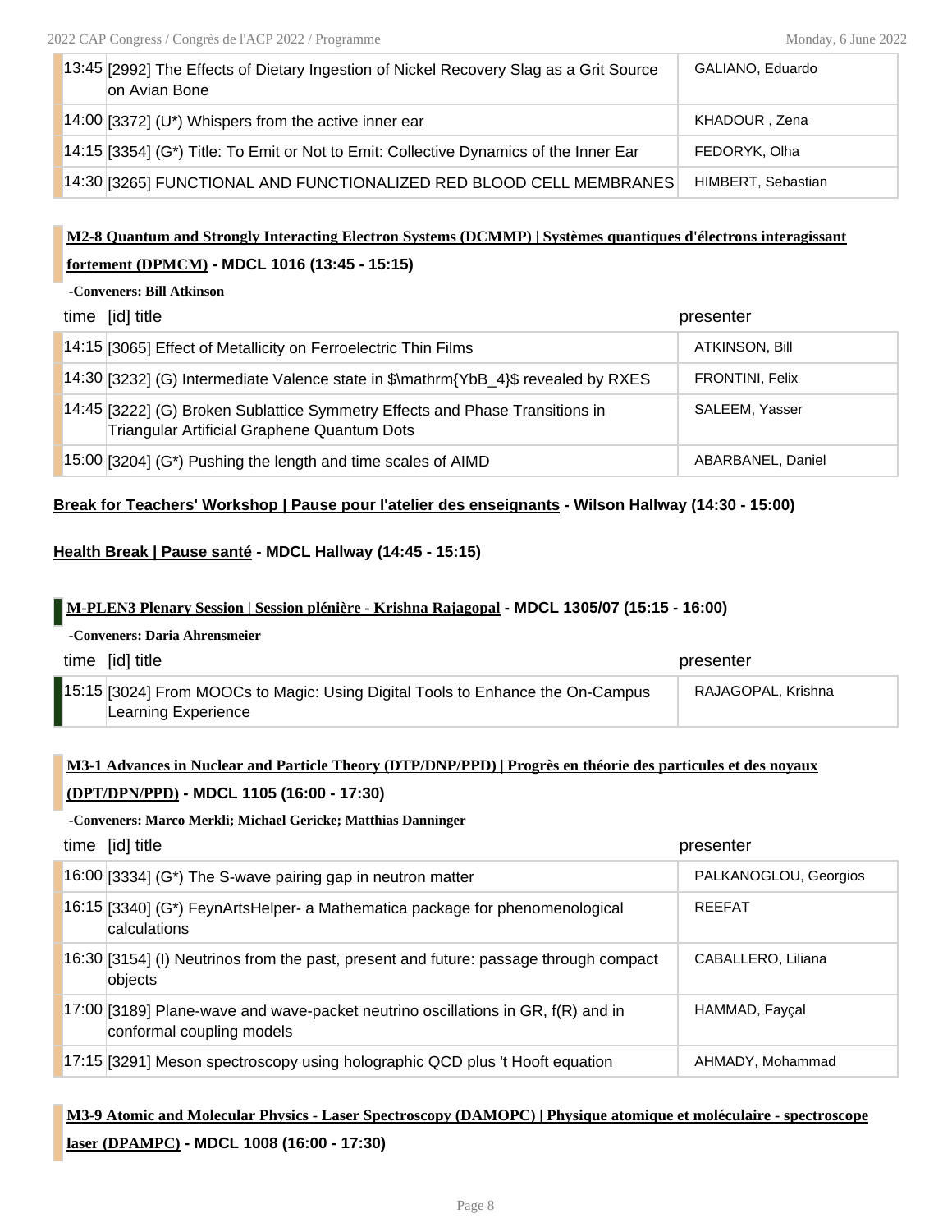| time | [id] title | presenter |
| --- | --- | --- |
| 13:45 | [2992] The Effects of Dietary Ingestion of Nickel Recovery Slag as a Grit Source on Avian Bone | GALIANO, Eduardo |
| 14:00 | [3372] (U*) Whispers from the active inner ear | KHADOUR , Zena |
| 14:15 | [3354] (G*) Title: To Emit or Not to Emit: Collective Dynamics of the Inner Ear | FEDORYK, Olha |
| 14:30 | [3265] FUNCTIONAL AND FUNCTIONALIZED RED BLOOD CELL MEMBRANES | HIMBERT, Sebastian |

### M2-8 Quantum and Strongly Interacting Electron Systems (DCMMP) | Systèmes quantiques d'électrons interagissant fortement (DPMCM) - MDCL 1016 (13:45 - 15:15)

**-Conveners: Bill Atkinson**

| time | [id] title | presenter |
| --- | --- | --- |
| 14:15 | [3065] Effect of Metallicity on Ferroelectric Thin Films | ATKINSON, Bill |
| 14:30 | [3232] (G) Intermediate Valence state in $\mathrm{YbB_4}$ revealed by RXES | FRONTINI, Felix |
| 14:45 | [3222] (G) Broken Sublattice Symmetry Effects and Phase Transitions in Triangular Artificial Graphene Quantum Dots | SALEEM, Yasser |
| 15:00 | [3204] (G*) Pushing the length and time scales of AIMD | ABARBANEL, Daniel |

**Break for Teachers' Workshop | Pause pour l'atelier des enseignants - Wilson Hallway (14:30 - 15:00)**

**Health Break | Pause santé - MDCL Hallway (14:45 - 15:15)**

### M-PLEN3 Plenary Session | Session plénière - Krishna Rajagopal - MDCL 1305/07 (15:15 - 16:00)

**-Conveners: Daria Ahrensmeier**

| time | [id] title | presenter |
| --- | --- | --- |
| 15:15 | [3024] From MOOCs to Magic: Using Digital Tools to Enhance the On-Campus Learning Experience | RAJAGOPAL, Krishna |

### M3-1 Advances in Nuclear and Particle Theory (DTP/DNP/PPD) | Progrès en théorie des particules et des noyaux (DPT/DPN/PPD) - MDCL 1105 (16:00 - 17:30)

**-Conveners: Marco Merkli; Michael Gericke; Matthias Danninger**

| time | [id] title | presenter |
| --- | --- | --- |
| 16:00 | [3334] (G*) The S-wave pairing gap in neutron matter | PALKANOGLOU, Georgios |
| 16:15 | [3340] (G*) FeynArtsHelper- a Mathematica package for phenomenological calculations | REEFAT |
| 16:30 | [3154] (I) Neutrinos from the past, present and future: passage through compact objects | CABALLERO, Liliana |
| 17:00 | [3189] Plane-wave and wave-packet neutrino oscillations in GR, f(R) and in conformal coupling models | HAMMAD, Fayçal |
| 17:15 | [3291] Meson spectroscopy using holographic QCD plus 't Hooft equation | AHMADY, Mohammad |

### M3-9 Atomic and Molecular Physics - Laser Spectroscopy (DAMOPC) | Physique atomique et moléculaire - spectroscope laser (DPAMPC) - MDCL 1008 (16:00 - 17:30)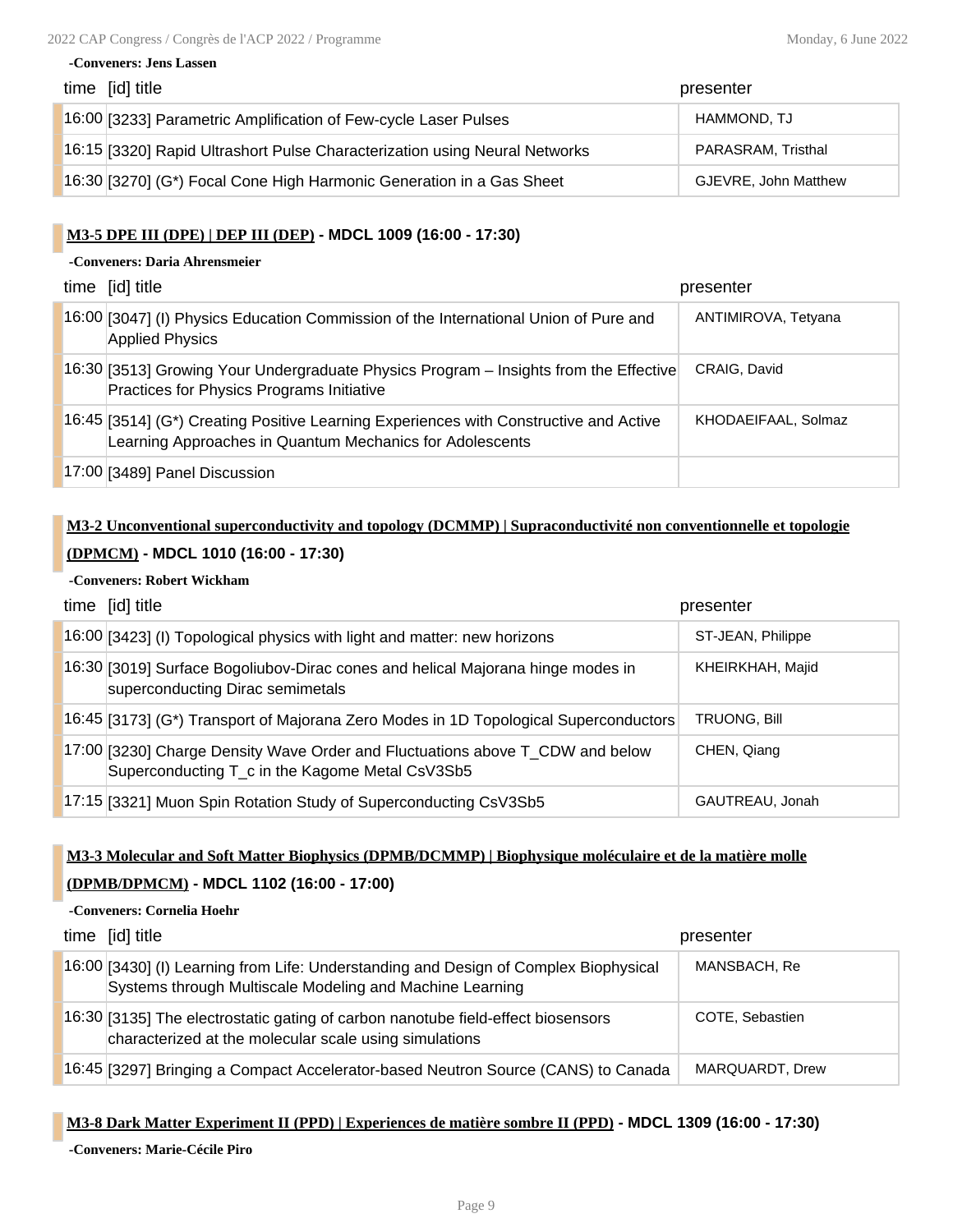**-Conveners: Jens Lassen**

| time | [id] title | presenter |
|---|---|---|
| 16:00 | [3233] Parametric Amplification of Few-cycle Laser Pulses | HAMMOND, TJ |
| 16:15 | [3320] Rapid Ultrashort Pulse Characterization using Neural Networks | PARASRAM, Tristhal |
| 16:30 | [3270] (G*) Focal Cone High Harmonic Generation in a Gas Sheet | GJEVRE, John Matthew |

### M3-5 DPE III (DPE) | DEP III (DEP) - MDCL 1009 (16:00 - 17:30)

**-Conveners: Daria Ahrensmeier**

| time | [id] title | presenter |
|---|---|---|
| 16:00 | [3047] (I) Physics Education Commission of the International Union of Pure and Applied Physics | ANTIMIROVA, Tetyana |
| 16:30 | [3513] Growing Your Undergraduate Physics Program – Insights from the Effective Practices for Physics Programs Initiative | CRAIG, David |
| 16:45 | [3514] (G*) Creating Positive Learning Experiences with Constructive and Active Learning Approaches in Quantum Mechanics for Adolescents | KHODAEIFAAL, Solmaz |
| 17:00 | [3489] Panel Discussion | |

### M3-2 Unconventional superconductivity and topology (DCMMP) | Supraconductivité non conventionnelle et topologie (DPMCM) - MDCL 1010 (16:00 - 17:30)

**-Conveners: Robert Wickham**

| time | [id] title | presenter |
|---|---|---|
| 16:00 | [3423] (I) Topological physics with light and matter: new horizons | ST-JEAN, Philippe |
| 16:30 | [3019] Surface Bogoliubov-Dirac cones and helical Majorana hinge modes in superconducting Dirac semimetals | KHEIRKHAH, Majid |
| 16:45 | [3173] (G*) Transport of Majorana Zero Modes in 1D Topological Superconductors | TRUONG, Bill |
| 17:00 | [3230] Charge Density Wave Order and Fluctuations above T_CDW and below Superconducting T_c in the Kagome Metal CsV3Sb5 | CHEN, Qiang |
| 17:15 | [3321] Muon Spin Rotation Study of Superconducting CsV3Sb5 | GAUTREAU, Jonah |

### M3-3 Molecular and Soft Matter Biophysics (DPMB/DCMMP) | Biophysique moléculaire et de la matière molle (DPMB/DPMCM) - MDCL 1102 (16:00 - 17:00)

**-Conveners: Cornelia Hoehr**

| time | [id] title | presenter |
|---|---|---|
| 16:00 | [3430] (I) Learning from Life: Understanding and Design of Complex Biophysical Systems through Multiscale Modeling and Machine Learning | MANSBACH, Re |
| 16:30 | [3135] The electrostatic gating of carbon nanotube field-effect biosensors characterized at the molecular scale using simulations | COTE, Sebastien |
| 16:45 | [3297] Bringing a Compact Accelerator-based Neutron Source (CANS) to Canada | MARQUARDT, Drew |

### M3-8 Dark Matter Experiment II (PPD) | Experiences de matière sombre II (PPD) - MDCL 1309 (16:00 - 17:30)

**-Conveners: Marie-Cécile Piro**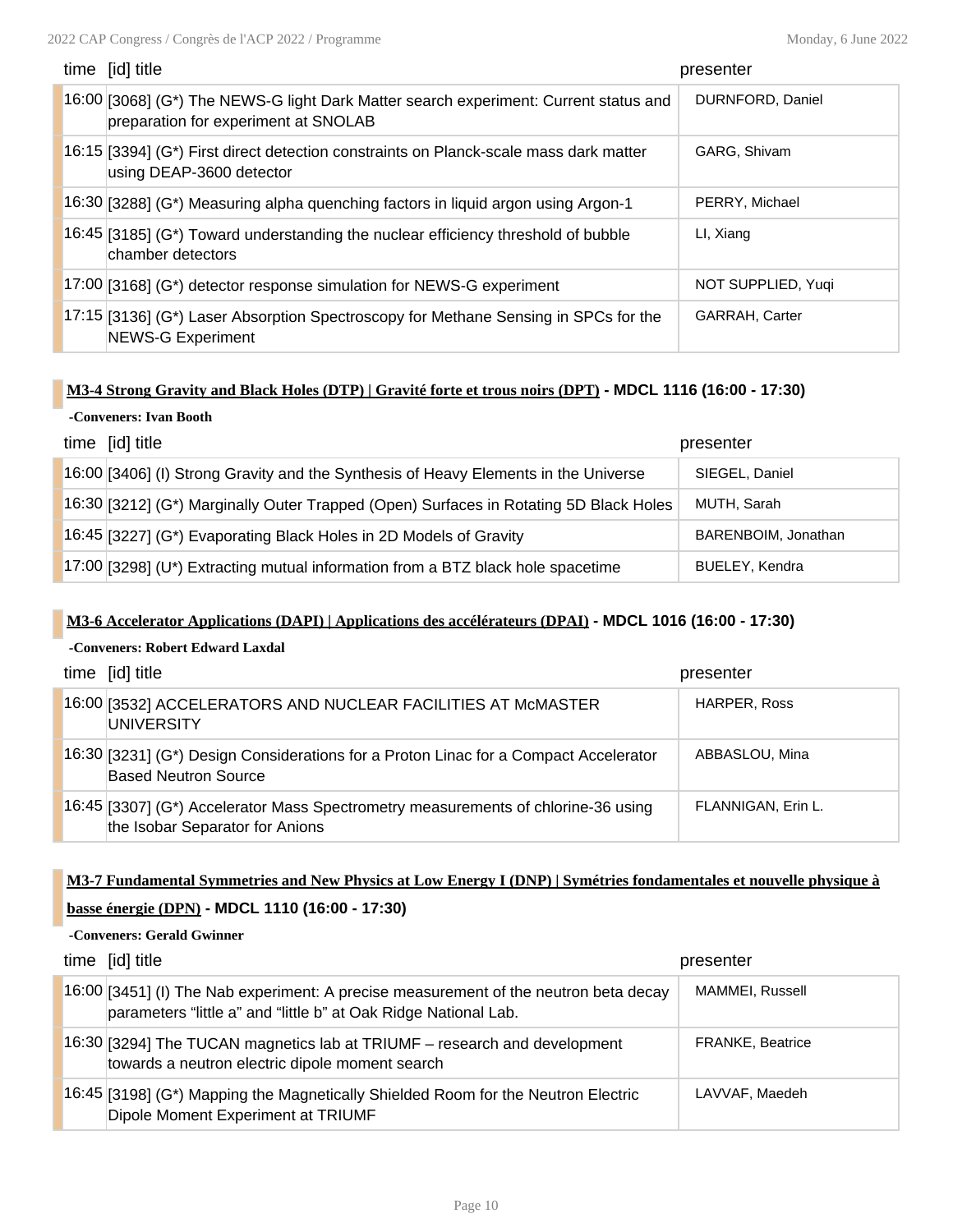| time | [id] title | presenter |
| --- | --- | --- |
| 16:00 | [3068] (G*) The NEWS-G light Dark Matter search experiment: Current status and preparation for experiment at SNOLAB | DURNFORD, Daniel |
| 16:15 | [3394] (G*) First direct detection constraints on Planck-scale mass dark matter using DEAP-3600 detector | GARG, Shivam |
| 16:30 | [3288] (G*) Measuring alpha quenching factors in liquid argon using Argon-1 | PERRY, Michael |
| 16:45 | [3185] (G*) Toward understanding the nuclear efficiency threshold of bubble chamber detectors | LI, Xiang |
| 17:00 | [3168] (G*) detector response simulation for NEWS-G experiment | NOT SUPPLIED, Yuqi |
| 17:15 | [3136] (G*) Laser Absorption Spectroscopy for Methane Sensing in SPCs for the NEWS-G Experiment | GARRAH, Carter |

### M3-4 Strong Gravity and Black Holes (DTP) | Gravité forte et trous noirs (DPT) - MDCL 1116 (16:00 - 17:30)

**-Conveners: Ivan Booth**

| time | [id] title | presenter |
| --- | --- | --- |
| 16:00 | [3406] (I) Strong Gravity and the Synthesis of Heavy Elements in the Universe | SIEGEL, Daniel |
| 16:30 | [3212] (G*) Marginally Outer Trapped (Open) Surfaces in Rotating 5D Black Holes | MUTH, Sarah |
| 16:45 | [3227] (G*) Evaporating Black Holes in 2D Models of Gravity | BARENBOIM, Jonathan |
| 17:00 | [3298] (U*) Extracting mutual information from a BTZ black hole spacetime | BUELEY, Kendra |

### M3-6 Accelerator Applications (DAPI) | Applications des accélérateurs (DPAI) - MDCL 1016 (16:00 - 17:30)

**-Conveners: Robert Edward Laxdal**

| time | [id] title | presenter |
| --- | --- | --- |
| 16:00 | [3532] ACCELERATORS AND NUCLEAR FACILITIES AT McMASTER UNIVERSITY | HARPER, Ross |
| 16:30 | [3231] (G*) Design Considerations for a Proton Linac for a Compact Accelerator Based Neutron Source | ABBASLOU, Mina |
| 16:45 | [3307] (G*) Accelerator Mass Spectrometry measurements of chlorine-36 using the Isobar Separator for Anions | FLANNIGAN, Erin L. |

### M3-7 Fundamental Symmetries and New Physics at Low Energy I (DNP) | Symétries fondamentales et nouvelle physique à basse énergie (DPN) - MDCL 1110 (16:00 - 17:30)

**-Conveners: Gerald Gwinner**

| time | [id] title | presenter |
| --- | --- | --- |
| 16:00 | [3451] (I) The Nab experiment: A precise measurement of the neutron beta decay parameters “little a” and “little b” at Oak Ridge National Lab. | MAMMEI, Russell |
| 16:30 | [3294] The TUCAN magnetics lab at TRIUMF – research and development towards a neutron electric dipole moment search | FRANKE, Beatrice |
| 16:45 | [3198] (G*) Mapping the Magnetically Shielded Room for the Neutron Electric Dipole Moment Experiment at TRIUMF | LAVVAF, Maedeh |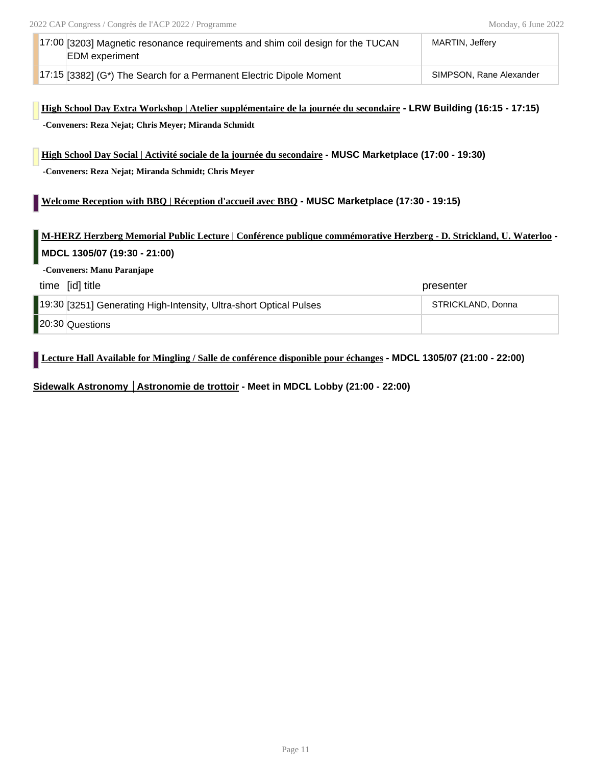| time | [id] title | presenter |
|---|---|---|
| 17:00 | [3203] Magnetic resonance requirements and shim coil design for the TUCAN EDM experiment | MARTIN, Jeffery |
| 17:15 | [3382] (G*) The Search for a Permanent Electric Dipole Moment | SIMPSON, Rane Alexander |

**High School Day Extra Workshop | Atelier supplémentaire de la journée du secondaire - LRW Building (16:15 - 17:15)**

**-Conveners: Reza Nejat; Chris Meyer; Miranda Schmidt**

**High School Day Social | Activité sociale de la journée du secondaire - MUSC Marketplace (17:00 - 19:30)**

**-Conveners: Reza Nejat; Miranda Schmidt; Chris Meyer**

**Welcome Reception with BBQ | Réception d'accueil avec BBQ - MUSC Marketplace (17:30 - 19:15)**

**M-HERZ Herzberg Memorial Public Lecture | Conférence publique commémorative Herzberg - D. Strickland, U. Waterloo - MDCL 1305/07 (19:30 - 21:00)**

**-Conveners: Manu Paranjape**

| time | [id] title | presenter |
|---|---|---|
| 19:30 | [3251] Generating High-Intensity, Ultra-short Optical Pulses | STRICKLAND, Donna |
| 20:30 | Questions | |

**Lecture Hall Available for Mingling / Salle de conférence disponible pour échanges - MDCL 1305/07 (21:00 - 22:00)**

**Sidewalk Astronomy │Astronomie de trottoir - Meet in MDCL Lobby (21:00 - 22:00)**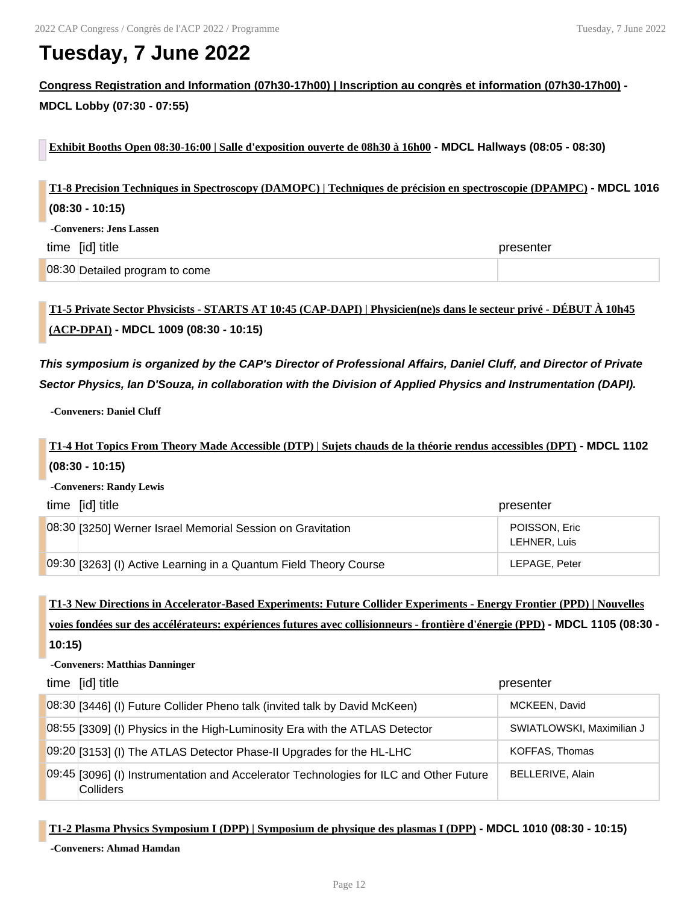# Tuesday, 7 June 2022

**Congress Registration and Information (07h30-17h00) | Inscription au congrès et information (07h30-17h00) - MDCL Lobby (07:30 - 07:55)**

**Exhibit Booths Open 08:30-16:00 | Salle d'exposition ouverte de 08h30 à 16h00 - MDCL Hallways (08:05 - 08:30)**

**T1-8 Precision Techniques in Spectroscopy (DAMOPC) | Techniques de précision en spectroscopie (DPAMPC) - MDCL 1016 (08:30 - 10:15)**

**-Conveners: Jens Lassen**

| time | [id] title | presenter |
| --- | --- | --- |
| 08:30 | Detailed program to come | |

**T1-5 Private Sector Physicists - STARTS AT 10:45 (CAP-DAPI) | Physicien(ne)s dans le secteur privé - DÉBUT À 10h45 (ACP-DPAI) - MDCL 1009 (08:30 - 10:15)**

***This symposium is organized by the CAP's Director of Professional Affairs, Daniel Cluff, and Director of Private Sector Physics, Ian D'Souza, in collaboration with the Division of Applied Physics and Instrumentation (DAPI).***

**-Conveners: Daniel Cluff**

**T1-4 Hot Topics From Theory Made Accessible (DTP) | Sujets chauds de la théorie rendus accessibles (DPT) - MDCL 1102 (08:30 - 10:15)**

**-Conveners: Randy Lewis**

| time | [id] title | presenter |
| --- | --- | --- |
| 08:30 | [3250] Werner Israel Memorial Session on Gravitation | POISSON, Eric<br>LEHNER, Luis |
| 09:30 | [3263] (I) Active Learning in a Quantum Field Theory Course | LEPAGE, Peter |

**T1-3 New Directions in Accelerator-Based Experiments: Future Collider Experiments - Energy Frontier (PPD) | Nouvelles voies fondées sur des accélérateurs: expériences futures avec collisionneurs - frontière d'énergie (PPD) - MDCL 1105 (08:30 - 10:15)**

**-Conveners: Matthias Danninger**

| time | [id] title | presenter |
| --- | --- | --- |
| 08:30 | [3446] (I) Future Collider Pheno talk (invited talk by David McKeen) | MCKEEN, David |
| 08:55 | [3309] (I) Physics in the High-Luminosity Era with the ATLAS Detector | SWIATLOWSKI, Maximilian J |
| 09:20 | [3153] (I) The ATLAS Detector Phase-II Upgrades for the HL-LHC | KOFFAS, Thomas |
| 09:45 | [3096] (I) Instrumentation and Accelerator Technologies for ILC and Other Future Colliders | BELLERIVE, Alain |

**T1-2 Plasma Physics Symposium I (DPP) | Symposium de physique des plasmas I (DPP) - MDCL 1010 (08:30 - 10:15)**

**-Conveners: Ahmad Hamdan**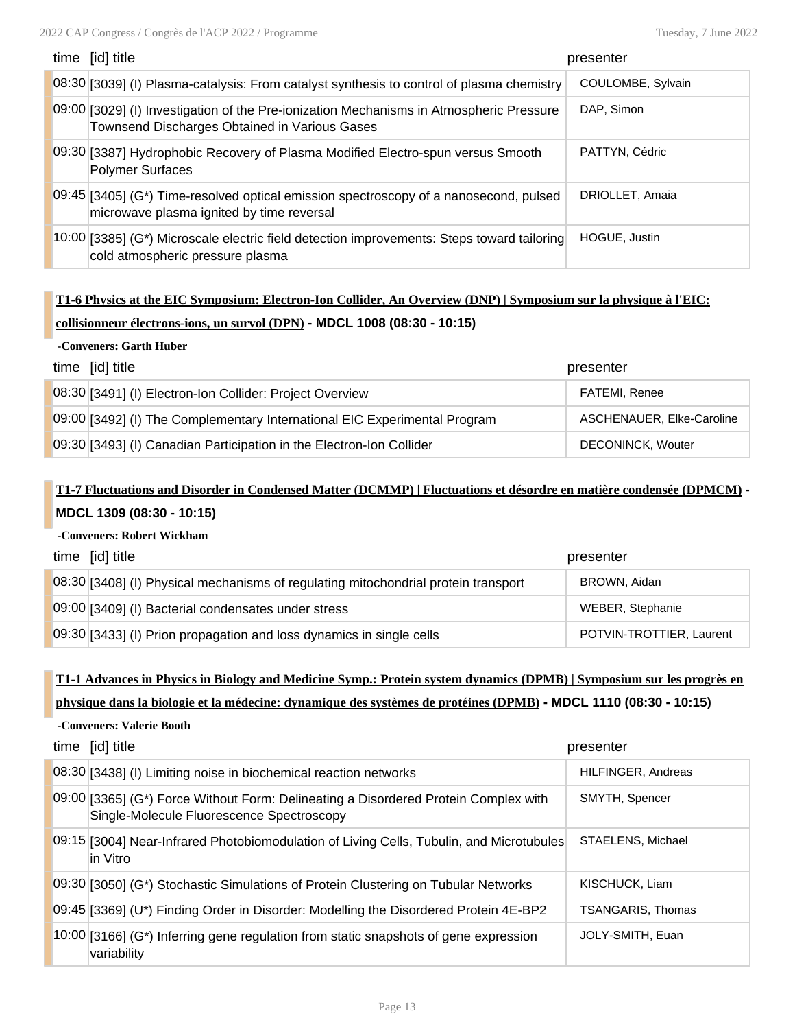| time | [id] title | presenter |
| --- | --- | --- |
| 08:30 | [3039] (I) Plasma-catalysis: From catalyst synthesis to control of plasma chemistry | COULOMBE, Sylvain |
| 09:00 | [3029] (I) Investigation of the Pre-ionization Mechanisms in Atmospheric Pressure Townsend Discharges Obtained in Various Gases | DAP, Simon |
| 09:30 | [3387] Hydrophobic Recovery of Plasma Modified Electro-spun versus Smooth Polymer Surfaces | PATTYN, Cédric |
| 09:45 | [3405] (G*) Time-resolved optical emission spectroscopy of a nanosecond, pulsed microwave plasma ignited by time reversal | DRIOLLET, Amaia |
| 10:00 | [3385] (G*) Microscale electric field detection improvements: Steps toward tailoring cold atmospheric pressure plasma | HOGUE, Justin |

**T1-6 Physics at the EIC Symposium: Electron-Ion Collider, An Overview (DNP) | Symposium sur la physique à l'EIC: collisionneur électrons-ions, un survol (DPN) - MDCL 1008 (08:30 - 10:15)**

-Conveners: Garth Huber

| time | [id] title | presenter |
| --- | --- | --- |
| 08:30 | [3491] (I) Electron-Ion Collider: Project Overview | FATEMI, Renee |
| 09:00 | [3492] (I) The Complementary International EIC Experimental Program | ASCHENAUER, Elke-Caroline |
| 09:30 | [3493] (I) Canadian Participation in the Electron-Ion Collider | DECONINCK, Wouter |

**T1-7 Fluctuations and Disorder in Condensed Matter (DCMMP) | Fluctuations et désordre en matière condensée (DPMCM) - MDCL 1309 (08:30 - 10:15)**

-Conveners: Robert Wickham

| time | [id] title | presenter |
| --- | --- | --- |
| 08:30 | [3408] (I) Physical mechanisms of regulating mitochondrial protein transport | BROWN, Aidan |
| 09:00 | [3409] (I) Bacterial condensates under stress | WEBER, Stephanie |
| 09:30 | [3433] (I) Prion propagation and loss dynamics in single cells | POTVIN-TROTTIER, Laurent |

**T1-1 Advances in Physics in Biology and Medicine Symp.: Protein system dynamics (DPMB) | Symposium sur les progrès en physique dans la biologie et la médecine: dynamique des systèmes de protéines (DPMB) - MDCL 1110 (08:30 - 10:15)**

-Conveners: Valerie Booth

| time | [id] title | presenter |
| --- | --- | --- |
| 08:30 | [3438] (I) Limiting noise in biochemical reaction networks | HILFINGER, Andreas |
| 09:00 | [3365] (G*) Force Without Form: Delineating a Disordered Protein Complex with Single-Molecule Fluorescence Spectroscopy | SMYTH, Spencer |
| 09:15 | [3004] Near-Infrared Photobiomodulation of Living Cells, Tubulin, and Microtubules in Vitro | STAELENS, Michael |
| 09:30 | [3050] (G*) Stochastic Simulations of Protein Clustering on Tubular Networks | KISCHUCK, Liam |
| 09:45 | [3369] (U*) Finding Order in Disorder: Modelling the Disordered Protein 4E-BP2 | TSANGARIS, Thomas |
| 10:00 | [3166] (G*) Inferring gene regulation from static snapshots of gene expression variability | JOLY-SMITH, Euan |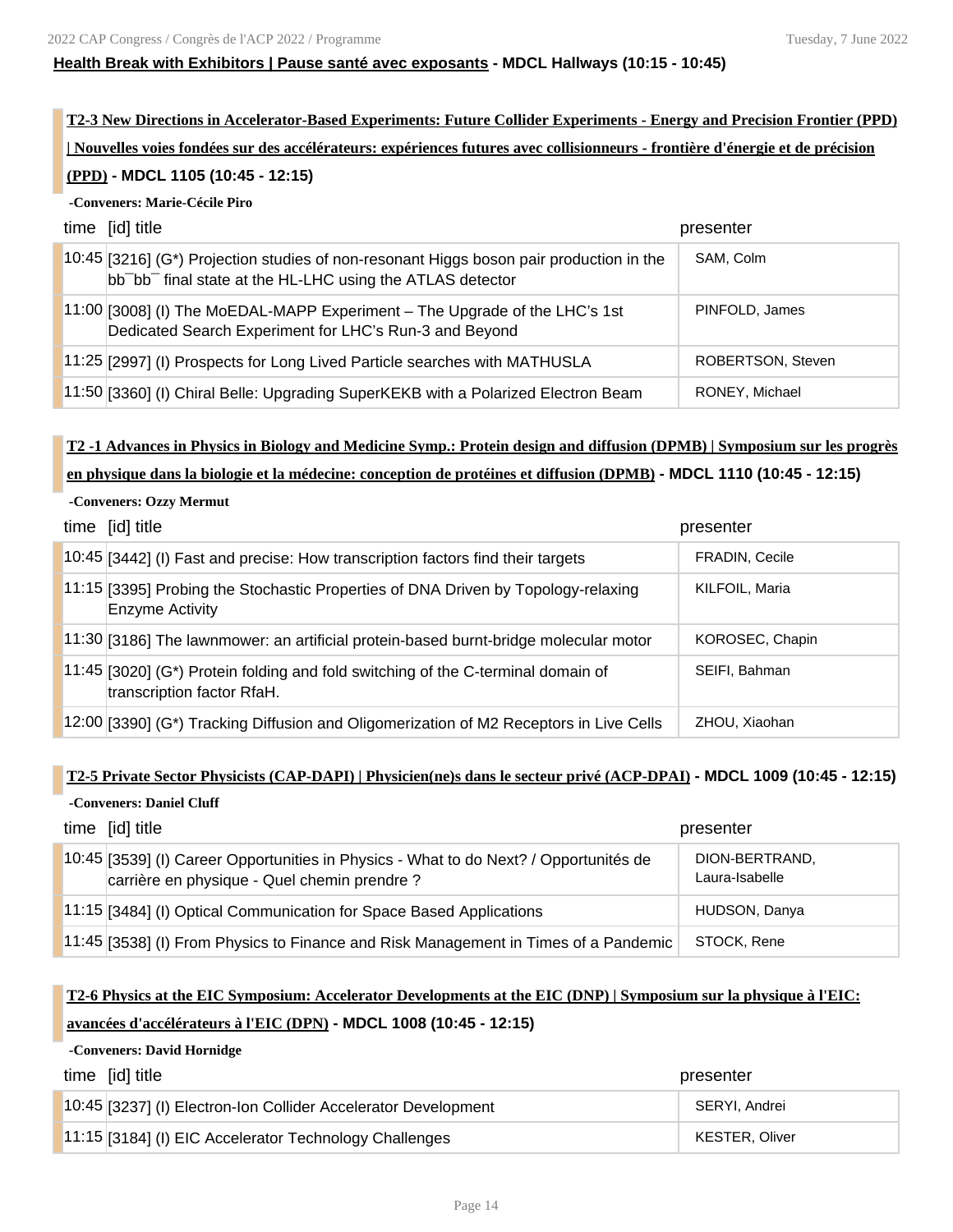**Health Break with Exhibitors | Pause santé avec exposants - MDCL Hallways (10:15 - 10:45)**

### T2-3 New Directions in Accelerator-Based Experiments: Future Collider Experiments - Energy and Precision Frontier (PPD) | Nouvelles voies fondées sur des accélérateurs: expériences futures avec collisionneurs - frontière d'énergie et de précision (PPD) - MDCL 1105 (10:45 - 12:15)

**-Conveners: Marie-Cécile Piro**

| time | [id] title | presenter |
|---|---|---|
| 10:45 | [3216] (G*) Projection studies of non-resonant Higgs boson pair production in the bb¯bb¯ final state at the HL-LHC using the ATLAS detector | SAM, Colm |
| 11:00 | [3008] (I) The MoEDAL-MAPP Experiment – The Upgrade of the LHC's 1st Dedicated Search Experiment for LHC's Run-3 and Beyond | PINFOLD, James |
| 11:25 | [2997] (I) Prospects for Long Lived Particle searches with MATHUSLA | ROBERTSON, Steven |
| 11:50 | [3360] (I) Chiral Belle: Upgrading SuperKEKB with a Polarized Electron Beam | RONEY, Michael |

### T2 -1 Advances in Physics in Biology and Medicine Symp.: Protein design and diffusion (DPMB) | Symposium sur les progrès en physique dans la biologie et la médecine: conception de protéines et diffusion (DPMB) - MDCL 1110 (10:45 - 12:15)

**-Conveners: Ozzy Mermut**

| time | [id] title | presenter |
|---|---|---|
| 10:45 | [3442] (I) Fast and precise: How transcription factors find their targets | FRADIN, Cecile |
| 11:15 | [3395] Probing the Stochastic Properties of DNA Driven by Topology-relaxing Enzyme Activity | KILFOIL, Maria |
| 11:30 | [3186] The lawnmower: an artificial protein-based burnt-bridge molecular motor | KOROSEC, Chapin |
| 11:45 | [3020] (G*) Protein folding and fold switching of the C-terminal domain of transcription factor RfaH. | SEIFI, Bahman |
| 12:00 | [3390] (G*) Tracking Diffusion and Oligomerization of M2 Receptors in Live Cells | ZHOU, Xiaohan |

### T2-5 Private Sector Physicists (CAP-DAPI) | Physicien(ne)s dans le secteur privé (ACP-DPAI) - MDCL 1009 (10:45 - 12:15)

**-Conveners: Daniel Cluff**

| time | [id] title | presenter |
|---|---|---|
| 10:45 | [3539] (I) Career Opportunities in Physics - What to do Next? / Opportunités de carrière en physique - Quel chemin prendre ? | DION-BERTRAND, Laura-Isabelle |
| 11:15 | [3484] (I) Optical Communication for Space Based Applications | HUDSON, Danya |
| 11:45 | [3538] (I) From Physics to Finance and Risk Management in Times of a Pandemic | STOCK, Rene |

### T2-6 Physics at the EIC Symposium: Accelerator Developments at the EIC (DNP) | Symposium sur la physique à l'EIC: avancées d'accélérateurs à l'EIC (DPN) - MDCL 1008 (10:45 - 12:15)

**-Conveners: David Hornidge**

| time | [id] title | presenter |
|---|---|---|
| 10:45 | [3237] (I) Electron-Ion Collider Accelerator Development | SERYI, Andrei |
| 11:15 | [3184] (I) EIC Accelerator Technology Challenges | KESTER, Oliver |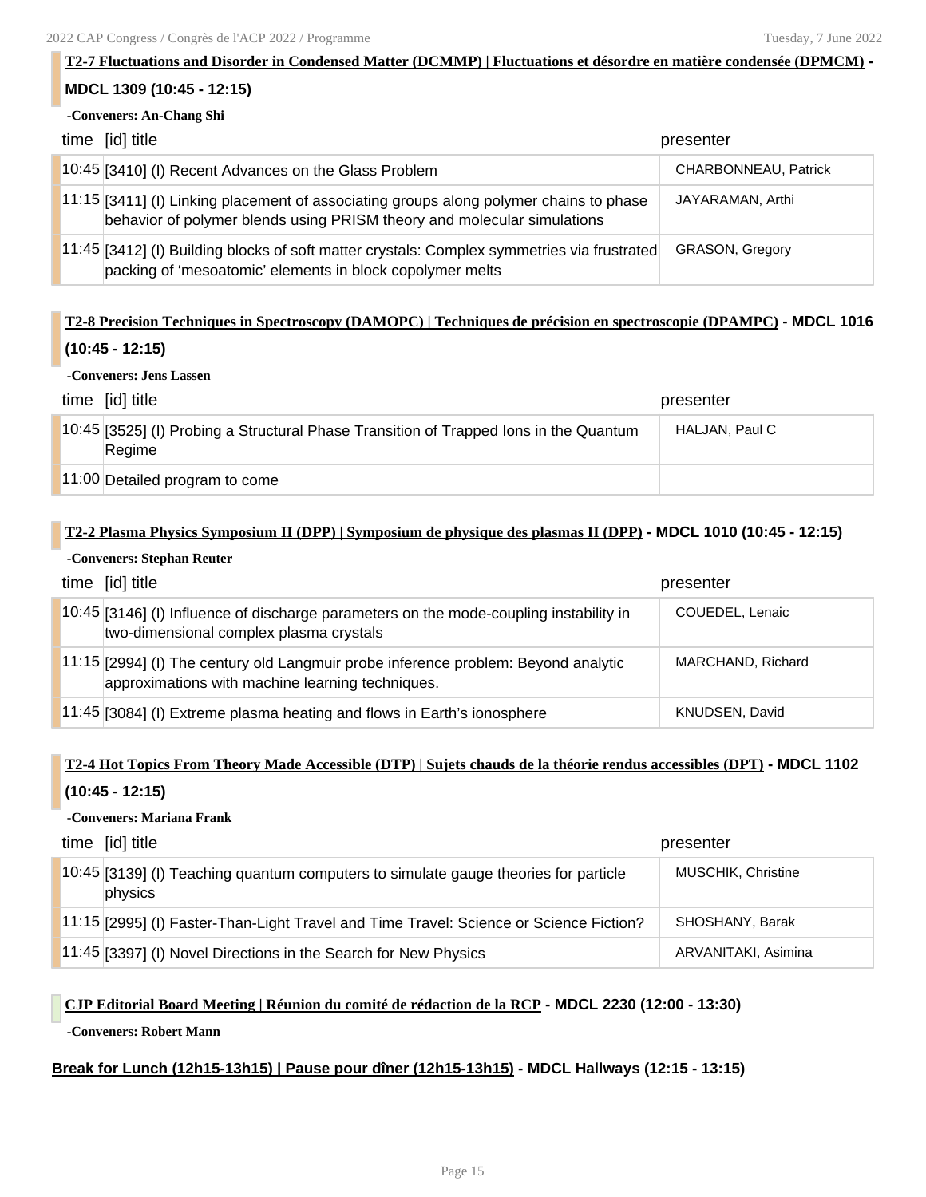**T2-7 Fluctuations and Disorder in Condensed Matter (DCMMP) | Fluctuations et désordre en matière condensée (DPMCM) - MDCL 1309 (10:45 - 12:15)**

-Conveners: An-Chang Shi

| time | [id] title | presenter |
|---|---|---|
| 10:45 | [3410] (I) Recent Advances on the Glass Problem | CHARBONNEAU, Patrick |
| 11:15 | [3411] (I) Linking placement of associating groups along polymer chains to phase behavior of polymer blends using PRISM theory and molecular simulations | JAYARAMAN, Arthi |
| 11:45 | [3412] (I) Building blocks of soft matter crystals: Complex symmetries via frustrated packing of 'mesoatomic' elements in block copolymer melts | GRASON, Gregory |

**T2-8 Precision Techniques in Spectroscopy (DAMOPC) | Techniques de précision en spectroscopie (DPAMPC) - MDCL 1016 (10:45 - 12:15)**

-Conveners: Jens Lassen

| time | [id] title | presenter |
|---|---|---|
| 10:45 | [3525] (I) Probing a Structural Phase Transition of Trapped Ions in the Quantum Regime | HALJAN, Paul C |
| 11:00 | Detailed program to come | |

**T2-2 Plasma Physics Symposium II (DPP) | Symposium de physique des plasmas II (DPP) - MDCL 1010 (10:45 - 12:15)**

-Conveners: Stephan Reuter

| time | [id] title | presenter |
|---|---|---|
| 10:45 | [3146] (I) Influence of discharge parameters on the mode-coupling instability in two-dimensional complex plasma crystals | COUEDEL, Lenaic |
| 11:15 | [2994] (I) The century old Langmuir probe inference problem: Beyond analytic approximations with machine learning techniques. | MARCHAND, Richard |
| 11:45 | [3084] (I) Extreme plasma heating and flows in Earth's ionosphere | KNUDSEN, David |

**T2-4 Hot Topics From Theory Made Accessible (DTP) | Sujets chauds de la théorie rendus accessibles (DPT) - MDCL 1102 (10:45 - 12:15)**

-Conveners: Mariana Frank

| time | [id] title | presenter |
|---|---|---|
| 10:45 | [3139] (I) Teaching quantum computers to simulate gauge theories for particle physics | MUSCHIK, Christine |
| 11:15 | [2995] (I) Faster-Than-Light Travel and Time Travel: Science or Science Fiction? | SHOSHANY, Barak |
| 11:45 | [3397] (I) Novel Directions in the Search for New Physics | ARVANITAKI, Asimina |

**CJP Editorial Board Meeting | Réunion du comité de rédaction de la RCP - MDCL 2230 (12:00 - 13:30)**

-Conveners: Robert Mann

**Break for Lunch (12h15-13h15) | Pause pour dîner (12h15-13h15) - MDCL Hallways (12:15 - 13:15)**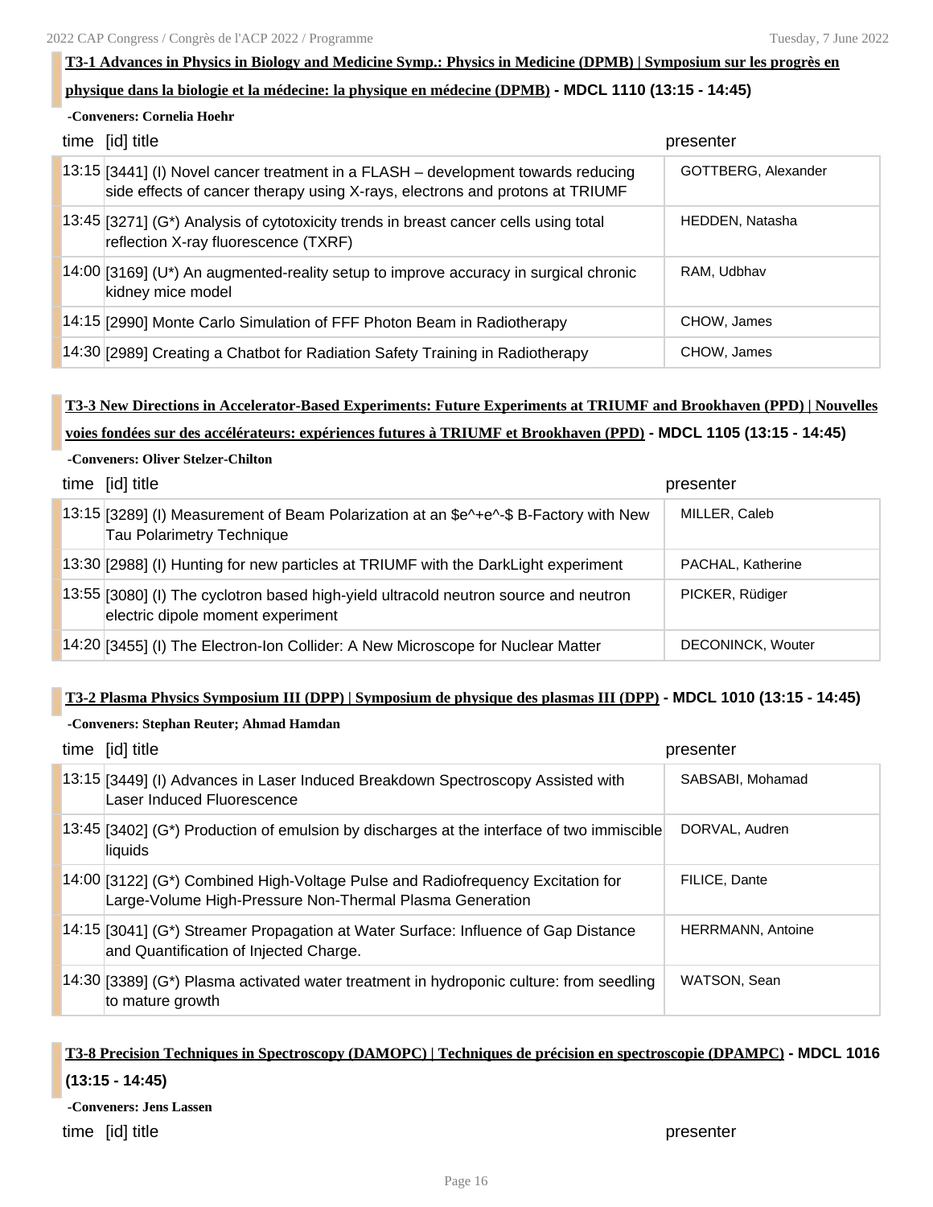## T3-1 Advances in Physics in Biology and Medicine Symp.: Physics in Medicine (DPMB) | Symposium sur les progrès en physique dans la biologie et la médecine: la physique en médecine (DPMB) - MDCL 1110 (13:15 - 14:45)

**-Conveners: Cornelia Hoehr**

| time | [id] title | presenter |
|---|---|---|
| 13:15 | [3441] (I) Novel cancer treatment in a FLASH – development towards reducing side effects of cancer therapy using X-rays, electrons and protons at TRIUMF | GOTTBERG, Alexander |
| 13:45 | [3271] (G*) Analysis of cytotoxicity trends in breast cancer cells using total reflection X-ray fluorescence (TXRF) | HEDDEN, Natasha |
| 14:00 | [3169] (U*) An augmented-reality setup to improve accuracy in surgical chronic kidney mice model | RAM, Udbhav |
| 14:15 | [2990] Monte Carlo Simulation of FFF Photon Beam in Radiotherapy | CHOW, James |
| 14:30 | [2989] Creating a Chatbot for Radiation Safety Training in Radiotherapy | CHOW, James |

## T3-3 New Directions in Accelerator-Based Experiments: Future Experiments at TRIUMF and Brookhaven (PPD) | Nouvelles voies fondées sur des accélérateurs: expériences futures à TRIUMF et Brookhaven (PPD) - MDCL 1105 (13:15 - 14:45)

**-Conveners: Oliver Stelzer-Chilton**

| time | [id] title | presenter |
|---|---|---|
| 13:15 | [3289] (I) Measurement of Beam Polarization at an $e^+e^-$ B-Factory with New Tau Polarimetry Technique | MILLER, Caleb |
| 13:30 | [2988] (I) Hunting for new particles at TRIUMF with the DarkLight experiment | PACHAL, Katherine |
| 13:55 | [3080] (I) The cyclotron based high-yield ultracold neutron source and neutron electric dipole moment experiment | PICKER, Rüdiger |
| 14:20 | [3455] (I) The Electron-Ion Collider: A New Microscope for Nuclear Matter | DECONINCK, Wouter |

## T3-2 Plasma Physics Symposium III (DPP) | Symposium de physique des plasmas III (DPP) - MDCL 1010 (13:15 - 14:45)

**-Conveners: Stephan Reuter; Ahmad Hamdan**

| time | [id] title | presenter |
|---|---|---|
| 13:15 | [3449] (I) Advances in Laser Induced Breakdown Spectroscopy Assisted with Laser Induced Fluorescence | SABSABI, Mohamad |
| 13:45 | [3402] (G*) Production of emulsion by discharges at the interface of two immiscible liquids | DORVAL, Audren |
| 14:00 | [3122] (G*) Combined High-Voltage Pulse and Radiofrequency Excitation for Large-Volume High-Pressure Non-Thermal Plasma Generation | FILICE, Dante |
| 14:15 | [3041] (G*) Streamer Propagation at Water Surface: Influence of Gap Distance and Quantification of Injected Charge. | HERRMANN, Antoine |
| 14:30 | [3389] (G*) Plasma activated water treatment in hydroponic culture: from seedling to mature growth | WATSON, Sean |

## T3-8 Precision Techniques in Spectroscopy (DAMOPC) | Techniques de précision en spectroscopie (DPAMPC) - MDCL 1016 (13:15 - 14:45)

**-Conveners: Jens Lassen**

| time | [id] title | presenter |
|---|---|---|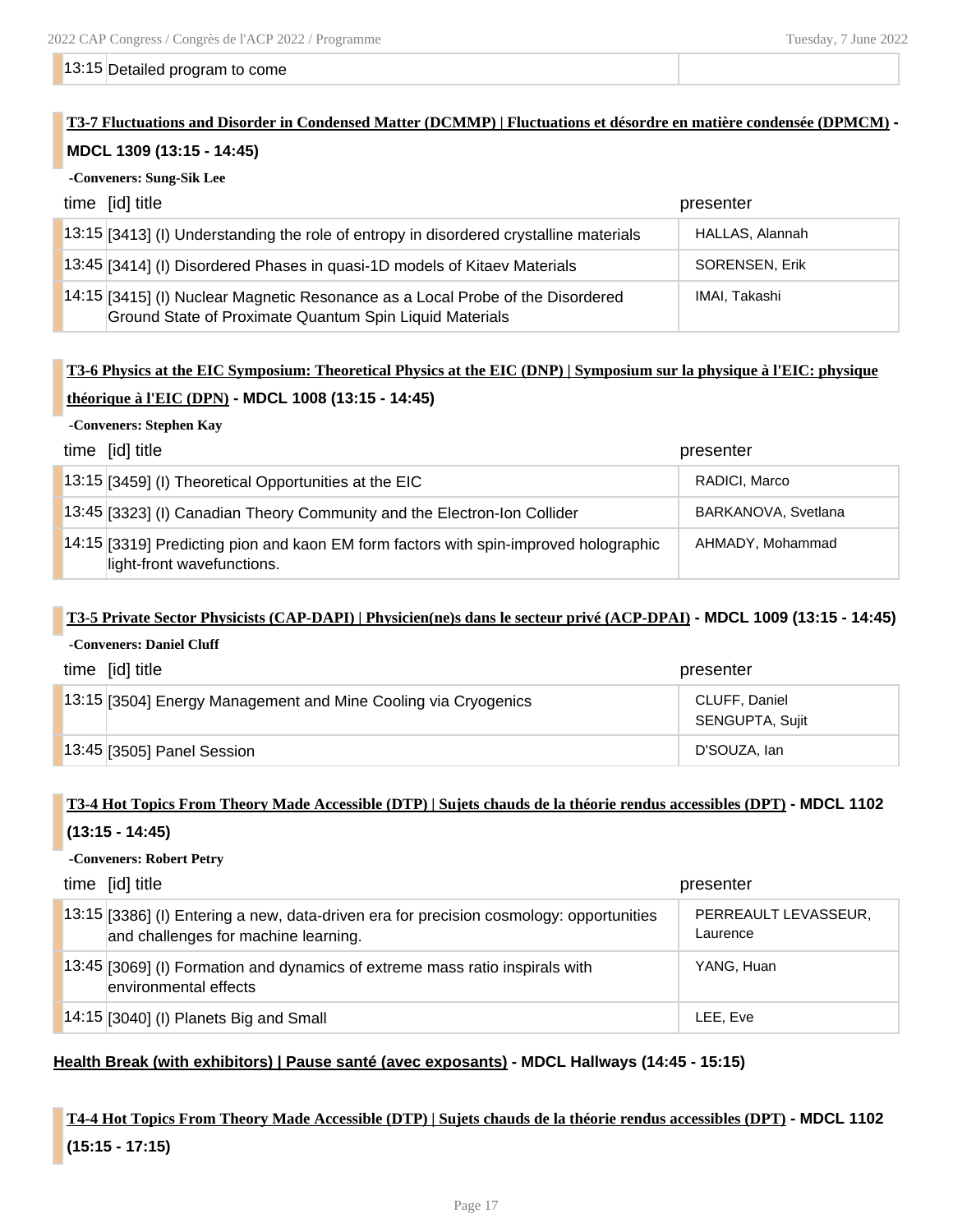| | |
|---|---|
| 13:15 Detailed program to come | |

### T3-7 Fluctuations and Disorder in Condensed Matter (DCMMP) | Fluctuations et désordre en matière condensée (DPMCM) - MDCL 1309 (13:15 - 14:45)

**-Conveners: Sung-Sik Lee**

| time | [id] title | presenter |
|---|---|---|
| 13:15 | [3413] (I) Understanding the role of entropy in disordered crystalline materials | HALLAS, Alannah |
| 13:45 | [3414] (I) Disordered Phases in quasi-1D models of Kitaev Materials | SORENSEN, Erik |
| 14:15 | [3415] (I) Nuclear Magnetic Resonance as a Local Probe of the Disordered Ground State of Proximate Quantum Spin Liquid Materials | IMAI, Takashi |

### T3-6 Physics at the EIC Symposium: Theoretical Physics at the EIC (DNP) | Symposium sur la physique à l'EIC: physique théorique à l'EIC (DPN) - MDCL 1008 (13:15 - 14:45)

**-Conveners: Stephen Kay**

| time | [id] title | presenter |
|---|---|---|
| 13:15 | [3459] (I) Theoretical Opportunities at the EIC | RADICI, Marco |
| 13:45 | [3323] (I) Canadian Theory Community and the Electron-Ion Collider | BARKANOVA, Svetlana |
| 14:15 | [3319] Predicting pion and kaon EM form factors with spin-improved holographic light-front wavefunctions. | AHMADY, Mohammad |

### T3-5 Private Sector Physicists (CAP-DAPI) | Physicien(ne)s dans le secteur privé (ACP-DPAI) - MDCL 1009 (13:15 - 14:45)

**-Conveners: Daniel Cluff**

| time | [id] title | presenter |
|---|---|---|
| 13:15 | [3504] Energy Management and Mine Cooling via Cryogenics | CLUFF, Daniel<br>SENGUPTA, Sujit |
| 13:45 | [3505] Panel Session | D'SOUZA, Ian |

### T3-4 Hot Topics From Theory Made Accessible (DTP) | Sujets chauds de la théorie rendus accessibles (DPT) - MDCL 1102 (13:15 - 14:45)

**-Conveners: Robert Petry**

| time | [id] title | presenter |
|---|---|---|
| 13:15 | [3386] (I) Entering a new, data-driven era for precision cosmology: opportunities and challenges for machine learning. | PERREAULT LEVASSEUR, Laurence |
| 13:45 | [3069] (I) Formation and dynamics of extreme mass ratio inspirals with environmental effects | YANG, Huan |
| 14:15 | [3040] (I) Planets Big and Small | LEE, Eve |

**Health Break (with exhibitors) | Pause santé (avec exposants) - MDCL Hallways (14:45 - 15:15)**

### T4-4 Hot Topics From Theory Made Accessible (DTP) | Sujets chauds de la théorie rendus accessibles (DPT) - MDCL 1102 (15:15 - 17:15)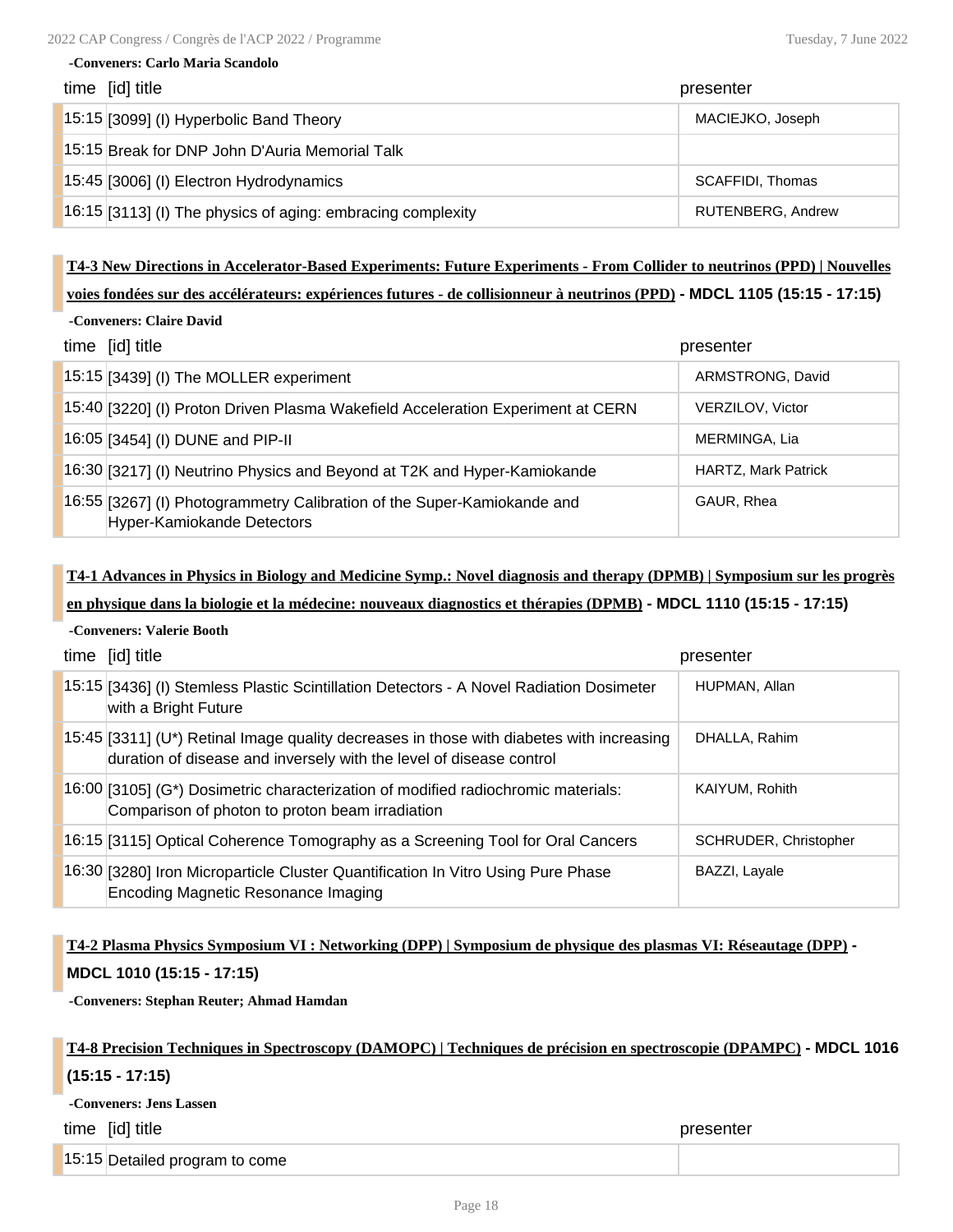-Conveners: Carlo Maria Scandolo

| time | [id] title | presenter |
|---|---|---|
| 15:15 | [3099] (I) Hyperbolic Band Theory | MACIEJKO, Joseph |
| 15:15 | Break for DNP John D'Auria Memorial Talk | |
| 15:45 | [3006] (I) Electron Hydrodynamics | SCAFFIDI, Thomas |
| 16:15 | [3113] (I) The physics of aging: embracing complexity | RUTENBERG, Andrew |

### T4-3 New Directions in Accelerator-Based Experiments: Future Experiments - From Collider to neutrinos (PPD) | Nouvelles voies fondées sur des accélérateurs: expériences futures - de collisionneur à neutrinos (PPD) - MDCL 1105 (15:15 - 17:15)

-Conveners: Claire David

| time | [id] title | presenter |
|---|---|---|
| 15:15 | [3439] (I) The MOLLER experiment | ARMSTRONG, David |
| 15:40 | [3220] (I) Proton Driven Plasma Wakefield Acceleration Experiment at CERN | VERZILOV, Victor |
| 16:05 | [3454] (I) DUNE and PIP-II | MERMINGA, Lia |
| 16:30 | [3217] (I) Neutrino Physics and Beyond at T2K and Hyper-Kamiokande | HARTZ, Mark Patrick |
| 16:55 | [3267] (I) Photogrammetry Calibration of the Super-Kamiokande and Hyper-Kamiokande Detectors | GAUR, Rhea |

### T4-1 Advances in Physics in Biology and Medicine Symp.: Novel diagnosis and therapy (DPMB) | Symposium sur les progrès en physique dans la biologie et la médecine: nouveaux diagnostics et thérapies (DPMB) - MDCL 1110 (15:15 - 17:15)

-Conveners: Valerie Booth

| time | [id] title | presenter |
|---|---|---|
| 15:15 | [3436] (I) Stemless Plastic Scintillation Detectors - A Novel Radiation Dosimeter with a Bright Future | HUPMAN, Allan |
| 15:45 | [3311] (U*) Retinal Image quality decreases in those with diabetes with increasing duration of disease and inversely with the level of disease control | DHALLA, Rahim |
| 16:00 | [3105] (G*) Dosimetric characterization of modified radiochromic materials: Comparison of photon to proton beam irradiation | KAIYUM, Rohith |
| 16:15 | [3115] Optical Coherence Tomography as a Screening Tool for Oral Cancers | SCHRUDER, Christopher |
| 16:30 | [3280] Iron Microparticle Cluster Quantification In Vitro Using Pure Phase Encoding Magnetic Resonance Imaging | BAZZI, Layale |

### T4-2 Plasma Physics Symposium VI : Networking (DPP) | Symposium de physique des plasmas VI: Réseautage (DPP) - MDCL 1010 (15:15 - 17:15)

-Conveners: Stephan Reuter; Ahmad Hamdan

### T4-8 Precision Techniques in Spectroscopy (DAMOPC) | Techniques de précision en spectroscopie (DPAMPC) - MDCL 1016 (15:15 - 17:15)

-Conveners: Jens Lassen

| time | [id] title | presenter |
|---|---|---|
| 15:15 | Detailed program to come | |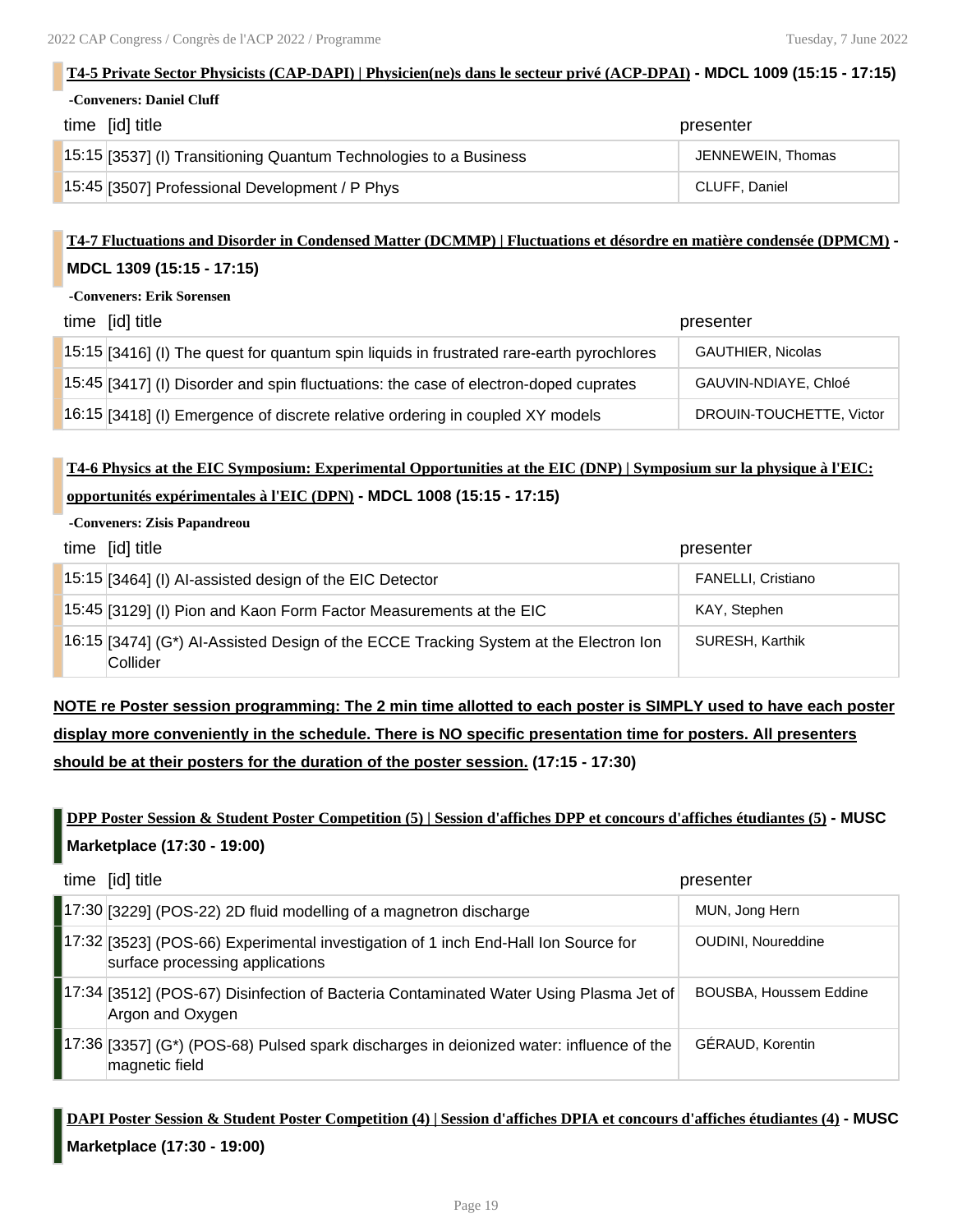### T4-5 Private Sector Physicists (CAP-DAPI) | Physicien(ne)s dans le secteur privé (ACP-DPAI) - MDCL 1009 (15:15 - 17:15)

**-Conveners: Daniel Cluff**

| time | [id] title | presenter |
|---|---|---|
| 15:15 | [3537] (I) Transitioning Quantum Technologies to a Business | JENNEWEIN, Thomas |
| 15:45 | [3507] Professional Development / P Phys | CLUFF, Daniel |

### T4-7 Fluctuations and Disorder in Condensed Matter (DCMMP) | Fluctuations et désordre en matière condensée (DPMCM) - MDCL 1309 (15:15 - 17:15)

**-Conveners: Erik Sorensen**

| time | [id] title | presenter |
|---|---|---|
| 15:15 | [3416] (I) The quest for quantum spin liquids in frustrated rare-earth pyrochlores | GAUTHIER, Nicolas |
| 15:45 | [3417] (I) Disorder and spin fluctuations: the case of electron-doped cuprates | GAUVIN-NDIAYE, Chloé |
| 16:15 | [3418] (I) Emergence of discrete relative ordering in coupled XY models | DROUIN-TOUCHETTE, Victor |

### T4-6 Physics at the EIC Symposium: Experimental Opportunities at the EIC (DNP) | Symposium sur la physique à l'EIC: opportunités expérimentales à l'EIC (DPN) - MDCL 1008 (15:15 - 17:15)

**-Conveners: Zisis Papandreou**

| time | [id] title | presenter |
|---|---|---|
| 15:15 | [3464] (I) AI-assisted design of the EIC Detector | FANELLI, Cristiano |
| 15:45 | [3129] (I) Pion and Kaon Form Factor Measurements at the EIC | KAY, Stephen |
| 16:15 | [3474] (G*) AI-Assisted Design of the ECCE Tracking System at the Electron Ion Collider | SURESH, Karthik |

**NOTE re Poster session programming: The 2 min time allotted to each poster is SIMPLY used to have each poster display more conveniently in the schedule. There is NO specific presentation time for posters. All presenters should be at their posters for the duration of the poster session. (17:15 - 17:30)**

### DPP Poster Session & Student Poster Competition (5) | Session d'affiches DPP et concours d'affiches étudiantes (5) - MUSC Marketplace (17:30 - 19:00)

| time | [id] title | presenter |
|---|---|---|
| 17:30 | [3229] (POS-22) 2D fluid modelling of a magnetron discharge | MUN, Jong Hern |
| 17:32 | [3523] (POS-66) Experimental investigation of 1 inch End-Hall Ion Source for surface processing applications | OUDINI, Noureddine |
| 17:34 | [3512] (POS-67) Disinfection of Bacteria Contaminated Water Using Plasma Jet of Argon and Oxygen | BOUSBA, Houssem Eddine |
| 17:36 | [3357] (G*) (POS-68) Pulsed spark discharges in deionized water: influence of the magnetic field | GÉRAUD, Korentin |

### DAPI Poster Session & Student Poster Competition (4) | Session d'affiches DPIA et concours d'affiches étudiantes (4) - MUSC Marketplace (17:30 - 19:00)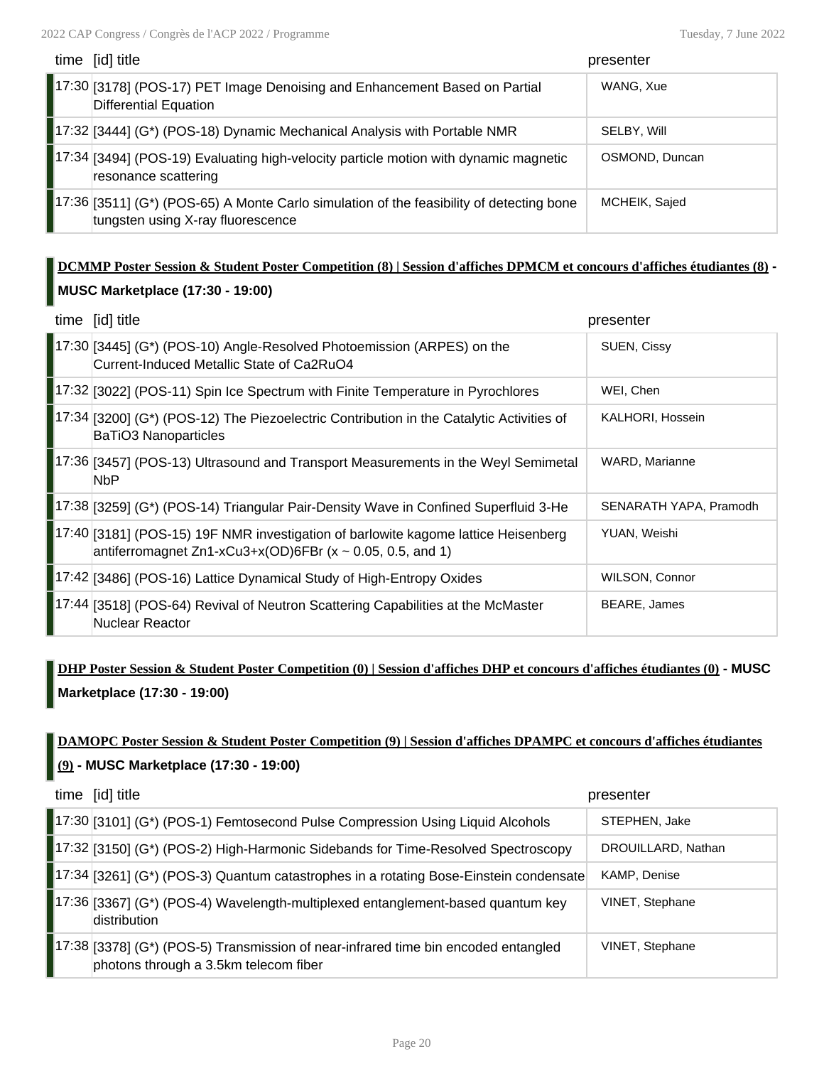| time | [id] title | presenter |
| --- | --- | --- |
| 17:30 | [3178] (POS-17) PET Image Denoising and Enhancement Based on Partial Differential Equation | WANG, Xue |
| 17:32 | [3444] (G*) (POS-18) Dynamic Mechanical Analysis with Portable NMR | SELBY, Will |
| 17:34 | [3494] (POS-19) Evaluating high-velocity particle motion with dynamic magnetic resonance scattering | OSMOND, Duncan |
| 17:36 | [3511] (G*) (POS-65) A Monte Carlo simulation of the feasibility of detecting bone tungsten using X-ray fluorescence | MCHEIK, Sajed |

### DCMMP Poster Session & Student Poster Competition (8) | Session d'affiches DPMCM et concours d'affiches étudiantes (8) - MUSC Marketplace (17:30 - 19:00)

| time | [id] title | presenter |
| --- | --- | --- |
| 17:30 | [3445] (G*) (POS-10) Angle-Resolved Photoemission (ARPES) on the Current-Induced Metallic State of $Ca_2RuO_4$ | SUEN, Cissy |
| 17:32 | [3022] (POS-11) Spin Ice Spectrum with Finite Temperature in Pyrochlores | WEI, Chen |
| 17:34 | [3200] (G*) (POS-12) The Piezoelectric Contribution in the Catalytic Activities of $BaTiO_3$ Nanoparticles | KALHORI, Hossein |
| 17:36 | [3457] (POS-13) Ultrasound and Transport Measurements in the Weyl Semimetal NbP | WARD, Marianne |
| 17:38 | [3259] (G*) (POS-14) Triangular Pair-Density Wave in Confined Superfluid 3-He | SENARATH YAPA, Pramodh |
| 17:40 | [3181] (POS-15) 19F NMR investigation of barlowite kagome lattice Heisenberg antiferromagnet $Zn_{1-x}Cu_{3+x}(OD)_6FBr$ ($x \sim 0.05$, 0.5, and 1) | YUAN, Weishi |
| 17:42 | [3486] (POS-16) Lattice Dynamical Study of High-Entropy Oxides | WILSON, Connor |
| 17:44 | [3518] (POS-64) Revival of Neutron Scattering Capabilities at the McMaster Nuclear Reactor | BEARE, James |

### DHP Poster Session & Student Poster Competition (0) | Session d'affiches DHP et concours d'affiches étudiantes (0) - MUSC Marketplace (17:30 - 19:00)

### DAMOPC Poster Session & Student Poster Competition (9) | Session d'affiches DPAMPC et concours d'affiches étudiantes (9) - MUSC Marketplace (17:30 - 19:00)

| time | [id] title | presenter |
| --- | --- | --- |
| 17:30 | [3101] (G*) (POS-1) Femtosecond Pulse Compression Using Liquid Alcohols | STEPHEN, Jake |
| 17:32 | [3150] (G*) (POS-2) High-Harmonic Sidebands for Time-Resolved Spectroscopy | DROUILLARD, Nathan |
| 17:34 | [3261] (G*) (POS-3) Quantum catastrophes in a rotating Bose-Einstein condensate | KAMP, Denise |
| 17:36 | [3367] (G*) (POS-4) Wavelength-multiplexed entanglement-based quantum key distribution | VINET, Stephane |
| 17:38 | [3378] (G*) (POS-5) Transmission of near-infrared time bin encoded entangled photons through a 3.5km telecom fiber | VINET, Stephane |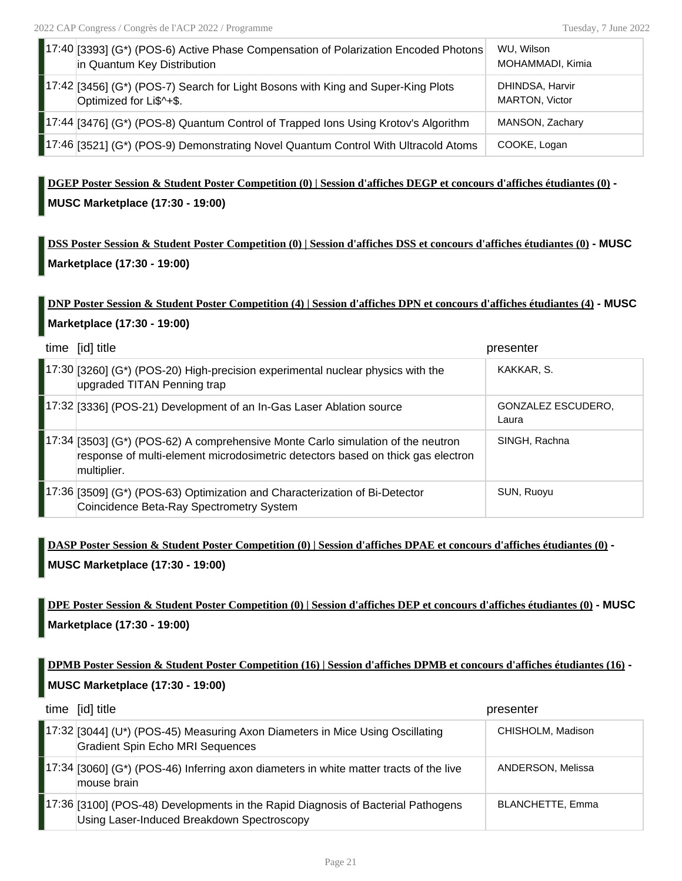| | | |
|---|---|---|
| 17:40 | [3393] (G*) (POS-6) Active Phase Compensation of Polarization Encoded Photons in Quantum Key Distribution | WU, Wilson<br>MOHAMMADI, Kimia |
| 17:42 | [3456] (G*) (POS-7) Search for Light Bosons with King and Super-King Plots Optimized for Li$^+$. | DHINDSA, Harvir<br>MARTON, Victor |
| 17:44 | [3476] (G*) (POS-8) Quantum Control of Trapped Ions Using Krotov's Algorithm | MANSON, Zachary |
| 17:46 | [3521] (G*) (POS-9) Demonstrating Novel Quantum Control With Ultracold Atoms | COOKE, Logan |

**DGEP Poster Session & Student Poster Competition (0) | Session d'affiches DEGP et concours d'affiches étudiantes (0) - MUSC Marketplace (17:30 - 19:00)**

**DSS Poster Session & Student Poster Competition (0) | Session d'affiches DSS et concours d'affiches étudiantes (0) - MUSC Marketplace (17:30 - 19:00)**

**DNP Poster Session & Student Poster Competition (4) | Session d'affiches DPN et concours d'affiches étudiantes (4) - MUSC Marketplace (17:30 - 19:00)**

| time | [id] title | presenter |
|---|---|---|
| 17:30 | [3260] (G*) (POS-20) High-precision experimental nuclear physics with the upgraded TITAN Penning trap | KAKKAR, S. |
| 17:32 | [3336] (POS-21) Development of an In-Gas Laser Ablation source | GONZALEZ ESCUDERO, Laura |
| 17:34 | [3503] (G*) (POS-62) A comprehensive Monte Carlo simulation of the neutron response of multi-element microdosimetric detectors based on thick gas electron multiplier. | SINGH, Rachna |
| 17:36 | [3509] (G*) (POS-63) Optimization and Characterization of Bi-Detector Coincidence Beta-Ray Spectrometry System | SUN, Ruoyu |

**DASP Poster Session & Student Poster Competition (0) | Session d'affiches DPAE et concours d'affiches étudiantes (0) - MUSC Marketplace (17:30 - 19:00)**

**DPE Poster Session & Student Poster Competition (0) | Session d'affiches DEP et concours d'affiches étudiantes (0) - MUSC Marketplace (17:30 - 19:00)**

**DPMB Poster Session & Student Poster Competition (16) | Session d'affiches DPMB et concours d'affiches étudiantes (16) - MUSC Marketplace (17:30 - 19:00)**

| time | [id] title | presenter |
|---|---|---|
| 17:32 | [3044] (U*) (POS-45) Measuring Axon Diameters in Mice Using Oscillating Gradient Spin Echo MRI Sequences | CHISHOLM, Madison |
| 17:34 | [3060] (G*) (POS-46) Inferring axon diameters in white matter tracts of the live mouse brain | ANDERSON, Melissa |
| 17:36 | [3100] (POS-48) Developments in the Rapid Diagnosis of Bacterial Pathogens Using Laser-Induced Breakdown Spectroscopy | BLANCHETTE, Emma |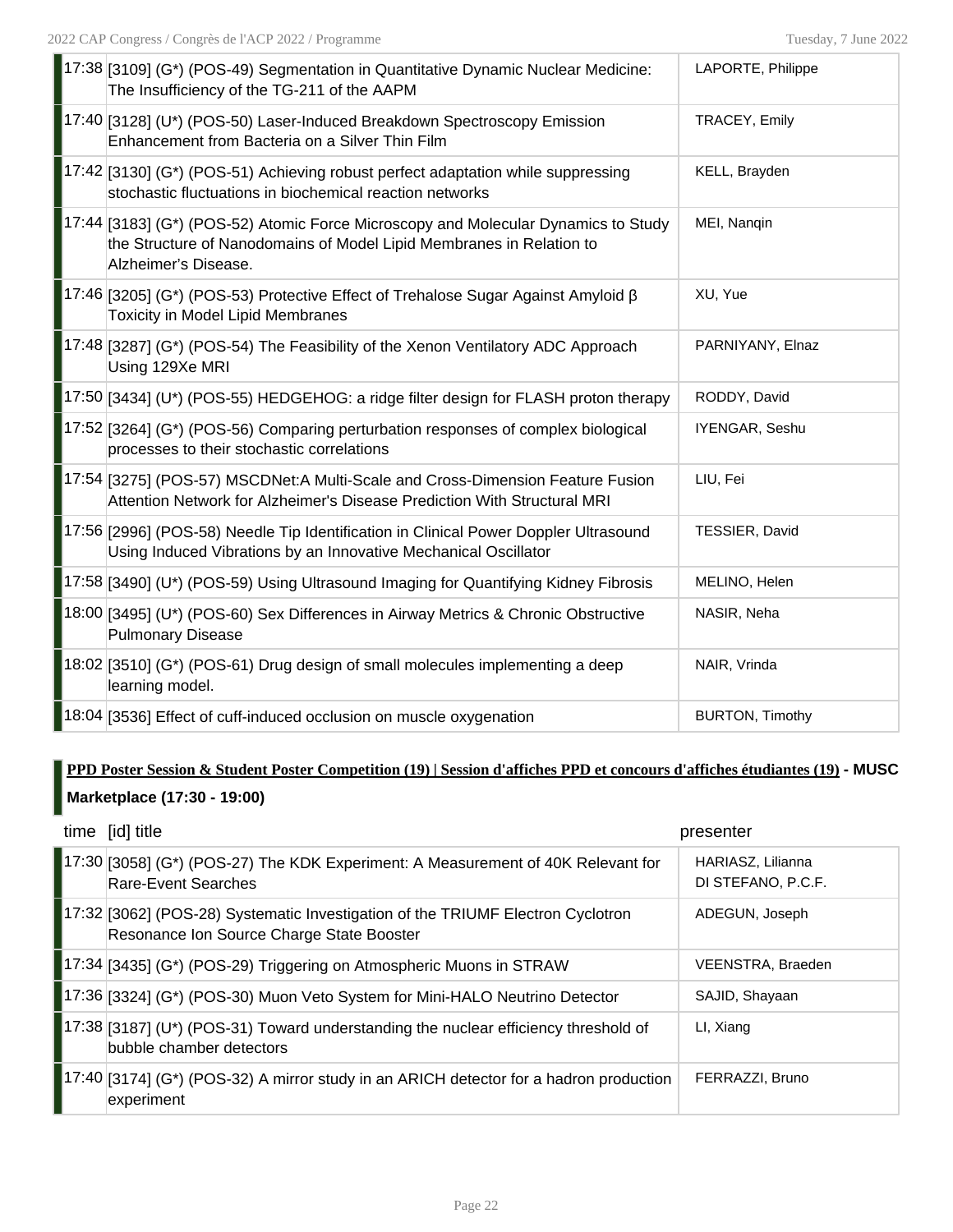| time | [id] title | presenter |
| --- | --- | --- |
| 17:38 | [3109] (G*) (POS-49) Segmentation in Quantitative Dynamic Nuclear Medicine: The Insufficiency of the TG-211 of the AAPM | LAPORTE, Philippe |
| 17:40 | [3128] (U*) (POS-50) Laser-Induced Breakdown Spectroscopy Emission Enhancement from Bacteria on a Silver Thin Film | TRACEY, Emily |
| 17:42 | [3130] (G*) (POS-51) Achieving robust perfect adaptation while suppressing stochastic fluctuations in biochemical reaction networks | KELL, Brayden |
| 17:44 | [3183] (G*) (POS-52) Atomic Force Microscopy and Molecular Dynamics to Study the Structure of Nanodomains of Model Lipid Membranes in Relation to Alzheimer's Disease. | MEI, Nanqin |
| 17:46 | [3205] (G*) (POS-53) Protective Effect of Trehalose Sugar Against Amyloid β Toxicity in Model Lipid Membranes | XU, Yue |
| 17:48 | [3287] (G*) (POS-54) The Feasibility of the Xenon Ventilatory ADC Approach Using 129Xe MRI | PARNIYANY, Elnaz |
| 17:50 | [3434] (U*) (POS-55) HEDGEHOG: a ridge filter design for FLASH proton therapy | RODDY, David |
| 17:52 | [3264] (G*) (POS-56) Comparing perturbation responses of complex biological processes to their stochastic correlations | IYENGAR, Seshu |
| 17:54 | [3275] (POS-57) MSCDNet:A Multi-Scale and Cross-Dimension Feature Fusion Attention Network for Alzheimer's Disease Prediction With Structural MRI | LIU, Fei |
| 17:56 | [2996] (POS-58) Needle Tip Identification in Clinical Power Doppler Ultrasound Using Induced Vibrations by an Innovative Mechanical Oscillator | TESSIER, David |
| 17:58 | [3490] (U*) (POS-59) Using Ultrasound Imaging for Quantifying Kidney Fibrosis | MELINO, Helen |
| 18:00 | [3495] (U*) (POS-60) Sex Differences in Airway Metrics & Chronic Obstructive Pulmonary Disease | NASIR, Neha |
| 18:02 | [3510] (G*) (POS-61) Drug design of small molecules implementing a deep learning model. | NAIR, Vrinda |
| 18:04 | [3536] Effect of cuff-induced occlusion on muscle oxygenation | BURTON, Timothy |

**PPD Poster Session & Student Poster Competition (19) | Session d'affiches PPD et concours d'affiches étudiantes (19) - MUSC Marketplace (17:30 - 19:00)**

| time | [id] title | presenter |
| --- | --- | --- |
| 17:30 | [3058] (G*) (POS-27) The KDK Experiment: A Measurement of 40K Relevant for Rare-Event Searches | HARIASZ, Lilianna<br>DI STEFANO, P.C.F. |
| 17:32 | [3062] (POS-28) Systematic Investigation of the TRIUMF Electron Cyclotron Resonance Ion Source Charge State Booster | ADEGUN, Joseph |
| 17:34 | [3435] (G*) (POS-29) Triggering on Atmospheric Muons in STRAW | VEENSTRA, Braeden |
| 17:36 | [3324] (G*) (POS-30) Muon Veto System for Mini-HALO Neutrino Detector | SAJID, Shayaan |
| 17:38 | [3187] (U*) (POS-31) Toward understanding the nuclear efficiency threshold of bubble chamber detectors | LI, Xiang |
| 17:40 | [3174] (G*) (POS-32) A mirror study in an ARICH detector for a hadron production experiment | FERRAZZI, Bruno |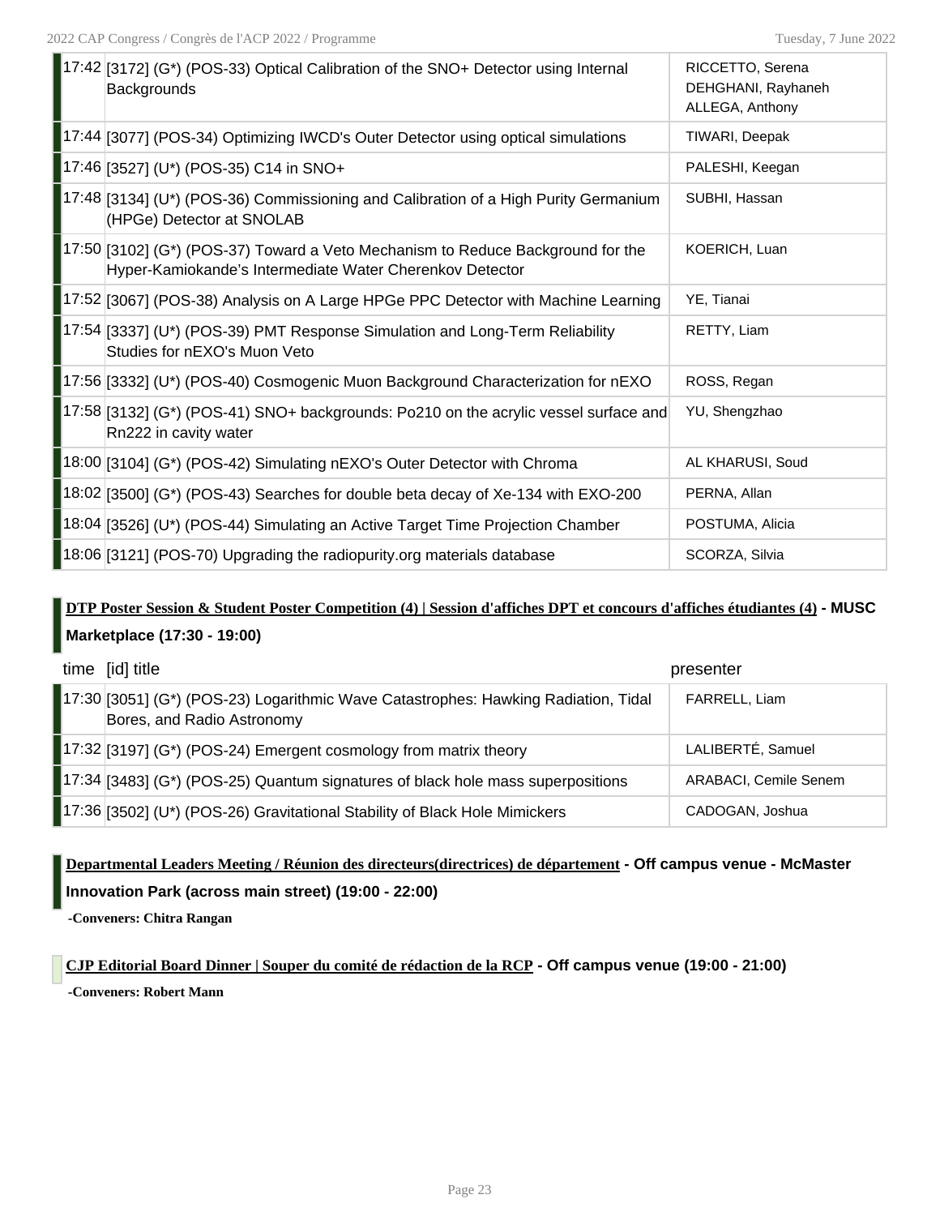| time | [id] title | presenter |
|---|---|---|
| 17:42 | [3172] (G*) (POS-33) Optical Calibration of the SNO+ Detector using Internal Backgrounds | RICCETTO, Serena<br>DEHGHANI, Rayhaneh<br>ALLEGA, Anthony |
| 17:44 | [3077] (POS-34) Optimizing IWCD's Outer Detector using optical simulations | TIWARI, Deepak |
| 17:46 | [3527] (U*) (POS-35) C14 in SNO+ | PALESHI, Keegan |
| 17:48 | [3134] (U*) (POS-36) Commissioning and Calibration of a High Purity Germanium (HPGe) Detector at SNOLAB | SUBHI, Hassan |
| 17:50 | [3102] (G*) (POS-37) Toward a Veto Mechanism to Reduce Background for the Hyper-Kamiokande's Intermediate Water Cherenkov Detector | KOERICH, Luan |
| 17:52 | [3067] (POS-38) Analysis on A Large HPGe PPC Detector with Machine Learning | YE, Tianai |
| 17:54 | [3337] (U*) (POS-39) PMT Response Simulation and Long-Term Reliability Studies for nEXO's Muon Veto | RETTY, Liam |
| 17:56 | [3332] (U*) (POS-40) Cosmogenic Muon Background Characterization for nEXO | ROSS, Regan |
| 17:58 | [3132] (G*) (POS-41) SNO+ backgrounds: Po210 on the acrylic vessel surface and Rn222 in cavity water | YU, Shengzhao |
| 18:00 | [3104] (G*) (POS-42) Simulating nEXO's Outer Detector with Chroma | AL KHARUSI, Soud |
| 18:02 | [3500] (G*) (POS-43) Searches for double beta decay of Xe-134 with EXO-200 | PERNA, Allan |
| 18:04 | [3526] (U*) (POS-44) Simulating an Active Target Time Projection Chamber | POSTUMA, Alicia |
| 18:06 | [3121] (POS-70) Upgrading the radiopurity.org materials database | SCORZA, Silvia |

### DTP Poster Session & Student Poster Competition (4) | Session d'affiches DPT et concours d'affiches étudiantes (4) - MUSC Marketplace (17:30 - 19:00)

| time | [id] title | presenter |
|---|---|---|
| 17:30 | [3051] (G*) (POS-23) Logarithmic Wave Catastrophes: Hawking Radiation, Tidal Bores, and Radio Astronomy | FARRELL, Liam |
| 17:32 | [3197] (G*) (POS-24) Emergent cosmology from matrix theory | LALIBERTÉ, Samuel |
| 17:34 | [3483] (G*) (POS-25) Quantum signatures of black hole mass superpositions | ARABACI, Cemile Senem |
| 17:36 | [3502] (U*) (POS-26) Gravitational Stability of Black Hole Mimickers | CADOGAN, Joshua |

### Departmental Leaders Meeting / Réunion des directeurs(directrices) de département - Off campus venue - McMaster Innovation Park (across main street) (19:00 - 22:00)

-Conveners: Chitra Rangan

### CJP Editorial Board Dinner | Souper du comité de rédaction de la RCP - Off campus venue (19:00 - 21:00)

-Conveners: Robert Mann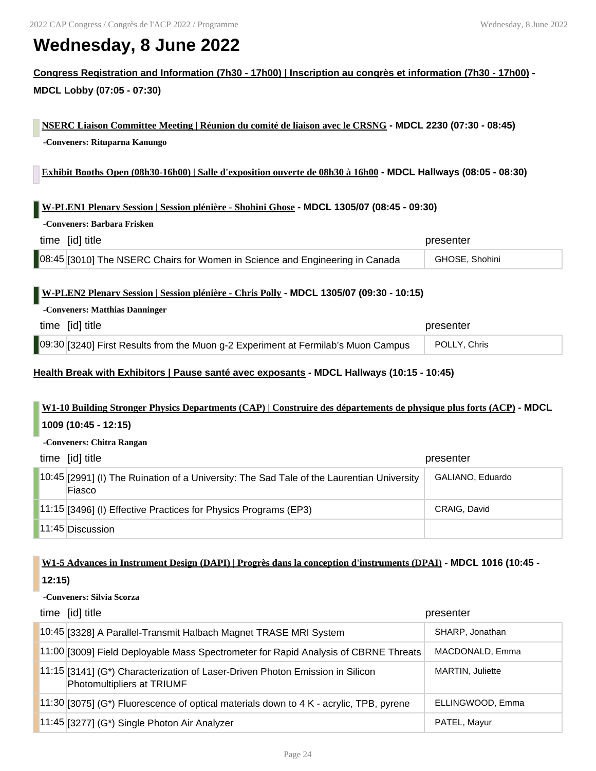# Wednesday, 8 June 2022

**Congress Registration and Information (7h30 - 17h00) | Inscription au congrès et information (7h30 - 17h00) - MDCL Lobby (07:05 - 07:30)**

**NSERC Liaison Committee Meeting | Réunion du comité de liaison avec le CRSNG - MDCL 2230 (07:30 - 08:45)**

**-Conveners: Rituparna Kanungo**

**Exhibit Booths Open (08h30-16h00) | Salle d'exposition ouverte de 08h30 à 16h00 - MDCL Hallways (08:05 - 08:30)**

**W-PLEN1 Plenary Session | Session plénière - Shohini Ghose - MDCL 1305/07 (08:45 - 09:30)**

**-Conveners: Barbara Frisken**

| time | [id] title | presenter |
|---|---|---|
| 08:45 | [3010] The NSERC Chairs for Women in Science and Engineering in Canada | GHOSE, Shohini |

**W-PLEN2 Plenary Session | Session plénière - Chris Polly - MDCL 1305/07 (09:30 - 10:15)**

**-Conveners: Matthias Danninger**

| time | [id] title | presenter |
|---|---|---|
| 09:30 | [3240] First Results from the Muon g-2 Experiment at Fermilab's Muon Campus | POLLY, Chris |

**Health Break with Exhibitors | Pause santé avec exposants - MDCL Hallways (10:15 - 10:45)**

**W1-10 Building Stronger Physics Departments (CAP) | Construire des départements de physique plus forts (ACP) - MDCL 1009 (10:45 - 12:15)**

**-Conveners: Chitra Rangan**

| time | [id] title | presenter |
|---|---|---|
| 10:45 | [2991] (I) The Ruination of a University: The Sad Tale of the Laurentian University Fiasco | GALIANO, Eduardo |
| 11:15 | [3496] (I) Effective Practices for Physics Programs (EP3) | CRAIG, David |
| 11:45 | Discussion | |

**W1-5 Advances in Instrument Design (DAPI) | Progrès dans la conception d'instruments (DPAI) - MDCL 1016 (10:45 - 12:15)**

**-Conveners: Silvia Scorza**

| time | [id] title | presenter |
|---|---|---|
| 10:45 | [3328] A Parallel-Transmit Halbach Magnet TRASE MRI System | SHARP, Jonathan |
| 11:00 | [3009] Field Deployable Mass Spectrometer for Rapid Analysis of CBRNE Threats | MACDONALD, Emma |
| 11:15 | [3141] (G*) Characterization of Laser-Driven Photon Emission in Silicon Photomultipliers at TRIUMF | MARTIN, Juliette |
| 11:30 | [3075] (G*) Fluorescence of optical materials down to 4 K - acrylic, TPB, pyrene | ELLINGWOOD, Emma |
| 11:45 | [3277] (G*) Single Photon Air Analyzer | PATEL, Mayur |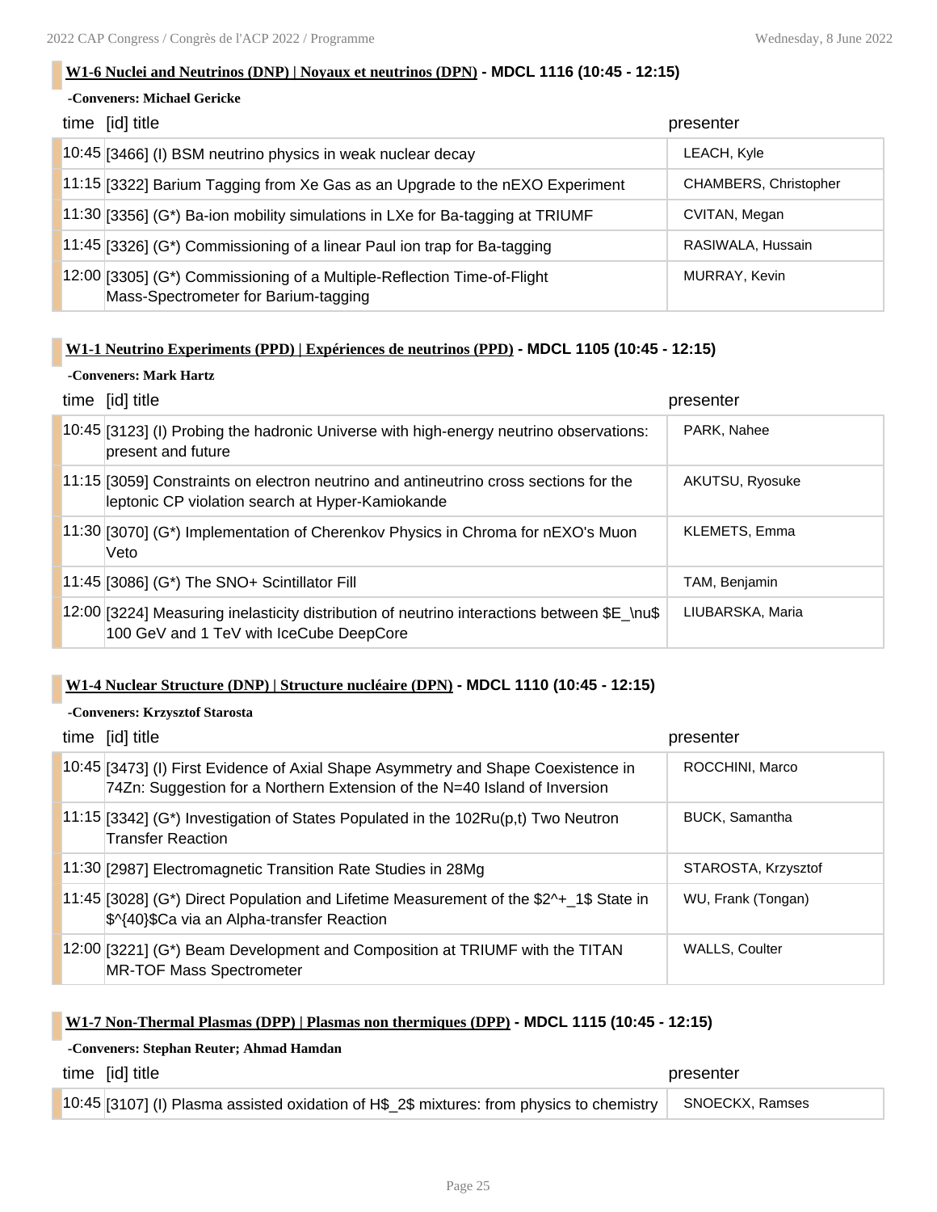### W1-6 Nuclei and Neutrinos (DNP) | Noyaux et neutrinos (DPN) - MDCL 1116 (10:45 - 12:15)

**-Conveners: Michael Gericke**

| time | [id] title | presenter |
|---|---|---|
| 10:45 | [3466] (I) BSM neutrino physics in weak nuclear decay | LEACH, Kyle |
| 11:15 | [3322] Barium Tagging from Xe Gas as an Upgrade to the nEXO Experiment | CHAMBERS, Christopher |
| 11:30 | [3356] (G*) Ba-ion mobility simulations in LXe for Ba-tagging at TRIUMF | CVITAN, Megan |
| 11:45 | [3326] (G*) Commissioning of a linear Paul ion trap for Ba-tagging | RASIWALA, Hussain |
| 12:00 | [3305] (G*) Commissioning of a Multiple-Reflection Time-of-Flight Mass-Spectrometer for Barium-tagging | MURRAY, Kevin |

### W1-1 Neutrino Experiments (PPD) | Expériences de neutrinos (PPD) - MDCL 1105 (10:45 - 12:15)

**-Conveners: Mark Hartz**

| time | [id] title | presenter |
|---|---|---|
| 10:45 | [3123] (I) Probing the hadronic Universe with high-energy neutrino observations: present and future | PARK, Nahee |
| 11:15 | [3059] Constraints on electron neutrino and antineutrino cross sections for the leptonic CP violation search at Hyper-Kamiokande | AKUTSU, Ryosuke |
| 11:30 | [3070] (G*) Implementation of Cherenkov Physics in Chroma for nEXO's Muon Veto | KLEMETS, Emma |
| 11:45 | [3086] (G*) The SNO+ Scintillator Fill | TAM, Benjamin |
| 12:00 | [3224] Measuring inelasticity distribution of neutrino interactions between $E_\nu$ 100 GeV and 1 TeV with IceCube DeepCore | LIUBARSKA, Maria |

### W1-4 Nuclear Structure (DNP) | Structure nucléaire (DPN) - MDCL 1110 (10:45 - 12:15)

**-Conveners: Krzysztof Starosta**

| time | [id] title | presenter |
|---|---|---|
| 10:45 | [3473] (I) First Evidence of Axial Shape Asymmetry and Shape Coexistence in 74Zn: Suggestion for a Northern Extension of the N=40 Island of Inversion | ROCCHINI, Marco |
| 11:15 | [3342] (G*) Investigation of States Populated in the 102Ru(p,t) Two Neutron Transfer Reaction | BUCK, Samantha |
| 11:30 | [2987] Electromagnetic Transition Rate Studies in 28Mg | STAROSTA, Krzysztof |
| 11:45 | [3028] (G*) Direct Population and Lifetime Measurement of the $2^+_1$ State in $^{40}$Ca via an Alpha-transfer Reaction | WU, Frank (Tongan) |
| 12:00 | [3221] (G*) Beam Development and Composition at TRIUMF with the TITAN MR-TOF Mass Spectrometer | WALLS, Coulter |

### W1-7 Non-Thermal Plasmas (DPP) | Plasmas non thermiques (DPP) - MDCL 1115 (10:45 - 12:15)

**-Conveners: Stephan Reuter; Ahmad Hamdan**

| time | [id] title | presenter |
|---|---|---|
| 10:45 | [3107] (I) Plasma assisted oxidation of $H_2$ mixtures: from physics to chemistry | SNOECKX, Ramses |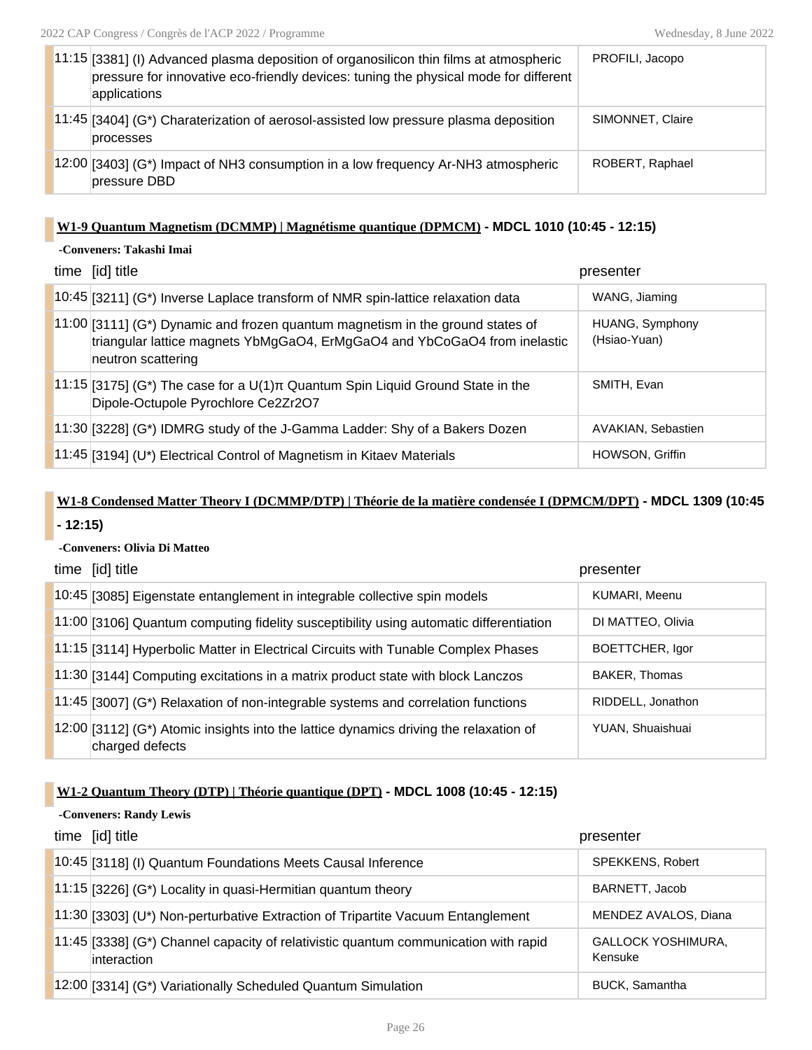| | | |
|---|---|---|
| 11:15 | [3381] (I) Advanced plasma deposition of organosilicon thin films at atmospheric pressure for innovative eco-friendly devices: tuning the physical mode for different applications | PROFILI, Jacopo |
| 11:45 | [3404] (G*) Charaterization of aerosol-assisted low pressure plasma deposition processes | SIMONNET, Claire |
| 12:00 | [3403] (G*) Impact of NH3 consumption in a low frequency Ar-NH3 atmospheric pressure DBD | ROBERT, Raphael |

### W1-9 Quantum Magnetism (DCMMP) | Magnétisme quantique (DPMCM) - MDCL 1010 (10:45 - 12:15)

**-Conveners: Takashi Imai**

| time | [id] title | presenter |
|---|---|---|
| 10:45 | [3211] (G*) Inverse Laplace transform of NMR spin-lattice relaxation data | WANG, Jiaming |
| 11:00 | [3111] (G*) Dynamic and frozen quantum magnetism in the ground states of triangular lattice magnets YbMgGaO4, ErMgGaO4 and YbCoGaO4 from inelastic neutron scattering | HUANG, Symphony (Hsiao-Yuan) |
| 11:15 | [3175] (G*) The case for a U(1)π Quantum Spin Liquid Ground State in the Dipole-Octupole Pyrochlore Ce2Zr2O7 | SMITH, Evan |
| 11:30 | [3228] (G*) IDMRG study of the J-Gamma Ladder: Shy of a Bakers Dozen | AVAKIAN, Sebastien |
| 11:45 | [3194] (U*) Electrical Control of Magnetism in Kitaev Materials | HOWSON, Griffin |

### W1-8 Condensed Matter Theory I (DCMMP/DTP) | Théorie de la matière condensée I (DPMCM/DPT) - MDCL 1309 (10:45 - 12:15)

**-Conveners: Olivia Di Matteo**

| time | [id] title | presenter |
|---|---|---|
| 10:45 | [3085] Eigenstate entanglement in integrable collective spin models | KUMARI, Meenu |
| 11:00 | [3106] Quantum computing fidelity susceptibility using automatic differentiation | DI MATTEO, Olivia |
| 11:15 | [3114] Hyperbolic Matter in Electrical Circuits with Tunable Complex Phases | BOETTCHER, Igor |
| 11:30 | [3144] Computing excitations in a matrix product state with block Lanczos | BAKER, Thomas |
| 11:45 | [3007] (G*) Relaxation of non-integrable systems and correlation functions | RIDDELL, Jonathon |
| 12:00 | [3112] (G*) Atomic insights into the lattice dynamics driving the relaxation of charged defects | YUAN, Shuaishuai |

### W1-2 Quantum Theory (DTP) | Théorie quantique (DPT) - MDCL 1008 (10:45 - 12:15)

**-Conveners: Randy Lewis**

| time | [id] title | presenter |
|---|---|---|
| 10:45 | [3118] (I) Quantum Foundations Meets Causal Inference | SPEKKENS, Robert |
| 11:15 | [3226] (G*) Locality in quasi-Hermitian quantum theory | BARNETT, Jacob |
| 11:30 | [3303] (U*) Non-perturbative Extraction of Tripartite Vacuum Entanglement | MENDEZ AVALOS, Diana |
| 11:45 | [3338] (G*) Channel capacity of relativistic quantum communication with rapid interaction | GALLOCK YOSHIMURA, Kensuke |
| 12:00 | [3314] (G*) Variationally Scheduled Quantum Simulation | BUCK, Samantha |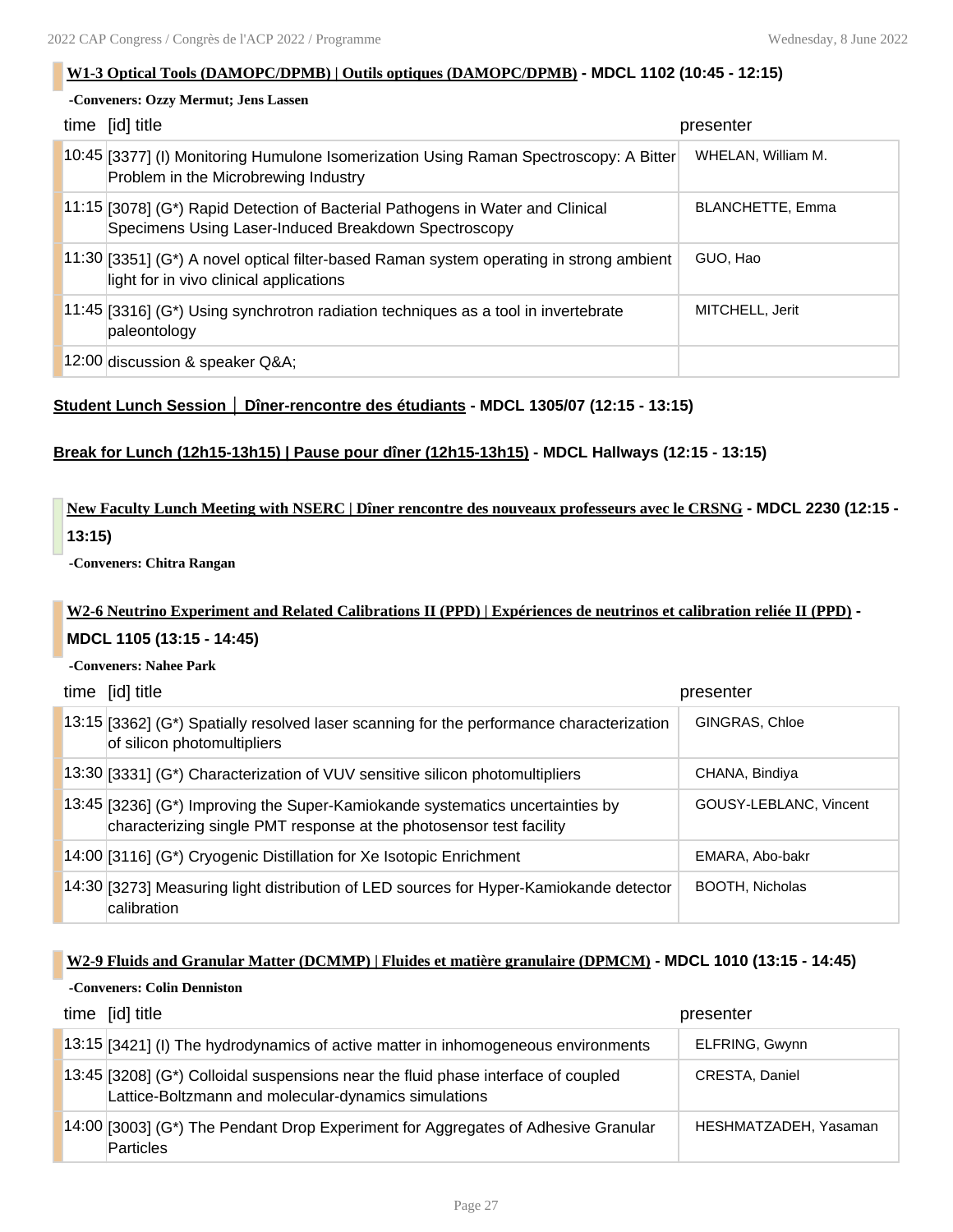### W1-3 Optical Tools (DAMOPC/DPMB) | Outils optiques (DAMOPC/DPMB) - MDCL 1102 (10:45 - 12:15)

**-Conveners: Ozzy Mermut; Jens Lassen**

| time | [id] title | presenter |
|---|---|---|
| 10:45 | [3377] (I) Monitoring Humulone Isomerization Using Raman Spectroscopy: A Bitter Problem in the Microbrewing Industry | WHELAN, William M. |
| 11:15 | [3078] (G*) Rapid Detection of Bacterial Pathogens in Water and Clinical Specimens Using Laser-Induced Breakdown Spectroscopy | BLANCHETTE, Emma |
| 11:30 | [3351] (G*) A novel optical filter-based Raman system operating in strong ambient light for in vivo clinical applications | GUO, Hao |
| 11:45 | [3316] (G*) Using synchrotron radiation techniques as a tool in invertebrate paleontology | MITCHELL, Jerit |
| 12:00 | discussion & speaker Q&A; | |

### Student Lunch Session │ Dîner-rencontre des étudiants - MDCL 1305/07 (12:15 - 13:15)

### Break for Lunch (12h15-13h15) | Pause pour dîner (12h15-13h15) - MDCL Hallways (12:15 - 13:15)

### New Faculty Lunch Meeting with NSERC | Dîner rencontre des nouveaux professeurs avec le CRSNG - MDCL 2230 (12:15 - 13:15)

**-Conveners: Chitra Rangan**

### W2-6 Neutrino Experiment and Related Calibrations II (PPD) | Expériences de neutrinos et calibration reliée II (PPD) - MDCL 1105 (13:15 - 14:45)

**-Conveners: Nahee Park**

| time | [id] title | presenter |
|---|---|---|
| 13:15 | [3362] (G*) Spatially resolved laser scanning for the performance characterization of silicon photomultipliers | GINGRAS, Chloe |
| 13:30 | [3331] (G*) Characterization of VUV sensitive silicon photomultipliers | CHANA, Bindiya |
| 13:45 | [3236] (G*) Improving the Super-Kamiokande systematics uncertainties by characterizing single PMT response at the photosensor test facility | GOUSY-LEBLANC, Vincent |
| 14:00 | [3116] (G*) Cryogenic Distillation for Xe Isotopic Enrichment | EMARA, Abo-bakr |
| 14:30 | [3273] Measuring light distribution of LED sources for Hyper-Kamiokande detector calibration | BOOTH, Nicholas |

### W2-9 Fluids and Granular Matter (DCMMP) | Fluides et matière granulaire (DPMCM) - MDCL 1010 (13:15 - 14:45)

**-Conveners: Colin Denniston**

| time | [id] title | presenter |
|---|---|---|
| 13:15 | [3421] (I) The hydrodynamics of active matter in inhomogeneous environments | ELFRING, Gwynn |
| 13:45 | [3208] (G*) Colloidal suspensions near the fluid phase interface of coupled Lattice-Boltzmann and molecular-dynamics simulations | CRESTA, Daniel |
| 14:00 | [3003] (G*) The Pendant Drop Experiment for Aggregates of Adhesive Granular Particles | HESHMATZADEH, Yasaman |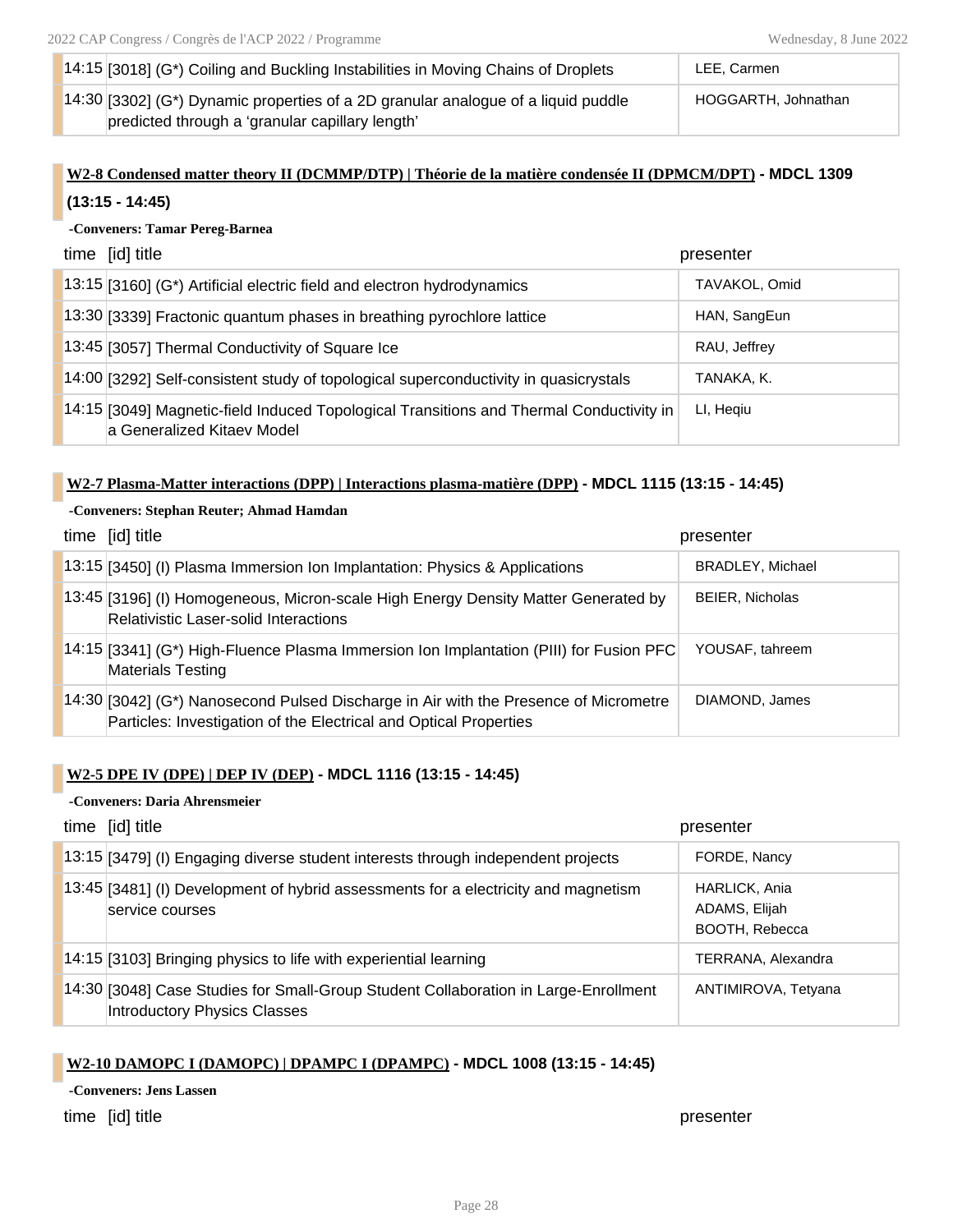| | | |
|---|---|---|
| 14:15 | [3018] (G*) Coiling and Buckling Instabilities in Moving Chains of Droplets | LEE, Carmen |
| 14:30 | [3302] (G*) Dynamic properties of a 2D granular analogue of a liquid puddle predicted through a 'granular capillary length' | HOGGARTH, Johnathan |

## W2-8 Condensed matter theory II (DCMMP/DTP) | Théorie de la matière condensée II (DPMCM/DPT) - MDCL 1309 (13:15 - 14:45)

**-Conveners: Tamar Pereg-Barnea**

| time | [id] title | presenter |
|---|---|---|
| 13:15 | [3160] (G*) Artificial electric field and electron hydrodynamics | TAVAKOL, Omid |
| 13:30 | [3339] Fractonic quantum phases in breathing pyrochlore lattice | HAN, SangEun |
| 13:45 | [3057] Thermal Conductivity of Square Ice | RAU, Jeffrey |
| 14:00 | [3292] Self-consistent study of topological superconductivity in quasicrystals | TANAKA, K. |
| 14:15 | [3049] Magnetic-field Induced Topological Transitions and Thermal Conductivity in a Generalized Kitaev Model | LI, Heqiu |

## W2-7 Plasma-Matter interactions (DPP) | Interactions plasma-matière (DPP) - MDCL 1115 (13:15 - 14:45)

**-Conveners: Stephan Reuter; Ahmad Hamdan**

| time | [id] title | presenter |
|---|---|---|
| 13:15 | [3450] (I) Plasma Immersion Ion Implantation: Physics & Applications | BRADLEY, Michael |
| 13:45 | [3196] (I) Homogeneous, Micron-scale High Energy Density Matter Generated by Relativistic Laser-solid Interactions | BEIER, Nicholas |
| 14:15 | [3341] (G*) High-Fluence Plasma Immersion Ion Implantation (PIII) for Fusion PFC Materials Testing | YOUSAF, tahreem |
| 14:30 | [3042] (G*) Nanosecond Pulsed Discharge in Air with the Presence of Micrometre Particles: Investigation of the Electrical and Optical Properties | DIAMOND, James |

## W2-5 DPE IV (DPE) | DEP IV (DEP) - MDCL 1116 (13:15 - 14:45)

**-Conveners: Daria Ahrensmeier**

| time | [id] title | presenter |
|---|---|---|
| 13:15 | [3479] (I) Engaging diverse student interests through independent projects | FORDE, Nancy |
| 13:45 | [3481] (I) Development of hybrid assessments for a electricity and magnetism service courses | HARLICK, Ania<br>ADAMS, Elijah<br>BOOTH, Rebecca |
| 14:15 | [3103] Bringing physics to life with experiential learning | TERRANA, Alexandra |
| 14:30 | [3048] Case Studies for Small-Group Student Collaboration in Large-Enrollment Introductory Physics Classes | ANTIMIROVA, Tetyana |

## W2-10 DAMOPC I (DAMOPC) | DPAMPC I (DPAMPC) - MDCL 1008 (13:15 - 14:45)

**-Conveners: Jens Lassen**

| time | [id] title | presenter |
|---|---|---|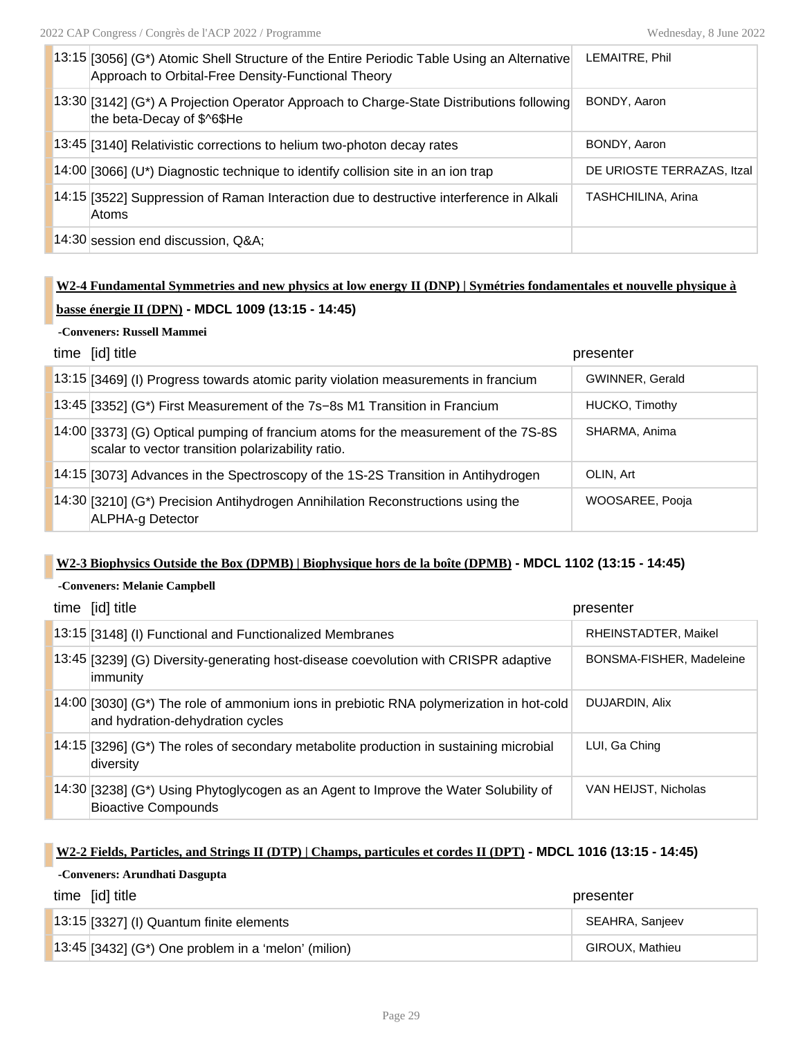| time | [id] title | presenter |
|---|---|---|
| 13:15 | [3056] (G*) Atomic Shell Structure of the Entire Periodic Table Using an Alternative Approach to Orbital-Free Density-Functional Theory | LEMAITRE, Phil |
| 13:30 | [3142] (G*) A Projection Operator Approach to Charge-State Distributions following the beta-Decay of $^6$He | BONDY, Aaron |
| 13:45 | [3140] Relativistic corrections to helium two-photon decay rates | BONDY, Aaron |
| 14:00 | [3066] (U*) Diagnostic technique to identify collision site in an ion trap | DE URIOSTE TERRAZAS, Itzal |
| 14:15 | [3522] Suppression of Raman Interaction due to destructive interference in Alkali Atoms | TASHCHILINA, Arina |
| 14:30 | session end discussion, Q&A; | |

### W2-4 Fundamental Symmetries and new physics at low energy II (DNP) | Symétries fondamentales et nouvelle physique à basse énergie II (DPN) - MDCL 1009 (13:15 - 14:45)

**-Conveners: Russell Mammei**

| time | [id] title | presenter |
|---|---|---|
| 13:15 | [3469] (I) Progress towards atomic parity violation measurements in francium | GWINNER, Gerald |
| 13:45 | [3352] (G*) First Measurement of the 7s−8s M1 Transition in Francium | HUCKO, Timothy |
| 14:00 | [3373] (G) Optical pumping of francium atoms for the measurement of the 7S-8S scalar to vector transition polarizability ratio. | SHARMA, Anima |
| 14:15 | [3073] Advances in the Spectroscopy of the 1S-2S Transition in Antihydrogen | OLIN, Art |
| 14:30 | [3210] (G*) Precision Antihydrogen Annihilation Reconstructions using the ALPHA-g Detector | WOOSAREE, Pooja |

### W2-3 Biophysics Outside the Box (DPMB) | Biophysique hors de la boîte (DPMB) - MDCL 1102 (13:15 - 14:45)

**-Conveners: Melanie Campbell**

| time | [id] title | presenter |
|---|---|---|
| 13:15 | [3148] (I) Functional and Functionalized Membranes | RHEINSTADTER, Maikel |
| 13:45 | [3239] (G) Diversity-generating host-disease coevolution with CRISPR adaptive immunity | BONSMA-FISHER, Madeleine |
| 14:00 | [3030] (G*) The role of ammonium ions in prebiotic RNA polymerization in hot-cold and hydration-dehydration cycles | DUJARDIN, Alix |
| 14:15 | [3296] (G*) The roles of secondary metabolite production in sustaining microbial diversity | LUI, Ga Ching |
| 14:30 | [3238] (G*) Using Phytoglycogen as an Agent to Improve the Water Solubility of Bioactive Compounds | VAN HEIJST, Nicholas |

### W2-2 Fields, Particles, and Strings II (DTP) | Champs, particules et cordes II (DPT) - MDCL 1016 (13:15 - 14:45)

**-Conveners: Arundhati Dasgupta**

| time | [id] title | presenter |
|---|---|---|
| 13:15 | [3327] (I) Quantum finite elements | SEAHRA, Sanjeev |
| 13:45 | [3432] (G*) One problem in a ‘melon’ (milion) | GIROUX, Mathieu |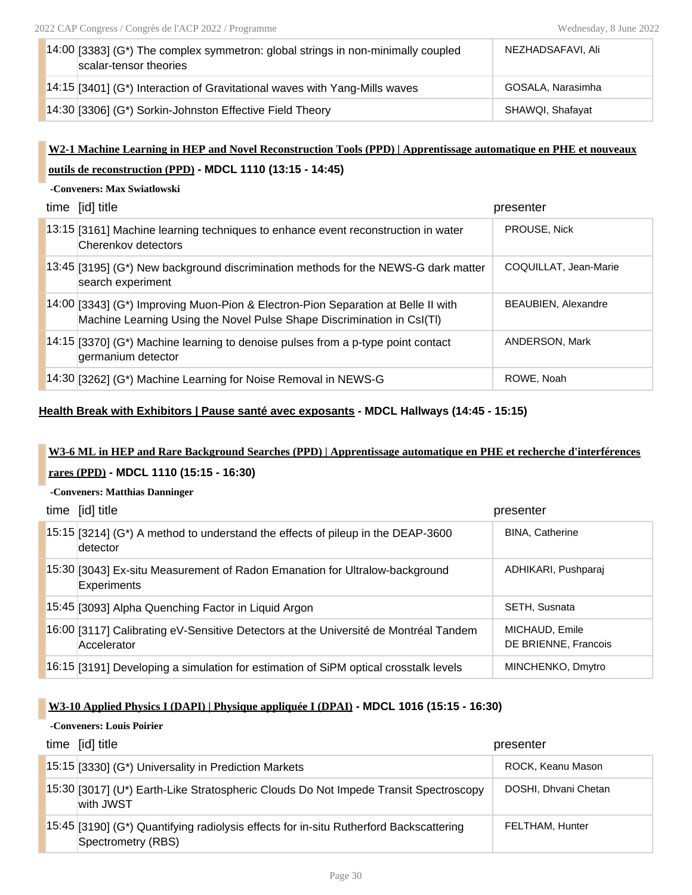| time | [id] title | presenter |
|---|---|---|
| 14:00 | [3383] (G*) The complex symmetron: global strings in non-minimally coupled scalar-tensor theories | NEZHADSAFAVI, Ali |
| 14:15 | [3401] (G*) Interaction of Gravitational waves with Yang-Mills waves | GOSALA, Narasimha |
| 14:30 | [3306] (G*) Sorkin-Johnston Effective Field Theory | SHAWQI, Shafayat |

### W2-1 Machine Learning in HEP and Novel Reconstruction Tools (PPD) | Apprentissage automatique en PHE et nouveaux outils de reconstruction (PPD) - MDCL 1110 (13:15 - 14:45)

-Conveners: Max Swiatlowski

| time | [id] title | presenter |
|---|---|---|
| 13:15 | [3161] Machine learning techniques to enhance event reconstruction in water Cherenkov detectors | PROUSE, Nick |
| 13:45 | [3195] (G*) New background discrimination methods for the NEWS-G dark matter search experiment | COQUILLAT, Jean-Marie |
| 14:00 | [3343] (G*) Improving Muon-Pion & Electron-Pion Separation at Belle II with Machine Learning Using the Novel Pulse Shape Discrimination in CsI(Tl) | BEAUBIEN, Alexandre |
| 14:15 | [3370] (G*) Machine learning to denoise pulses from a p-type point contact germanium detector | ANDERSON, Mark |
| 14:30 | [3262] (G*) Machine Learning for Noise Removal in NEWS-G | ROWE, Noah |

**Health Break with Exhibitors | Pause santé avec exposants - MDCL Hallways (14:45 - 15:15)**

### W3-6 ML in HEP and Rare Background Searches (PPD) | Apprentissage automatique en PHE et recherche d'interférences rares (PPD) - MDCL 1110 (15:15 - 16:30)

-Conveners: Matthias Danninger

| time | [id] title | presenter |
|---|---|---|
| 15:15 | [3214] (G*) A method to understand the effects of pileup in the DEAP-3600 detector | BINA, Catherine |
| 15:30 | [3043] Ex-situ Measurement of Radon Emanation for Ultralow-background Experiments | ADHIKARI, Pushparaj |
| 15:45 | [3093] Alpha Quenching Factor in Liquid Argon | SETH, Susnata |
| 16:00 | [3117] Calibrating eV-Sensitive Detectors at the Université de Montréal Tandem Accelerator | MICHAUD, Emile<br>DE BRIENNE, Francois |
| 16:15 | [3191] Developing a simulation for estimation of SiPM optical crosstalk levels | MINCHENKO, Dmytro |

### W3-10 Applied Physics I (DAPI) | Physique appliquée I (DPAI) - MDCL 1016 (15:15 - 16:30)

-Conveners: Louis Poirier

| time | [id] title | presenter |
|---|---|---|
| 15:15 | [3330] (G*) Universality in Prediction Markets | ROCK, Keanu Mason |
| 15:30 | [3017] (U*) Earth-Like Stratospheric Clouds Do Not Impede Transit Spectroscopy with JWST | DOSHI, Dhvani Chetan |
| 15:45 | [3190] (G*) Quantifying radiolysis effects for in-situ Rutherford Backscattering Spectrometry (RBS) | FELTHAM, Hunter |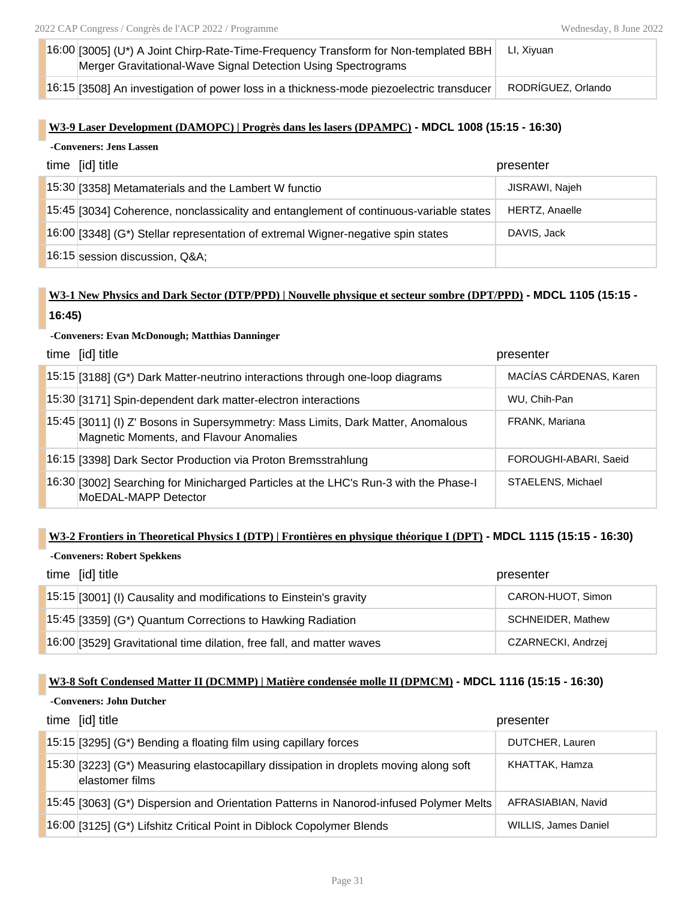| time | [id] title | presenter |
| --- | --- | --- |
| 16:00 | [3005] (U*) A Joint Chirp-Rate-Time-Frequency Transform for Non-templated BBH Merger Gravitational-Wave Signal Detection Using Spectrograms | LI, Xiyuan |
| 16:15 | [3508] An investigation of power loss in a thickness-mode piezoelectric transducer | RODRÍGUEZ, Orlando |

### W3-9 Laser Development (DAMOPC) | Progrès dans les lasers (DPAMPC) - MDCL 1008 (15:15 - 16:30)

**-Conveners: Jens Lassen**

| time | [id] title | presenter |
| --- | --- | --- |
| 15:30 | [3358] Metamaterials and the Lambert W functio | JISRAWI, Najeh |
| 15:45 | [3034] Coherence, nonclassicality and entanglement of continuous-variable states | HERTZ, Anaelle |
| 16:00 | [3348] (G*) Stellar representation of extremal Wigner-negative spin states | DAVIS, Jack |
| 16:15 | session discussion, Q&A; | |

### W3-1 New Physics and Dark Sector (DTP/PPD) | Nouvelle physique et secteur sombre (DPT/PPD) - MDCL 1105 (15:15 - 16:45)

**-Conveners: Evan McDonough; Matthias Danninger**

| time | [id] title | presenter |
| --- | --- | --- |
| 15:15 | [3188] (G*) Dark Matter-neutrino interactions through one-loop diagrams | MACÍAS CÁRDENAS, Karen |
| 15:30 | [3171] Spin-dependent dark matter-electron interactions | WU, Chih-Pan |
| 15:45 | [3011] (I) Z' Bosons in Supersymmetry: Mass Limits, Dark Matter, Anomalous Magnetic Moments, and Flavour Anomalies | FRANK, Mariana |
| 16:15 | [3398] Dark Sector Production via Proton Bremsstrahlung | FOROUGHI-ABARI, Saeid |
| 16:30 | [3002] Searching for Minicharged Particles at the LHC's Run-3 with the Phase-I MoEDAL-MAPP Detector | STAELENS, Michael |

### W3-2 Frontiers in Theoretical Physics I (DTP) | Frontières en physique théorique I (DPT) - MDCL 1115 (15:15 - 16:30)

**-Conveners: Robert Spekkens**

| time | [id] title | presenter |
| --- | --- | --- |
| 15:15 | [3001] (I) Causality and modifications to Einstein's gravity | CARON-HUOT, Simon |
| 15:45 | [3359] (G*) Quantum Corrections to Hawking Radiation | SCHNEIDER, Mathew |
| 16:00 | [3529] Gravitational time dilation, free fall, and matter waves | CZARNECKI, Andrzej |

### W3-8 Soft Condensed Matter II (DCMMP) | Matière condensée molle II (DPMCM) - MDCL 1116 (15:15 - 16:30)

**-Conveners: John Dutcher**

| time | [id] title | presenter |
| --- | --- | --- |
| 15:15 | [3295] (G*) Bending a floating film using capillary forces | DUTCHER, Lauren |
| 15:30 | [3223] (G*) Measuring elastocapillary dissipation in droplets moving along soft elastomer films | KHATTAK, Hamza |
| 15:45 | [3063] (G*) Dispersion and Orientation Patterns in Nanorod-infused Polymer Melts | AFRASIABIAN, Navid |
| 16:00 | [3125] (G*) Lifshitz Critical Point in Diblock Copolymer Blends | WILLIS, James Daniel |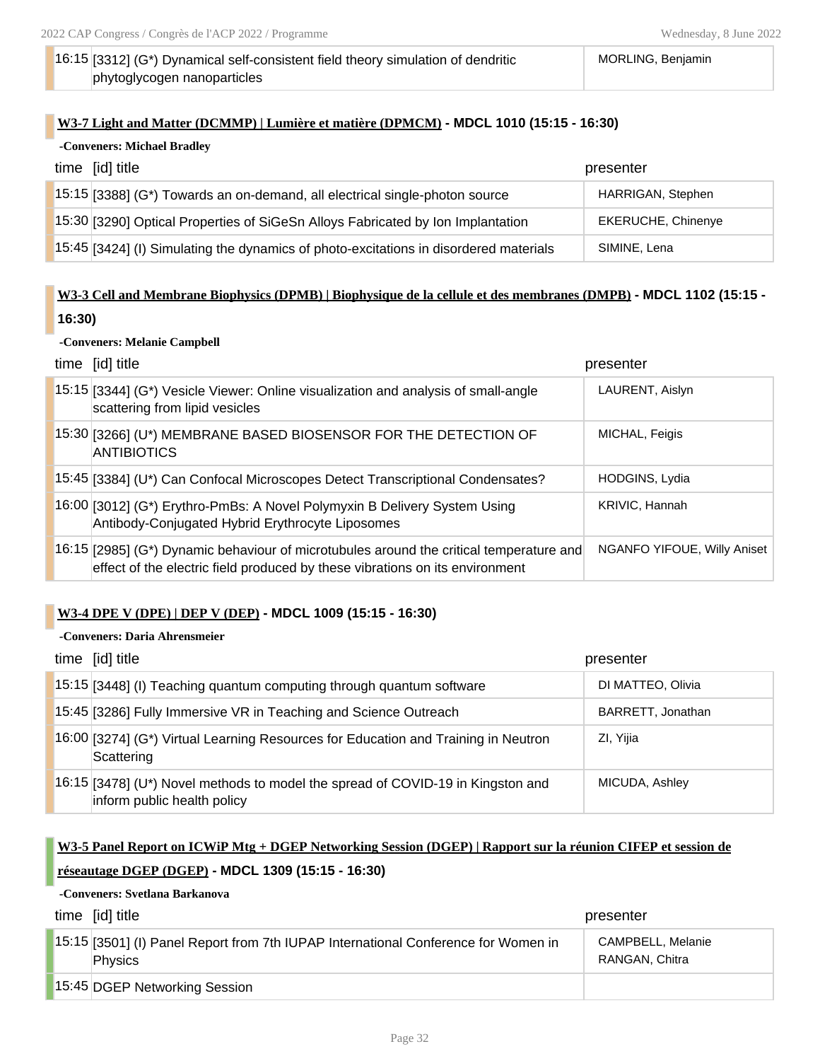| time | [id] title | presenter |
|---|---|---|
| 16:15 | [3312] (G*) Dynamical self-consistent field theory simulation of dendritic phytoglycogen nanoparticles | MORLING, Benjamin |

### W3-7 Light and Matter (DCMMP) | Lumière et matière (DPMCM) - MDCL 1010 (15:15 - 16:30)

**-Conveners: Michael Bradley**

| time | [id] title | presenter |
|---|---|---|
| 15:15 | [3388] (G*) Towards an on-demand, all electrical single-photon source | HARRIGAN, Stephen |
| 15:30 | [3290] Optical Properties of SiGeSn Alloys Fabricated by Ion Implantation | EKERUCHE, Chinenye |
| 15:45 | [3424] (I) Simulating the dynamics of photo-excitations in disordered materials | SIMINE, Lena |

### W3-3 Cell and Membrane Biophysics (DPMB) | Biophysique de la cellule et des membranes (DMPB) - MDCL 1102 (15:15 - 16:30)

**-Conveners: Melanie Campbell**

| time | [id] title | presenter |
|---|---|---|
| 15:15 | [3344] (G*) Vesicle Viewer: Online visualization and analysis of small-angle scattering from lipid vesicles | LAURENT, Aislyn |
| 15:30 | [3266] (U*) MEMBRANE BASED BIOSENSOR FOR THE DETECTION OF ANTIBIOTICS | MICHAL, Feigis |
| 15:45 | [3384] (U*) Can Confocal Microscopes Detect Transcriptional Condensates? | HODGINS, Lydia |
| 16:00 | [3012] (G*) Erythro-PmBs: A Novel Polymyxin B Delivery System Using Antibody-Conjugated Hybrid Erythrocyte Liposomes | KRIVIC, Hannah |
| 16:15 | [2985] (G*) Dynamic behaviour of microtubules around the critical temperature and effect of the electric field produced by these vibrations on its environment | NGANFO YIFOUE, Willy Aniset |

### W3-4 DPE V (DPE) | DEP V (DEP) - MDCL 1009 (15:15 - 16:30)

**-Conveners: Daria Ahrensmeier**

| time | [id] title | presenter |
|---|---|---|
| 15:15 | [3448] (I) Teaching quantum computing through quantum software | DI MATTEO, Olivia |
| 15:45 | [3286] Fully Immersive VR in Teaching and Science Outreach | BARRETT, Jonathan |
| 16:00 | [3274] (G*) Virtual Learning Resources for Education and Training in Neutron Scattering | ZI, Yijia |
| 16:15 | [3478] (U*) Novel methods to model the spread of COVID-19 in Kingston and inform public health policy | MICUDA, Ashley |

### W3-5 Panel Report on ICWiP Mtg + DGEP Networking Session (DGEP) | Rapport sur la réunion CIFEP et session de réseautage DGEP (DGEP) - MDCL 1309 (15:15 - 16:30)

**-Conveners: Svetlana Barkanova**

| time | [id] title | presenter |
|---|---|---|
| 15:15 | [3501] (I) Panel Report from 7th IUPAP International Conference for Women in Physics | CAMPBELL, Melanie<br>RANGAN, Chitra |
| 15:45 | DGEP Networking Session | |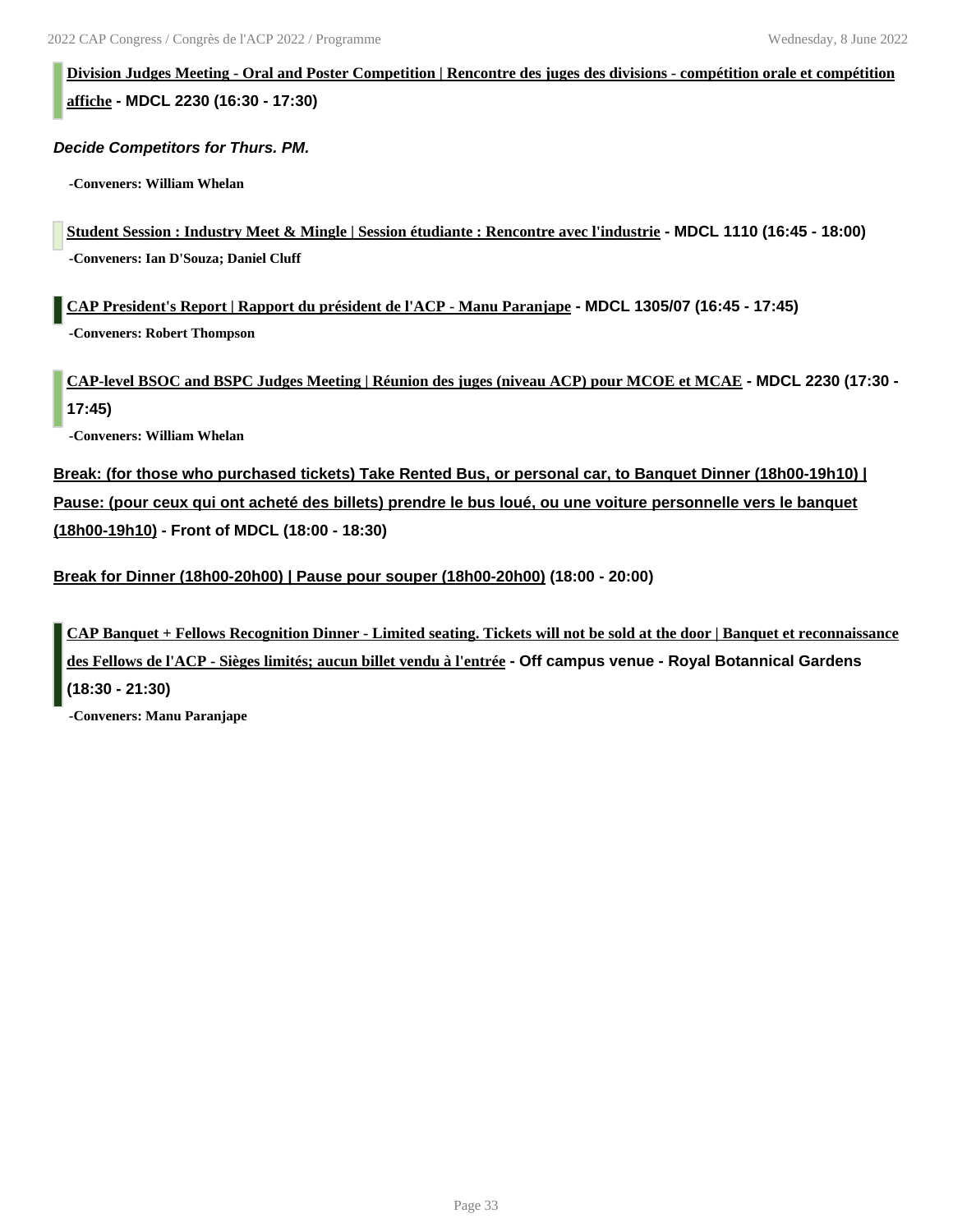**Division Judges Meeting - Oral and Poster Competition | Rencontre des juges des divisions - compétition orale et compétition affiche - MDCL 2230 (16:30 - 17:30)**

***Decide Competitors for Thurs. PM.***

-**Conveners: William Whelan**

**Student Session : Industry Meet & Mingle | Session étudiante : Rencontre avec l'industrie - MDCL 1110 (16:45 - 18:00)**

-**Conveners: Ian D'Souza; Daniel Cluff**

**CAP President's Report | Rapport du président de l'ACP - Manu Paranjape - MDCL 1305/07 (16:45 - 17:45)**

-**Conveners: Robert Thompson**

**CAP-level BSOC and BSPC Judges Meeting | Réunion des juges (niveau ACP) pour MCOE et MCAE - MDCL 2230 (17:30 - 17:45)**

-**Conveners: William Whelan**

**Break: (for those who purchased tickets) Take Rented Bus, or personal car, to Banquet Dinner (18h00-19h10) | Pause: (pour ceux qui ont acheté des billets) prendre le bus loué, ou une voiture personnelle vers le banquet (18h00-19h10) - Front of MDCL (18:00 - 18:30)**

**Break for Dinner (18h00-20h00) | Pause pour souper (18h00-20h00) (18:00 - 20:00)**

**CAP Banquet + Fellows Recognition Dinner - Limited seating. Tickets will not be sold at the door | Banquet et reconnaissance des Fellows de l'ACP - Sièges limités; aucun billet vendu à l'entrée - Off campus venue - Royal Botannical Gardens (18:30 - 21:30)**

-**Conveners: Manu Paranjape**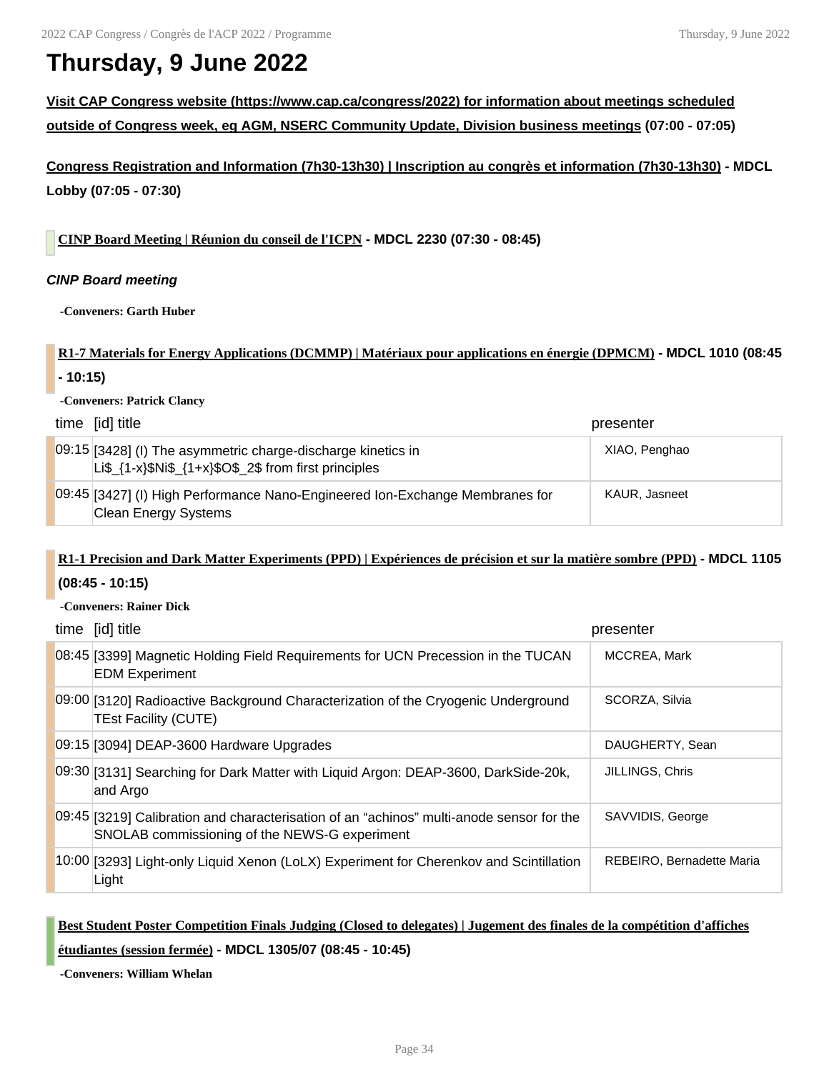# Thursday, 9 June 2022

**Visit CAP Congress website (https://www.cap.ca/congress/2022) for information about meetings scheduled outside of Congress week, eg AGM, NSERC Community Update, Division business meetings (07:00 - 07:05)**

**Congress Registration and Information (7h30-13h30) | Inscription au congrès et information (7h30-13h30) - MDCL Lobby (07:05 - 07:30)**

**CINP Board Meeting | Réunion du conseil de l'ICPN - MDCL 2230 (07:30 - 08:45)**

***CINP Board meeting***

-Conveners: Garth Huber

**R1-7 Materials for Energy Applications (DCMMP) | Matériaux pour applications en énergie (DPMCM) - MDCL 1010 (08:45 - 10:15)**

-Conveners: Patrick Clancy

| time | [id] title | presenter |
|---|---|---|
| 09:15 | [3428] (I) The asymmetric charge-discharge kinetics in $Li_{1-x}Ni_{1+x}O_2$ from first principles | XIAO, Penghao |
| 09:45 | [3427] (I) High Performance Nano-Engineered Ion-Exchange Membranes for Clean Energy Systems | KAUR, Jasneet |

**R1-1 Precision and Dark Matter Experiments (PPD) | Expériences de précision et sur la matière sombre (PPD) - MDCL 1105 (08:45 - 10:15)**

-Conveners: Rainer Dick

| time | [id] title | presenter |
|---|---|---|
| 08:45 | [3399] Magnetic Holding Field Requirements for UCN Precession in the TUCAN EDM Experiment | MCCREA, Mark |
| 09:00 | [3120] Radioactive Background Characterization of the Cryogenic Underground TEst Facility (CUTE) | SCORZA, Silvia |
| 09:15 | [3094] DEAP-3600 Hardware Upgrades | DAUGHERTY, Sean |
| 09:30 | [3131] Searching for Dark Matter with Liquid Argon: DEAP-3600, DarkSide-20k, and Argo | JILLINGS, Chris |
| 09:45 | [3219] Calibration and characterisation of an "achinos" multi-anode sensor for the SNOLAB commissioning of the NEWS-G experiment | SAVVIDIS, George |
| 10:00 | [3293] Light-only Liquid Xenon (LoLX) Experiment for Cherenkov and Scintillation Light | REBEIRO, Bernadette Maria |

**Best Student Poster Competition Finals Judging (Closed to delegates) | Jugement des finales de la compétition d'affiches étudiantes (session fermée) - MDCL 1305/07 (08:45 - 10:45)**

-Conveners: William Whelan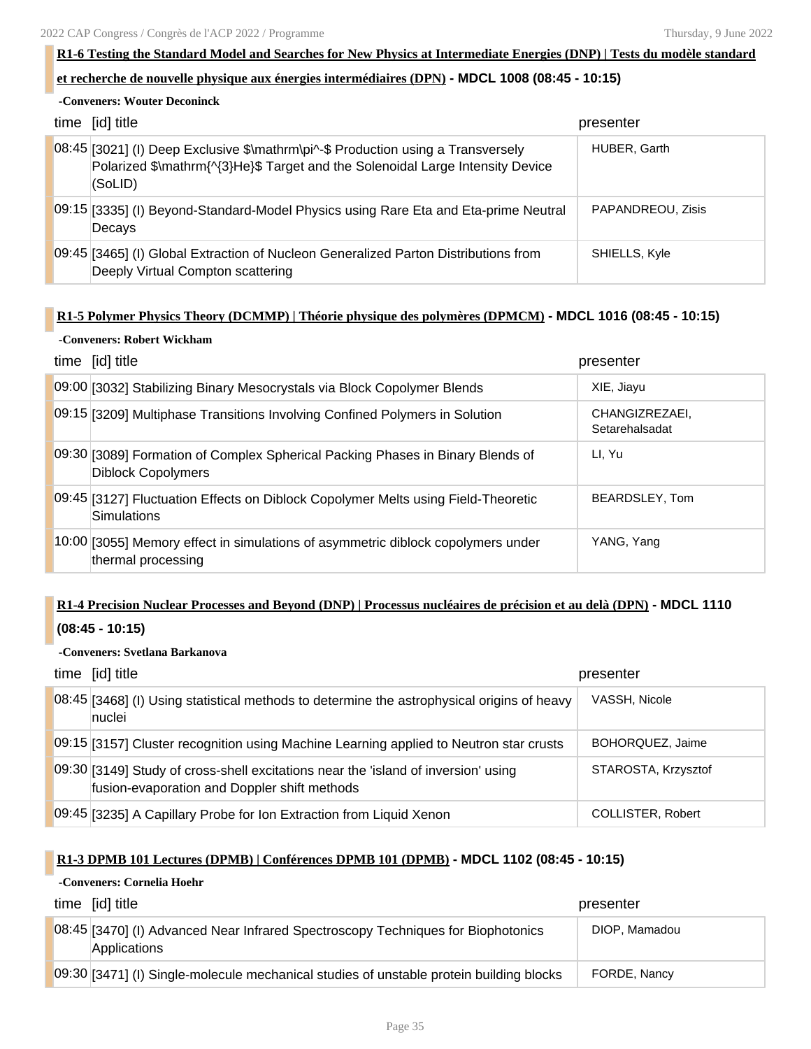### R1-6 Testing the Standard Model and Searches for New Physics at Intermediate Energies (DNP) | Tests du modèle standard et recherche de nouvelle physique aux énergies intermédiaires (DPN) - MDCL 1008 (08:45 - 10:15)

-Conveners: Wouter Deconinck

| time | [id] title | presenter |
|---|---|---|
| 08:45 | [3021] (I) Deep Exclusive $\mathrm\pi^-$ Production using a Transversely Polarized $\mathrm{^{3}He}$ Target and the Solenoidal Large Intensity Device (SoLID) | HUBER, Garth |
| 09:15 | [3335] (I) Beyond-Standard-Model Physics using Rare Eta and Eta-prime Neutral Decays | PAPANDREOU, Zisis |
| 09:45 | [3465] (I) Global Extraction of Nucleon Generalized Parton Distributions from Deeply Virtual Compton scattering | SHIELLS, Kyle |

### R1-5 Polymer Physics Theory (DCMMP) | Théorie physique des polymères (DPMCM) - MDCL 1016 (08:45 - 10:15)

-Conveners: Robert Wickham

| time | [id] title | presenter |
|---|---|---|
| 09:00 | [3032] Stabilizing Binary Mesocrystals via Block Copolymer Blends | XIE, Jiayu |
| 09:15 | [3209] Multiphase Transitions Involving Confined Polymers in Solution | CHANGIZREZAEI, Setarehalsadat |
| 09:30 | [3089] Formation of Complex Spherical Packing Phases in Binary Blends of Diblock Copolymers | LI, Yu |
| 09:45 | [3127] Fluctuation Effects on Diblock Copolymer Melts using Field-Theoretic Simulations | BEARDSLEY, Tom |
| 10:00 | [3055] Memory effect in simulations of asymmetric diblock copolymers under thermal processing | YANG, Yang |

### R1-4 Precision Nuclear Processes and Beyond (DNP) | Processus nucléaires de précision et au delà (DPN) - MDCL 1110 (08:45 - 10:15)

-Conveners: Svetlana Barkanova

| time | [id] title | presenter |
|---|---|---|
| 08:45 | [3468] (I) Using statistical methods to determine the astrophysical origins of heavy nuclei | VASSH, Nicole |
| 09:15 | [3157] Cluster recognition using Machine Learning applied to Neutron star crusts | BOHORQUEZ, Jaime |
| 09:30 | [3149] Study of cross-shell excitations near the 'island of inversion' using fusion-evaporation and Doppler shift methods | STAROSTA, Krzysztof |
| 09:45 | [3235] A Capillary Probe for Ion Extraction from Liquid Xenon | COLLISTER, Robert |

### R1-3 DPMB 101 Lectures (DPMB) | Conférences DPMB 101 (DPMB) - MDCL 1102 (08:45 - 10:15)

-Conveners: Cornelia Hoehr

| time | [id] title | presenter |
|---|---|---|
| 08:45 | [3470] (I) Advanced Near Infrared Spectroscopy Techniques for Biophotonics Applications | DIOP, Mamadou |
| 09:30 | [3471] (I) Single-molecule mechanical studies of unstable protein building blocks | FORDE, Nancy |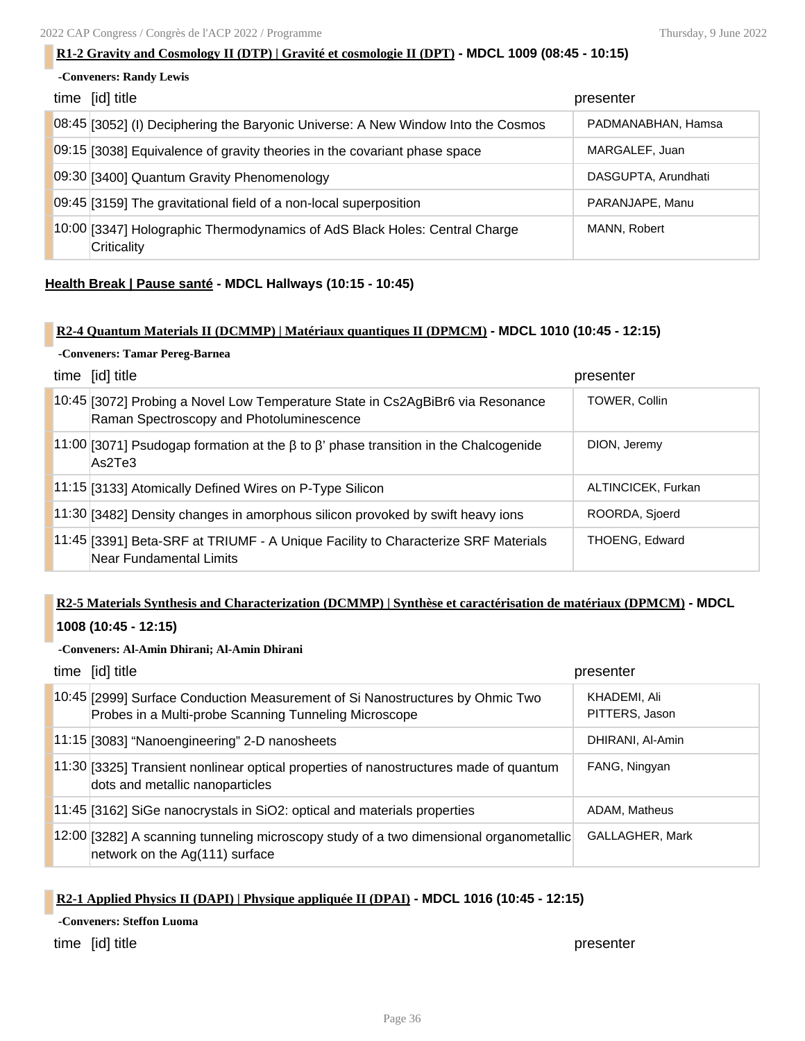### R1-2 Gravity and Cosmology II (DTP) | Gravité et cosmologie II (DPT) - MDCL 1009 (08:45 - 10:15)

**-Conveners: Randy Lewis**

| time | [id] title | presenter |
|---|---|---|
| 08:45 | [3052] (I) Deciphering the Baryonic Universe: A New Window Into the Cosmos | PADMANABHAN, Hamsa |
| 09:15 | [3038] Equivalence of gravity theories in the covariant phase space | MARGALEF, Juan |
| 09:30 | [3400] Quantum Gravity Phenomenology | DASGUPTA, Arundhati |
| 09:45 | [3159] The gravitational field of a non-local superposition | PARANJAPE, Manu |
| 10:00 | [3347] Holographic Thermodynamics of AdS Black Holes: Central Charge Criticality | MANN, Robert |

**Health Break | Pause santé - MDCL Hallways (10:15 - 10:45)**

### R2-4 Quantum Materials II (DCMMP) | Matériaux quantiques II (DPMCM) - MDCL 1010 (10:45 - 12:15)

**-Conveners: Tamar Pereg-Barnea**

| time | [id] title | presenter |
|---|---|---|
| 10:45 | [3072] Probing a Novel Low Temperature State in Cs2AgBiBr6 via Resonance Raman Spectroscopy and Photoluminescence | TOWER, Collin |
| 11:00 | [3071] Psudogap formation at the β to β' phase transition in the Chalcogenide As2Te3 | DION, Jeremy |
| 11:15 | [3133] Atomically Defined Wires on P-Type Silicon | ALTINCICEK, Furkan |
| 11:30 | [3482] Density changes in amorphous silicon provoked by swift heavy ions | ROORDA, Sjoerd |
| 11:45 | [3391] Beta-SRF at TRIUMF - A Unique Facility to Characterize SRF Materials Near Fundamental Limits | THOENG, Edward |

### R2-5 Materials Synthesis and Characterization (DCMMP) | Synthèse et caractérisation de matériaux (DPMCM) - MDCL 1008 (10:45 - 12:15)

**-Conveners: Al-Amin Dhirani; Al-Amin Dhirani**

| time | [id] title | presenter |
|---|---|---|
| 10:45 | [2999] Surface Conduction Measurement of Si Nanostructures by Ohmic Two Probes in a Multi-probe Scanning Tunneling Microscope | KHADEMI, Ali<br>PITTERS, Jason |
| 11:15 | [3083] “Nanoengineering” 2-D nanosheets | DHIRANI, Al-Amin |
| 11:30 | [3325] Transient nonlinear optical properties of nanostructures made of quantum dots and metallic nanoparticles | FANG, Ningyan |
| 11:45 | [3162] SiGe nanocrystals in SiO2: optical and materials properties | ADAM, Matheus |
| 12:00 | [3282] A scanning tunneling microscopy study of a two dimensional organometallic network on the Ag(111) surface | GALLAGHER, Mark |

### R2-1 Applied Physics II (DAPI) | Physique appliquée II (DPAI) - MDCL 1016 (10:45 - 12:15)

**-Conveners: Steffon Luoma**

| time | [id] title | presenter |
|---|---|---|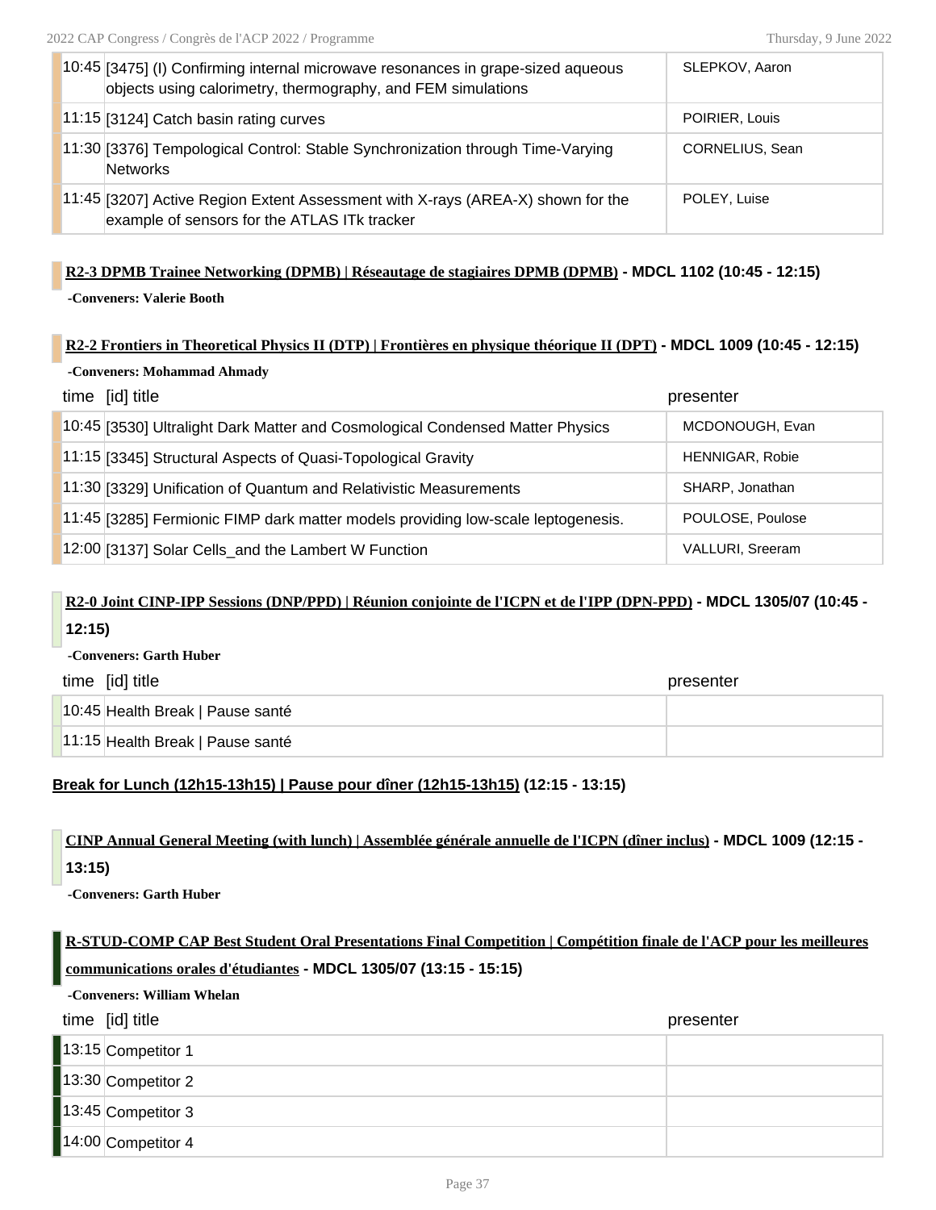| time | [id] title | presenter |
|---|---|---|
| 10:45 | [3475] (I) Confirming internal microwave resonances in grape-sized aqueous objects using calorimetry, thermography, and FEM simulations | SLEPKOV, Aaron |
| 11:15 | [3124] Catch basin rating curves | POIRIER, Louis |
| 11:30 | [3376] Tempological Control: Stable Synchronization through Time-Varying Networks | CORNELIUS, Sean |
| 11:45 | [3207] Active Region Extent Assessment with X-rays (AREA-X) shown for the example of sensors for the ATLAS ITk tracker | POLEY, Luise |

**R2-3 DPMB Trainee Networking (DPMB) | Réseautage de stagiaires DPMB (DPMB) - MDCL 1102 (10:45 - 12:15)**

**-Conveners: Valerie Booth**

**R2-2 Frontiers in Theoretical Physics II (DTP) | Frontières en physique théorique II (DPT) - MDCL 1009 (10:45 - 12:15)**

**-Conveners: Mohammad Ahmady**

| time | [id] title | presenter |
|---|---|---|
| 10:45 | [3530] Ultralight Dark Matter and Cosmological Condensed Matter Physics | MCDONOUGH, Evan |
| 11:15 | [3345] Structural Aspects of Quasi-Topological Gravity | HENNIGAR, Robie |
| 11:30 | [3329] Unification of Quantum and Relativistic Measurements | SHARP, Jonathan |
| 11:45 | [3285] Fermionic FIMP dark matter models providing low-scale leptogenesis. | POULOSE, Poulose |
| 12:00 | [3137] Solar Cells_and the Lambert W Function | VALLURI, Sreeram |

**R2-0 Joint CINP-IPP Sessions (DNP/PPD) | Réunion conjointe de l'ICPN et de l'IPP (DPN-PPD) - MDCL 1305/07 (10:45 - 12:15)**

**-Conveners: Garth Huber**

| time | [id] title | presenter |
|---|---|---|
| 10:45 | Health Break \| Pause santé | |
| 11:15 | Health Break \| Pause santé | |

**Break for Lunch (12h15-13h15) | Pause pour dîner (12h15-13h15) (12:15 - 13:15)**

**CINP Annual General Meeting (with lunch) | Assemblée générale annuelle de l'ICPN (dîner inclus) - MDCL 1009 (12:15 - 13:15)**

**-Conveners: Garth Huber**

**R-STUD-COMP CAP Best Student Oral Presentations Final Competition | Compétition finale de l'ACP pour les meilleures communications orales d'étudiantes - MDCL 1305/07 (13:15 - 15:15)**

**-Conveners: William Whelan**

| time | [id] title | presenter |
|---|---|---|
| 13:15 | Competitor 1 | |
| 13:30 | Competitor 2 | |
| 13:45 | Competitor 3 | |
| 14:00 | Competitor 4 | |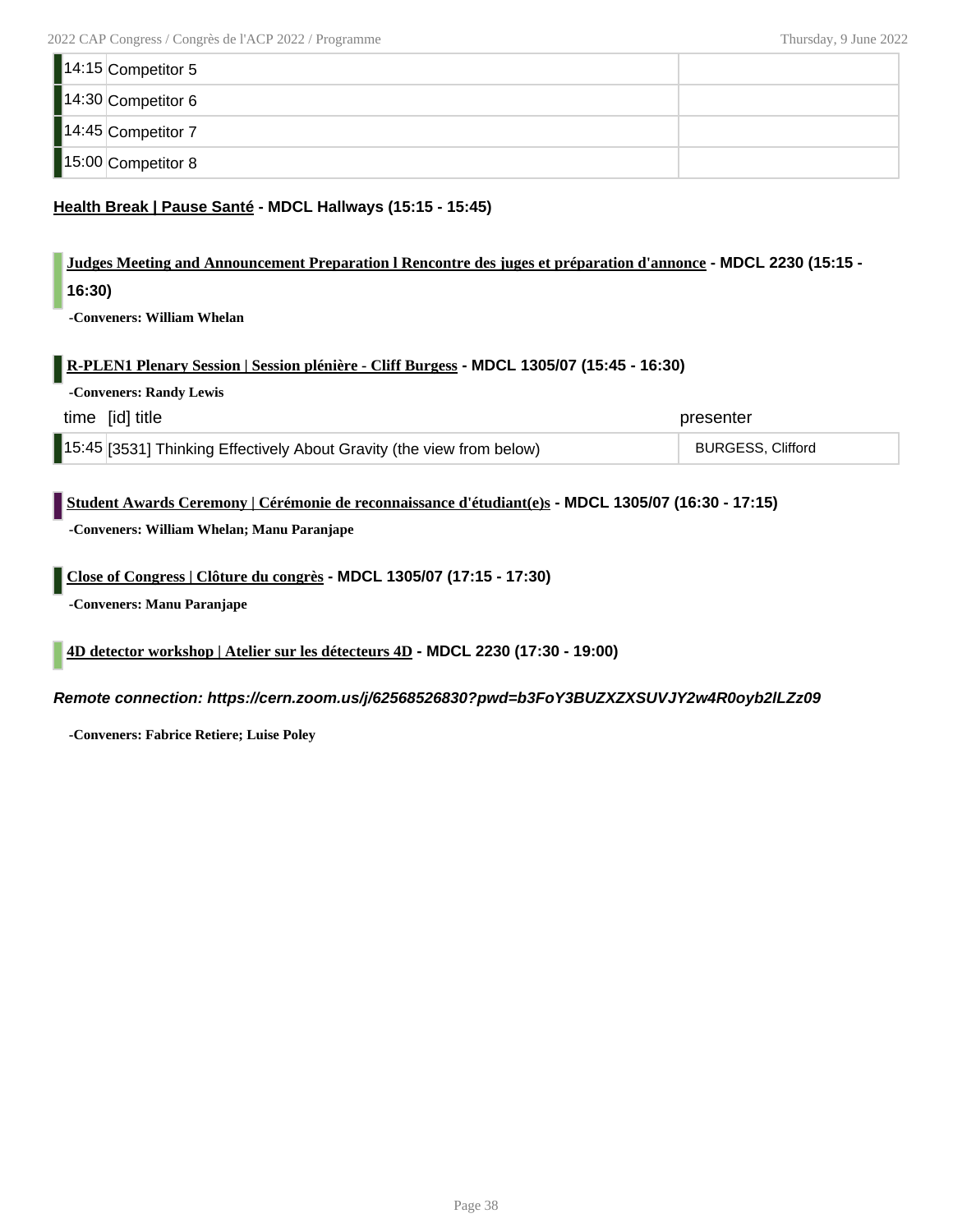| | |
|---|---|
| 14:15 Competitor 5 | |
| 14:30 Competitor 6 | |
| 14:45 Competitor 7 | |
| 15:00 Competitor 8 | |

**Health Break | Pause Santé - MDCL Hallways (15:15 - 15:45)**

**Judges Meeting and Announcement Preparation l Rencontre des juges et préparation d'annonce - MDCL 2230 (15:15 - 16:30)**

-Conveners: William Whelan

**R-PLEN1 Plenary Session | Session plénière - Cliff Burgess - MDCL 1305/07 (15:45 - 16:30)**

-Conveners: Randy Lewis

| time | [id] title | presenter |
|---|---|---|
| 15:45 | [3531] Thinking Effectively About Gravity (the view from below) | BURGESS, Clifford |

**Student Awards Ceremony | Cérémonie de reconnaissance d'étudiant(e)s - MDCL 1305/07 (16:30 - 17:15)**

-Conveners: William Whelan; Manu Paranjape

**Close of Congress | Clôture du congrès - MDCL 1305/07 (17:15 - 17:30)**

-Conveners: Manu Paranjape

**4D detector workshop | Atelier sur les détecteurs 4D - MDCL 2230 (17:30 - 19:00)**

***Remote connection: https://cern.zoom.us/j/62568526830?pwd=b3FoY3BUZXZXSUVJY2w4R0oyb2lLZz09***

-Conveners: Fabrice Retiere; Luise Poley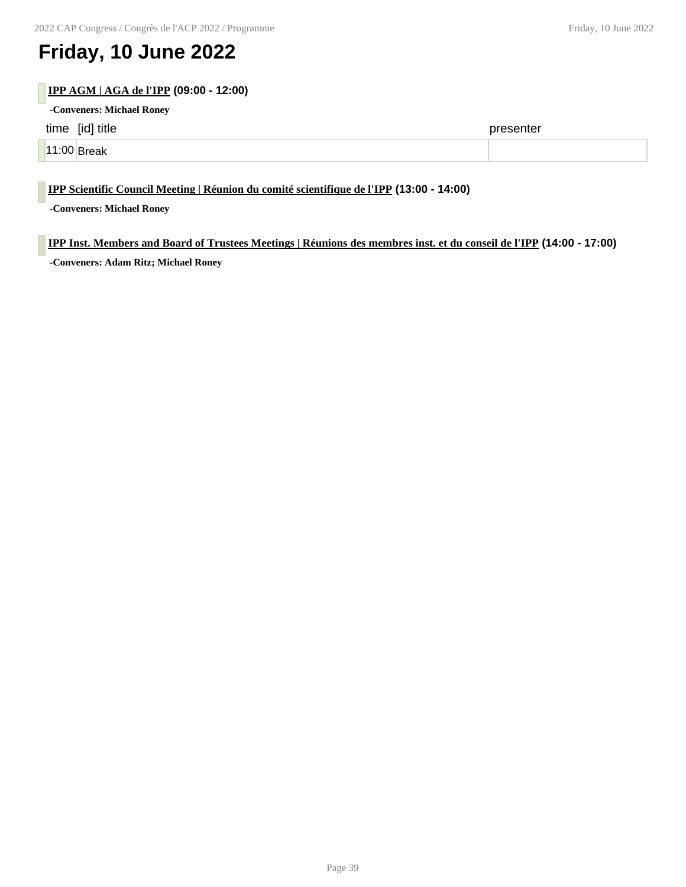# Friday, 10 June 2022

**IPP AGM | AGA de l'IPP (09:00 - 12:00)**

-Conveners: Michael Roney

| time | [id] title | presenter |
|---|---|---|
| 11:00 | Break | |

**IPP Scientific Council Meeting | Réunion du comité scientifique de l'IPP (13:00 - 14:00)**

-Conveners: Michael Roney

**IPP Inst. Members and Board of Trustees Meetings | Réunions des membres inst. et du conseil de l'IPP (14:00 - 17:00)**

-Conveners: Adam Ritz; Michael Roney